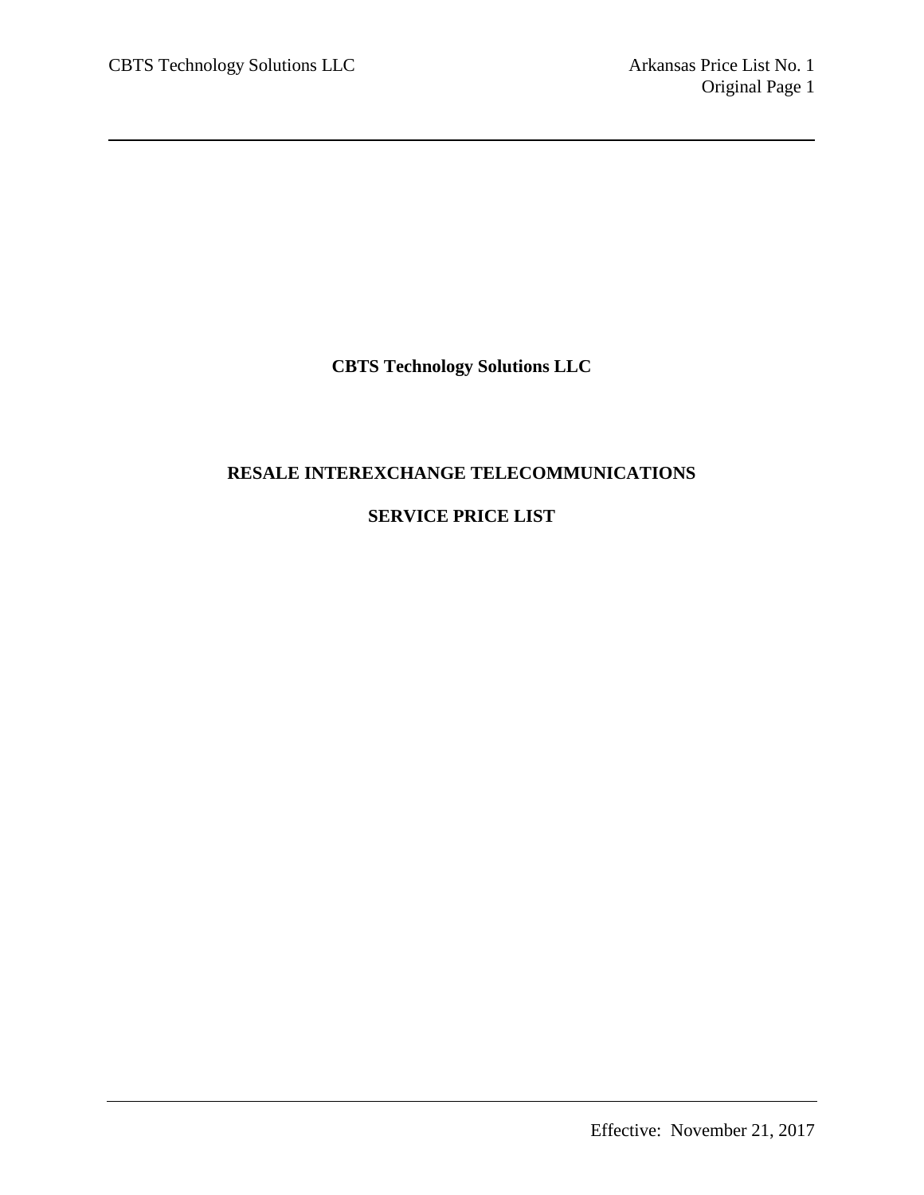# CBTS Technology Solutions LLC

## RESALE INTEREXCHANGE TELECOMMUNICATIONS

## SERVICE PRICE LIST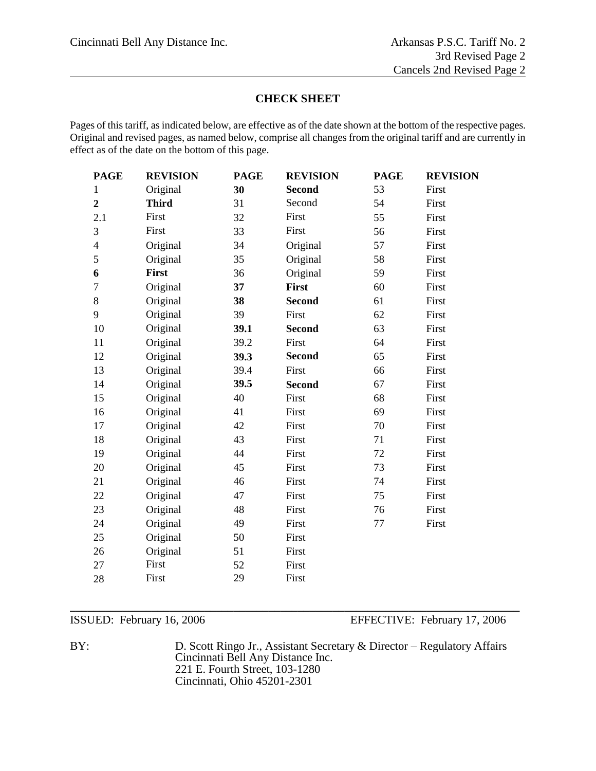Cincinnati Bell Any Distance Inc.

Arkansas P.S.C. Tariff No. 2
3rd Revised Page 2
Cancels 2nd Revised Page 2

## CHECK SHEET

Pages of this tariff, as indicated below, are effective as of the date shown at the bottom of the respective pages. Original and revised pages, as named below, comprise all changes from the original tariff and are currently in effect as of the date on the bottom of this page.

| PAGE | REVISION | PAGE | REVISION | PAGE | REVISION |
|---|---|---|---|---|---|
| 1 | Original | **30** | **Second** | 53 | First |
| **2** | **Third** | 31 | Second | 54 | First |
| 2.1 | First | 32 | First | 55 | First |
| 3 | First | 33 | First | 56 | First |
| 4 | Original | 34 | Original | 57 | First |
| 5 | Original | 35 | Original | 58 | First |
| **6** | **First** | 36 | Original | 59 | First |
| 7 | Original | **37** | **First** | 60 | First |
| 8 | Original | **38** | **Second** | 61 | First |
| 9 | Original | 39 | First | 62 | First |
| 10 | Original | **39.1** | **Second** | 63 | First |
| 11 | Original | 39.2 | First | 64 | First |
| 12 | Original | **39.3** | **Second** | 65 | First |
| 13 | Original | 39.4 | First | 66 | First |
| 14 | Original | **39.5** | **Second** | 67 | First |
| 15 | Original | 40 | First | 68 | First |
| 16 | Original | 41 | First | 69 | First |
| 17 | Original | 42 | First | 70 | First |
| 18 | Original | 43 | First | 71 | First |
| 19 | Original | 44 | First | 72 | First |
| 20 | Original | 45 | First | 73 | First |
| 21 | Original | 46 | First | 74 | First |
| 22 | Original | 47 | First | 75 | First |
| 23 | Original | 48 | First | 76 | First |
| 24 | Original | 49 | First | 77 | First |
| 25 | Original | 50 | First | | |
| 26 | Original | 51 | First | | |
| 27 | First | 52 | First | | |
| 28 | First | 29 | First | | |

ISSUED: February 16, 2006 EFFECTIVE: February 17, 2006

BY: D. Scott Ringo Jr., Assistant Secretary & Director – Regulatory Affairs
Cincinnati Bell Any Distance Inc.
221 E. Fourth Street, 103-1280
Cincinnati, Ohio 45201-2301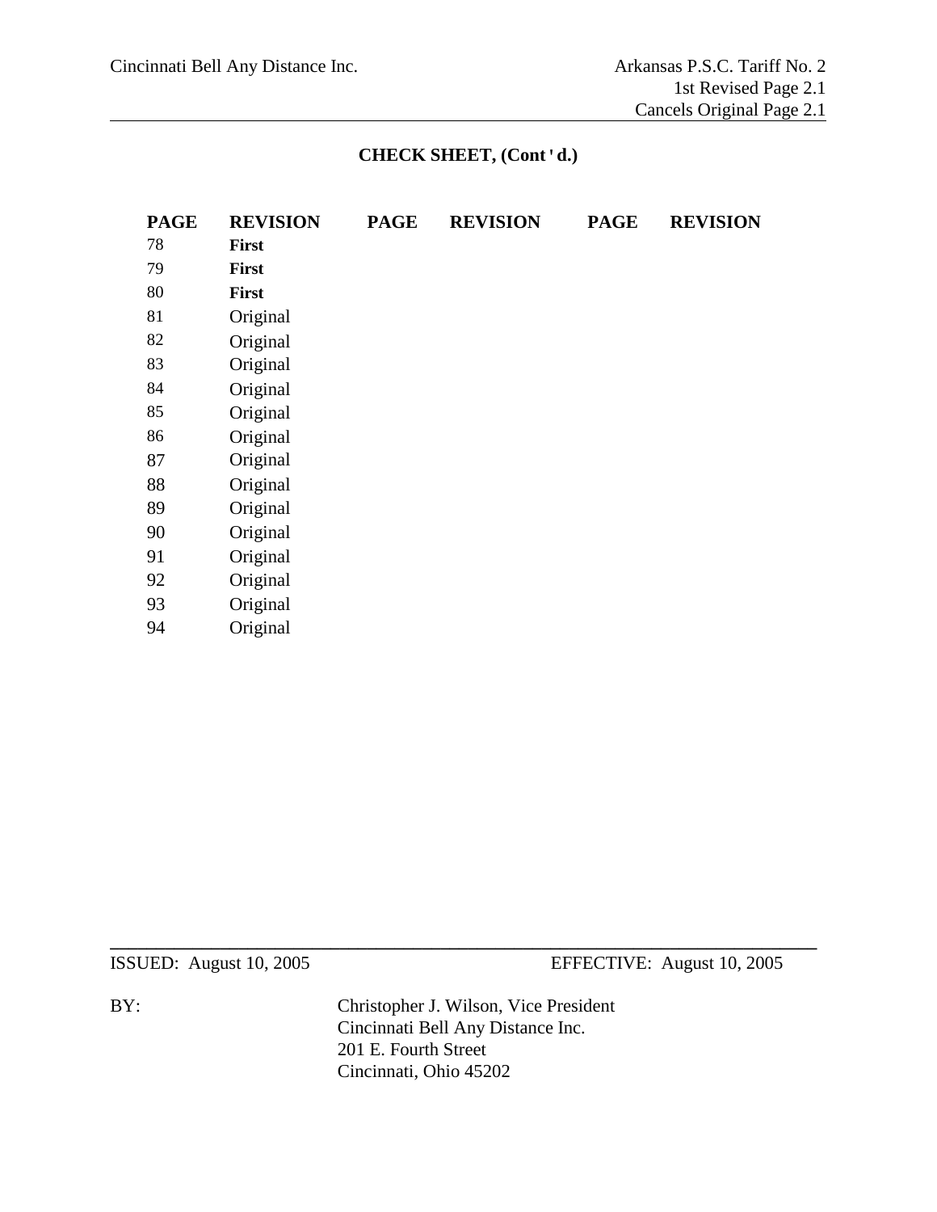Cincinnati Bell Any Distance Inc.

Arkansas P.S.C. Tariff No. 2
1st Revised Page 2.1
Cancels Original Page 2.1

## CHECK SHEET, (Cont ' d.)

| PAGE | REVISION | PAGE | REVISION | PAGE | REVISION |
|---|---|---|---|---|---|
| 78 | **First** | | | | |
| 79 | **First** | | | | |
| 80 | **First** | | | | |
| 81 | Original | | | | |
| 82 | Original | | | | |
| 83 | Original | | | | |
| 84 | Original | | | | |
| 85 | Original | | | | |
| 86 | Original | | | | |
| 87 | Original | | | | |
| 88 | Original | | | | |
| 89 | Original | | | | |
| 90 | Original | | | | |
| 91 | Original | | | | |
| 92 | Original | | | | |
| 93 | Original | | | | |
| 94 | Original | | | | |

ISSUED: August 10, 2005 EFFECTIVE: August 10, 2005

BY: Christopher J. Wilson, Vice President
Cincinnati Bell Any Distance Inc.
201 E. Fourth Street
Cincinnati, Ohio 45202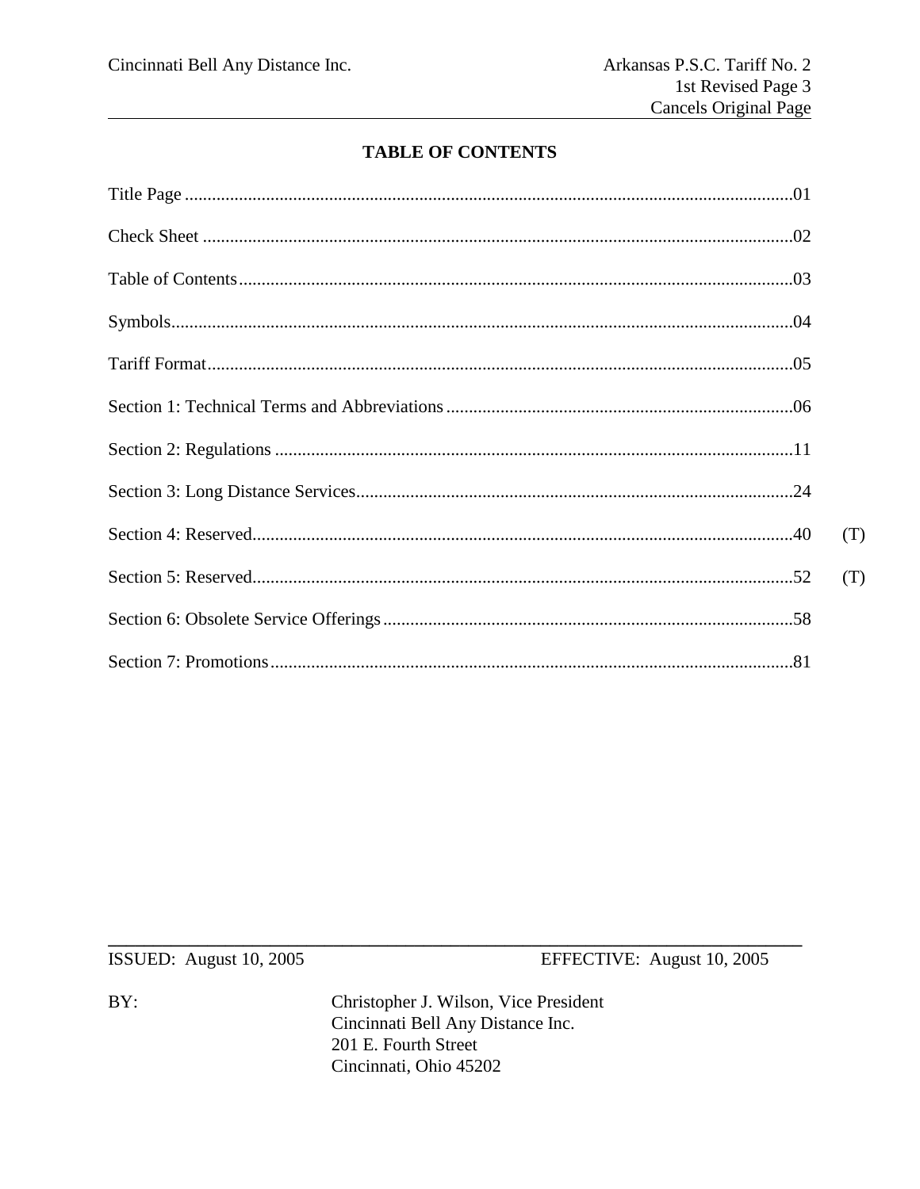## TABLE OF CONTENTS

| | | |
|---|---|---|
| Title Page | 01 | |
| Check Sheet | 02 | |
| Table of Contents | 03 | |
| Symbols | 04 | |
| Tariff Format | 05 | |
| Section 1: Technical Terms and Abbreviations | 06 | |
| Section 2: Regulations | 11 | |
| Section 3: Long Distance Services | 24 | |
| Section 4: Reserved | 40 | (T) |
| Section 5: Reserved | 52 | (T) |
| Section 6: Obsolete Service Offerings | 58 | |
| Section 7: Promotions | 81 | |

ISSUED: August 10, 2005 EFFECTIVE: August 10, 2005

BY: Christopher J. Wilson, Vice President
Cincinnati Bell Any Distance Inc.
201 E. Fourth Street
Cincinnati, Ohio 45202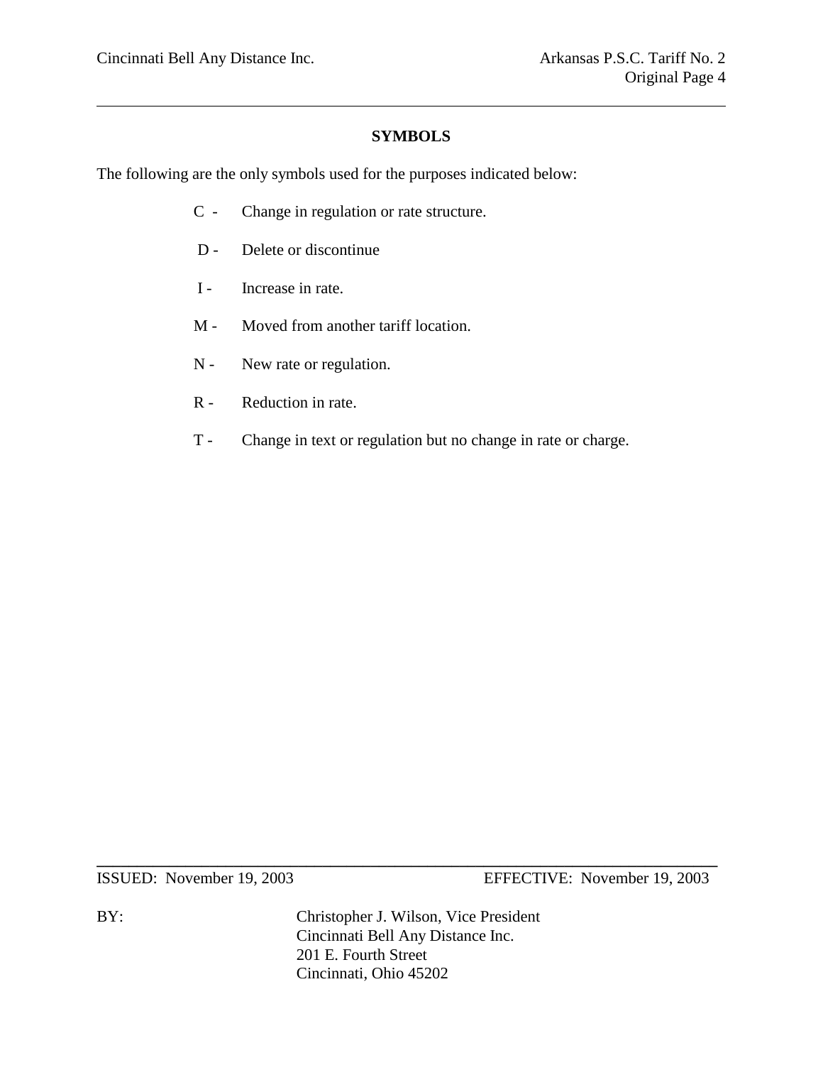## SYMBOLS

The following are the only symbols used for the purposes indicated below:

- C - Change in regulation or rate structure.
- D - Delete or discontinue
- I - Increase in rate.
- M - Moved from another tariff location.
- N - New rate or regulation.
- R - Reduction in rate.
- T - Change in text or regulation but no change in rate or charge.

ISSUED: November 19, 2003 EFFECTIVE: November 19, 2003

BY: Christopher J. Wilson, Vice President
Cincinnati Bell Any Distance Inc.
201 E. Fourth Street
Cincinnati, Ohio 45202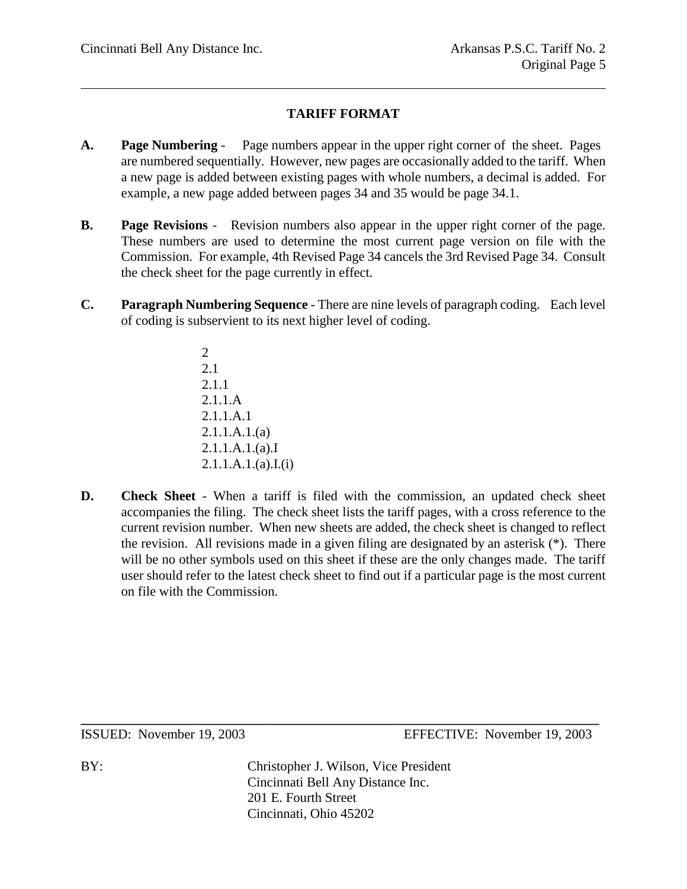## TARIFF FORMAT

**A.** **Page Numbering** - Page numbers appear in the upper right corner of the sheet. Pages are numbered sequentially. However, new pages are occasionally added to the tariff. When a new page is added between existing pages with whole numbers, a decimal is added. For example, a new page added between pages 34 and 35 would be page 34.1.

**B.** **Page Revisions** - Revision numbers also appear in the upper right corner of the page. These numbers are used to determine the most current page version on file with the Commission. For example, 4th Revised Page 34 cancels the 3rd Revised Page 34. Consult the check sheet for the page currently in effect.

**C.** **Paragraph Numbering Sequence** - There are nine levels of paragraph coding. Each level of coding is subservient to its next higher level of coding.

2
2.1
2.1.1
2.1.1.A
2.1.1.A.1
2.1.1.A.1.(a)
2.1.1.A.1.(a).I
2.1.1.A.1.(a).I.(i)

**D.** **Check Sheet** - When a tariff is filed with the commission, an updated check sheet accompanies the filing. The check sheet lists the tariff pages, with a cross reference to the current revision number. When new sheets are added, the check sheet is changed to reflect the revision. All revisions made in a given filing are designated by an asterisk (*). There will be no other symbols used on this sheet if these are the only changes made. The tariff user should refer to the latest check sheet to find out if a particular page is the most current on file with the Commission.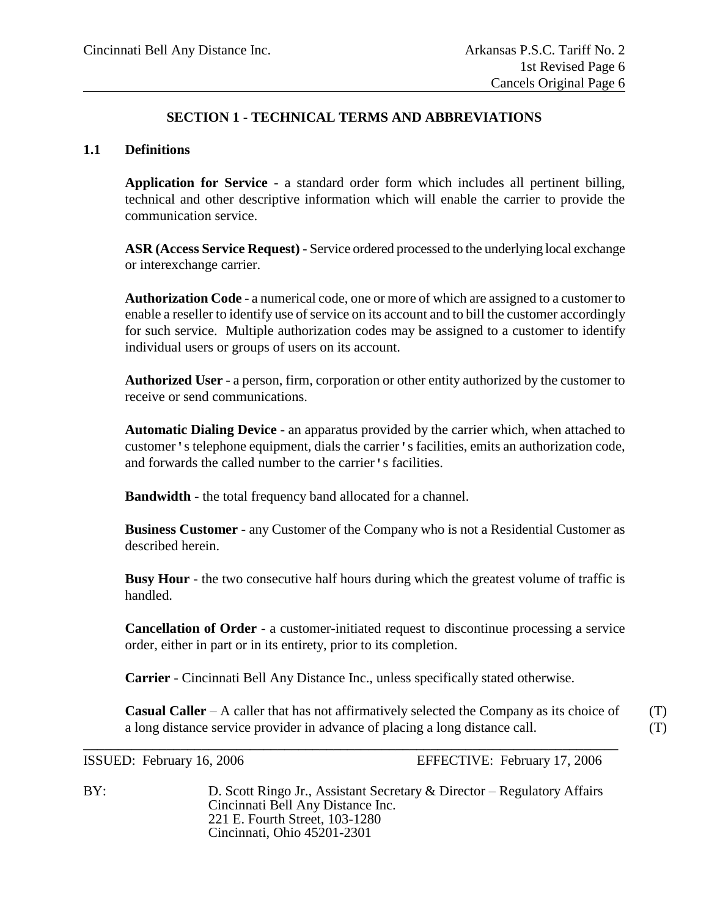## SECTION 1 - TECHNICAL TERMS AND ABBREVIATIONS

### 1.1 Definitions

**Application for Service** - a standard order form which includes all pertinent billing, technical and other descriptive information which will enable the carrier to provide the communication service.

**ASR (Access Service Request)** - Service ordered processed to the underlying local exchange or interexchange carrier.

**Authorization Code** - a numerical code, one or more of which are assigned to a customer to enable a reseller to identify use of service on its account and to bill the customer accordingly for such service. Multiple authorization codes may be assigned to a customer to identify individual users or groups of users on its account.

**Authorized User** - a person, firm, corporation or other entity authorized by the customer to receive or send communications.

**Automatic Dialing Device** - an apparatus provided by the carrier which, when attached to customer's telephone equipment, dials the carrier's facilities, emits an authorization code, and forwards the called number to the carrier's facilities.

**Bandwidth** - the total frequency band allocated for a channel.

**Business Customer** - any Customer of the Company who is not a Residential Customer as described herein.

**Busy Hour** - the two consecutive half hours during which the greatest volume of traffic is handled.

**Cancellation of Order** - a customer-initiated request to discontinue processing a service order, either in part or in its entirety, prior to its completion.

**Carrier** - Cincinnati Bell Any Distance Inc., unless specifically stated otherwise.

**Casual Caller** – A caller that has not affirmatively selected the Company as its choice of a long distance service provider in advance of placing a long distance call. (T)

ISSUED: February 16, 2006 EFFECTIVE: February 17, 2006

BY: D. Scott Ringo Jr., Assistant Secretary & Director – Regulatory Affairs
Cincinnati Bell Any Distance Inc.
221 E. Fourth Street, 103-1280
Cincinnati, Ohio 45201-2301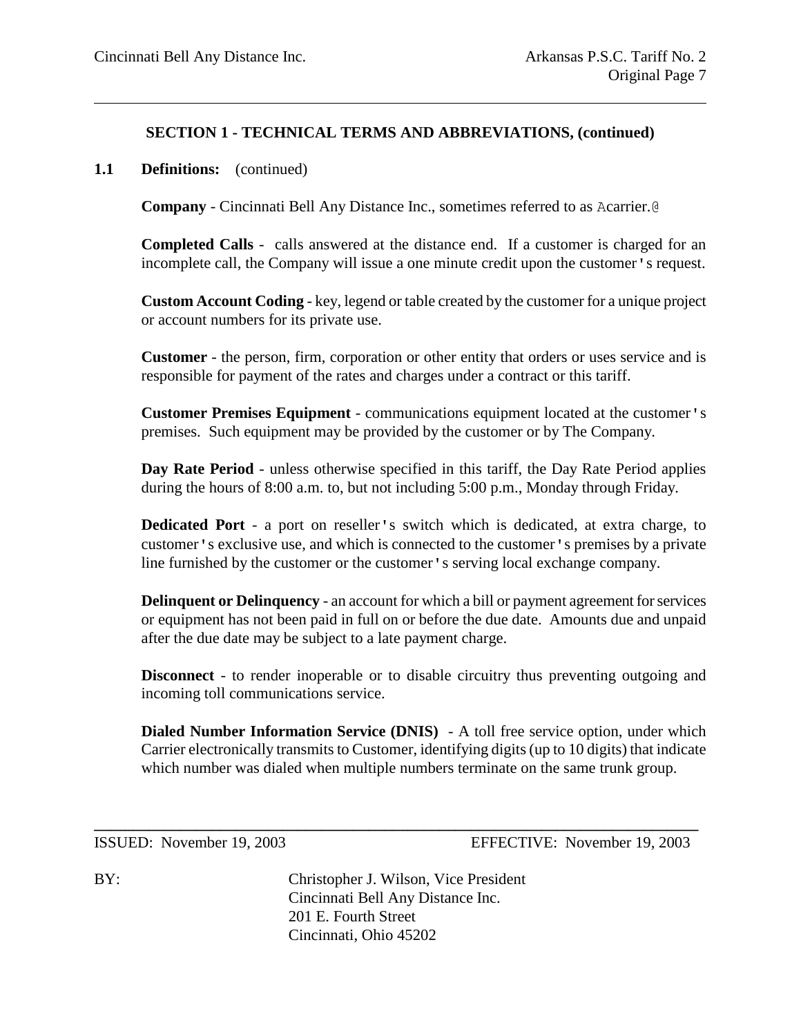## SECTION 1 - TECHNICAL TERMS AND ABBREVIATIONS, (continued)

**1.1 Definitions:** (continued)

**Company** - Cincinnati Bell Any Distance Inc., sometimes referred to as Acarrier.@

**Completed Calls** - calls answered at the distance end. If a customer is charged for an incomplete call, the Company will issue a one minute credit upon the customer's request.

**Custom Account Coding** - key, legend or table created by the customer for a unique project or account numbers for its private use.

**Customer** - the person, firm, corporation or other entity that orders or uses service and is responsible for payment of the rates and charges under a contract or this tariff.

**Customer Premises Equipment** - communications equipment located at the customer's premises. Such equipment may be provided by the customer or by The Company.

**Day Rate Period** - unless otherwise specified in this tariff, the Day Rate Period applies during the hours of 8:00 a.m. to, but not including 5:00 p.m., Monday through Friday.

**Dedicated Port** - a port on reseller's switch which is dedicated, at extra charge, to customer's exclusive use, and which is connected to the customer's premises by a private line furnished by the customer or the customer's serving local exchange company.

**Delinquent or Delinquency** - an account for which a bill or payment agreement for services or equipment has not been paid in full on or before the due date. Amounts due and unpaid after the due date may be subject to a late payment charge.

**Disconnect** - to render inoperable or to disable circuitry thus preventing outgoing and incoming toll communications service.

**Dialed Number Information Service (DNIS)** - A toll free service option, under which Carrier electronically transmits to Customer, identifying digits (up to 10 digits) that indicate which number was dialed when multiple numbers terminate on the same trunk group.

ISSUED: November 19, 2003 EFFECTIVE: November 19, 2003

BY: Christopher J. Wilson, Vice President
Cincinnati Bell Any Distance Inc.
201 E. Fourth Street
Cincinnati, Ohio 45202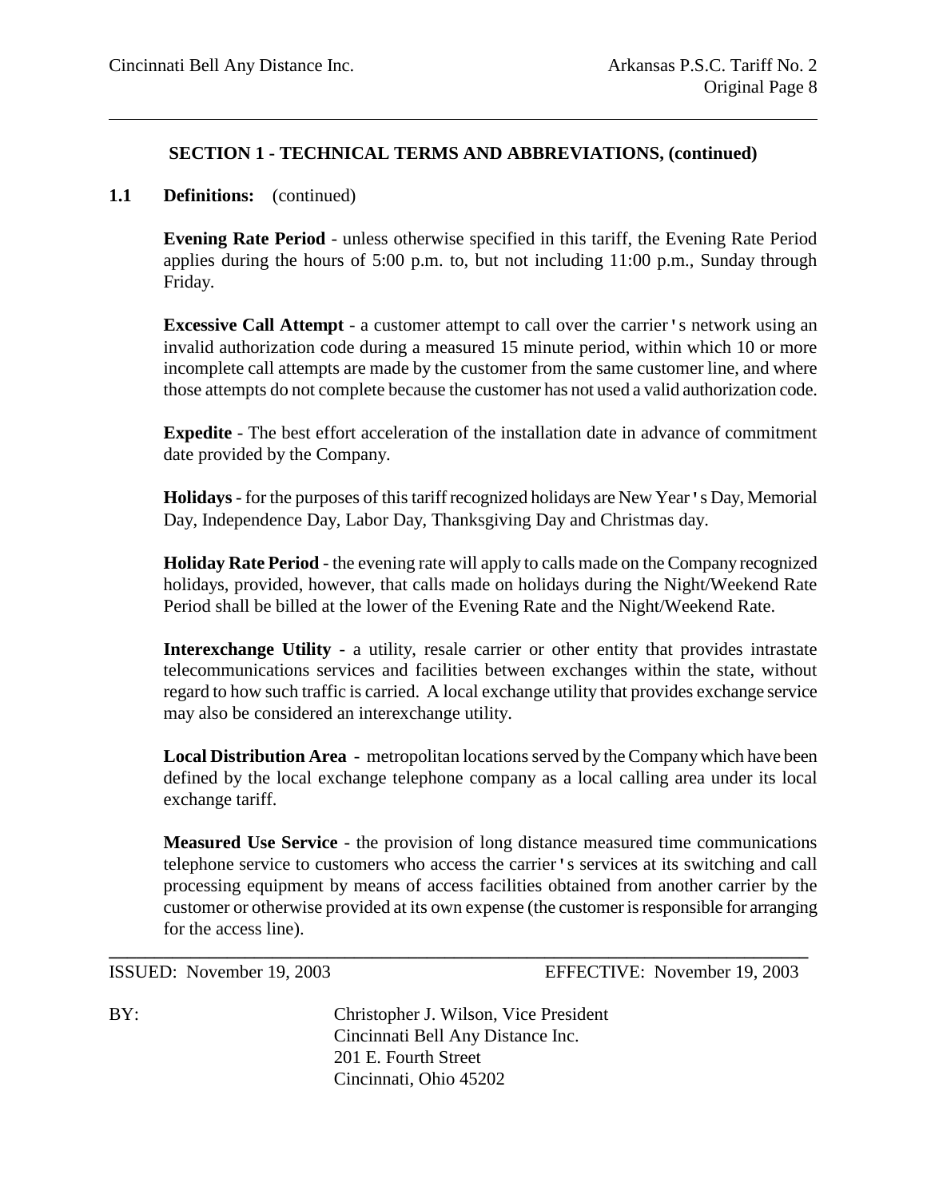## SECTION 1 - TECHNICAL TERMS AND ABBREVIATIONS, (continued)

**1.1 Definitions:** (continued)

**Evening Rate Period** - unless otherwise specified in this tariff, the Evening Rate Period applies during the hours of 5:00 p.m. to, but not including 11:00 p.m., Sunday through Friday.

**Excessive Call Attempt** - a customer attempt to call over the carrier's network using an invalid authorization code during a measured 15 minute period, within which 10 or more incomplete call attempts are made by the customer from the same customer line, and where those attempts do not complete because the customer has not used a valid authorization code.

**Expedite** - The best effort acceleration of the installation date in advance of commitment date provided by the Company.

**Holidays** - for the purposes of this tariff recognized holidays are New Year's Day, Memorial Day, Independence Day, Labor Day, Thanksgiving Day and Christmas day.

**Holiday Rate Period** - the evening rate will apply to calls made on the Company recognized holidays, provided, however, that calls made on holidays during the Night/Weekend Rate Period shall be billed at the lower of the Evening Rate and the Night/Weekend Rate.

**Interexchange Utility** - a utility, resale carrier or other entity that provides intrastate telecommunications services and facilities between exchanges within the state, without regard to how such traffic is carried. A local exchange utility that provides exchange service may also be considered an interexchange utility.

**Local Distribution Area** - metropolitan locations served by the Company which have been defined by the local exchange telephone company as a local calling area under its local exchange tariff.

**Measured Use Service** - the provision of long distance measured time communications telephone service to customers who access the carrier's services at its switching and call processing equipment by means of access facilities obtained from another carrier by the customer or otherwise provided at its own expense (the customer is responsible for arranging for the access line).

ISSUED: November 19, 2003 EFFECTIVE: November 19, 2003

BY: Christopher J. Wilson, Vice President
Cincinnati Bell Any Distance Inc.
201 E. Fourth Street
Cincinnati, Ohio 45202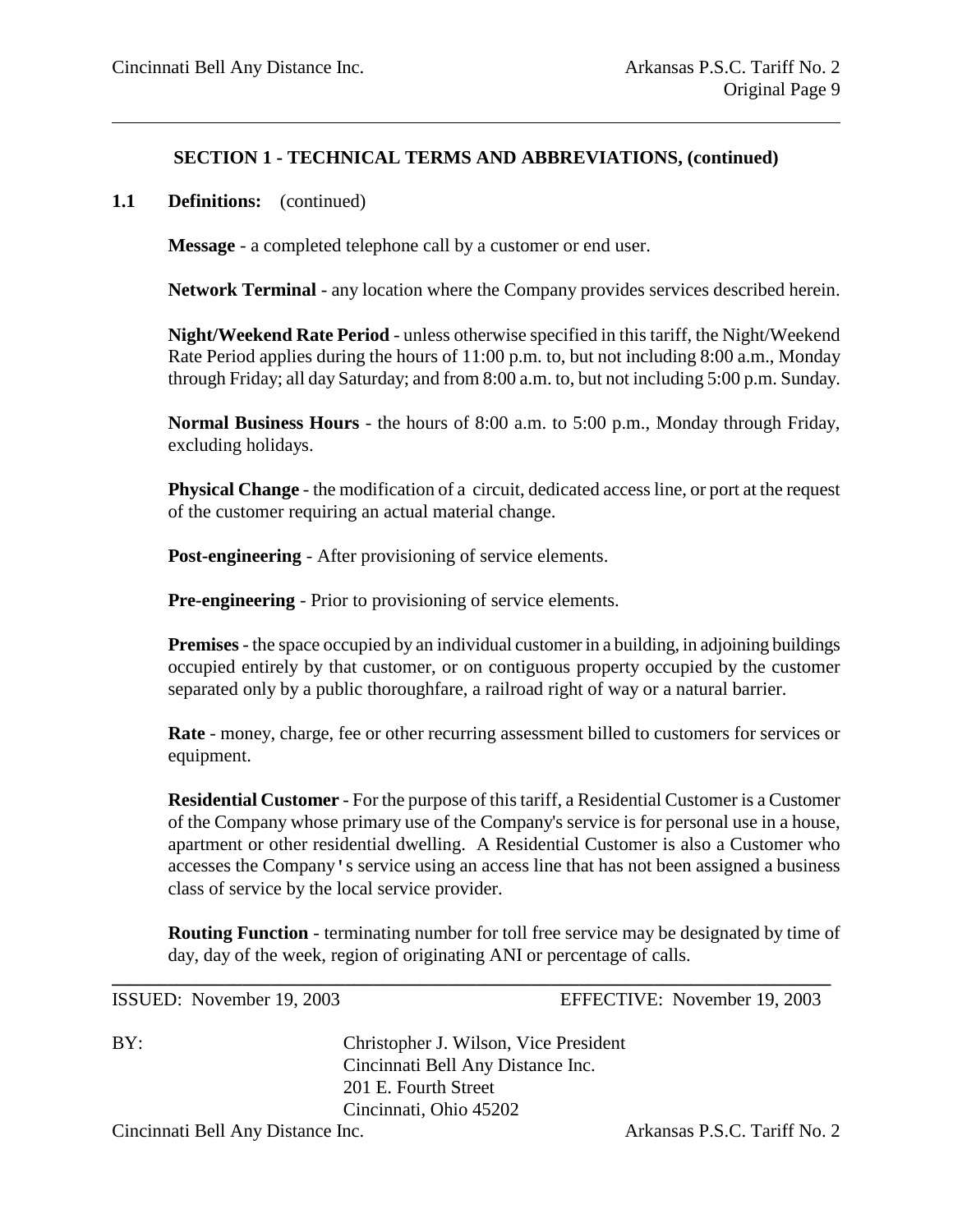## SECTION 1 - TECHNICAL TERMS AND ABBREVIATIONS, (continued)

**1.1 Definitions:** (continued)

**Message** - a completed telephone call by a customer or end user.

**Network Terminal** - any location where the Company provides services described herein.

**Night/Weekend Rate Period** - unless otherwise specified in this tariff, the Night/Weekend Rate Period applies during the hours of 11:00 p.m. to, but not including 8:00 a.m., Monday through Friday; all day Saturday; and from 8:00 a.m. to, but not including 5:00 p.m. Sunday.

**Normal Business Hours** - the hours of 8:00 a.m. to 5:00 p.m., Monday through Friday, excluding holidays.

**Physical Change** - the modification of a circuit, dedicated access line, or port at the request of the customer requiring an actual material change.

**Post-engineering** - After provisioning of service elements.

**Pre-engineering** - Prior to provisioning of service elements.

**Premises** - the space occupied by an individual customer in a building, in adjoining buildings occupied entirely by that customer, or on contiguous property occupied by the customer separated only by a public thoroughfare, a railroad right of way or a natural barrier.

**Rate** - money, charge, fee or other recurring assessment billed to customers for services or equipment.

**Residential Customer** - For the purpose of this tariff, a Residential Customer is a Customer of the Company whose primary use of the Company's service is for personal use in a house, apartment or other residential dwelling. A Residential Customer is also a Customer who accesses the Company's service using an access line that has not been assigned a business class of service by the local service provider.

**Routing Function** - terminating number for toll free service may be designated by time of day, day of the week, region of originating ANI or percentage of calls.

ISSUED: November 19, 2003 EFFECTIVE: November 19, 2003

BY: Christopher J. Wilson, Vice President
Cincinnati Bell Any Distance Inc.
201 E. Fourth Street
Cincinnati, Ohio 45202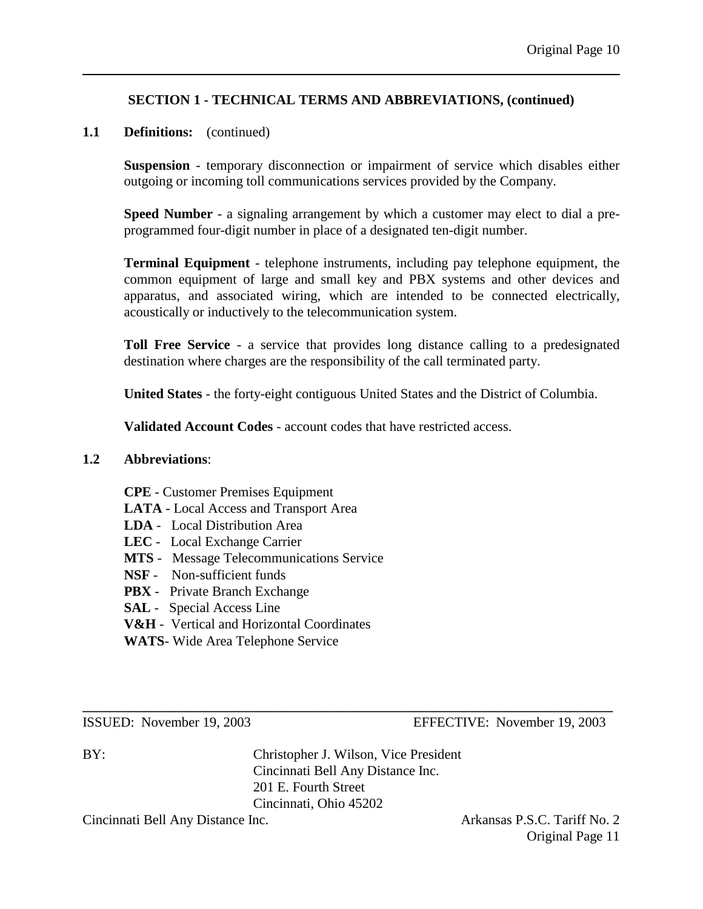## SECTION 1 - TECHNICAL TERMS AND ABBREVIATIONS, (continued)

**1.1 Definitions:** (continued)

**Suspension** - temporary disconnection or impairment of service which disables either outgoing or incoming toll communications services provided by the Company.

**Speed Number** - a signaling arrangement by which a customer may elect to dial a pre-programmed four-digit number in place of a designated ten-digit number.

**Terminal Equipment** - telephone instruments, including pay telephone equipment, the common equipment of large and small key and PBX systems and other devices and apparatus, and associated wiring, which are intended to be connected electrically, acoustically or inductively to the telecommunication system.

**Toll Free Service** - a service that provides long distance calling to a predesignated destination where charges are the responsibility of the call terminated party.

**United States** - the forty-eight contiguous United States and the District of Columbia.

**Validated Account Codes** - account codes that have restricted access.

**1.2 Abbreviations**:

**CPE** - Customer Premises Equipment
**LATA** - Local Access and Transport Area
**LDA** - Local Distribution Area
**LEC** - Local Exchange Carrier
**MTS** - Message Telecommunications Service
**NSF** - Non-sufficient funds
**PBX** - Private Branch Exchange
**SAL** - Special Access Line
**V&H** - Vertical and Horizontal Coordinates
**WATS**- Wide Area Telephone Service

ISSUED: November 19, 2003 EFFECTIVE: November 19, 2003

BY: Christopher J. Wilson, Vice President
Cincinnati Bell Any Distance Inc.
201 E. Fourth Street
Cincinnati, Ohio 45202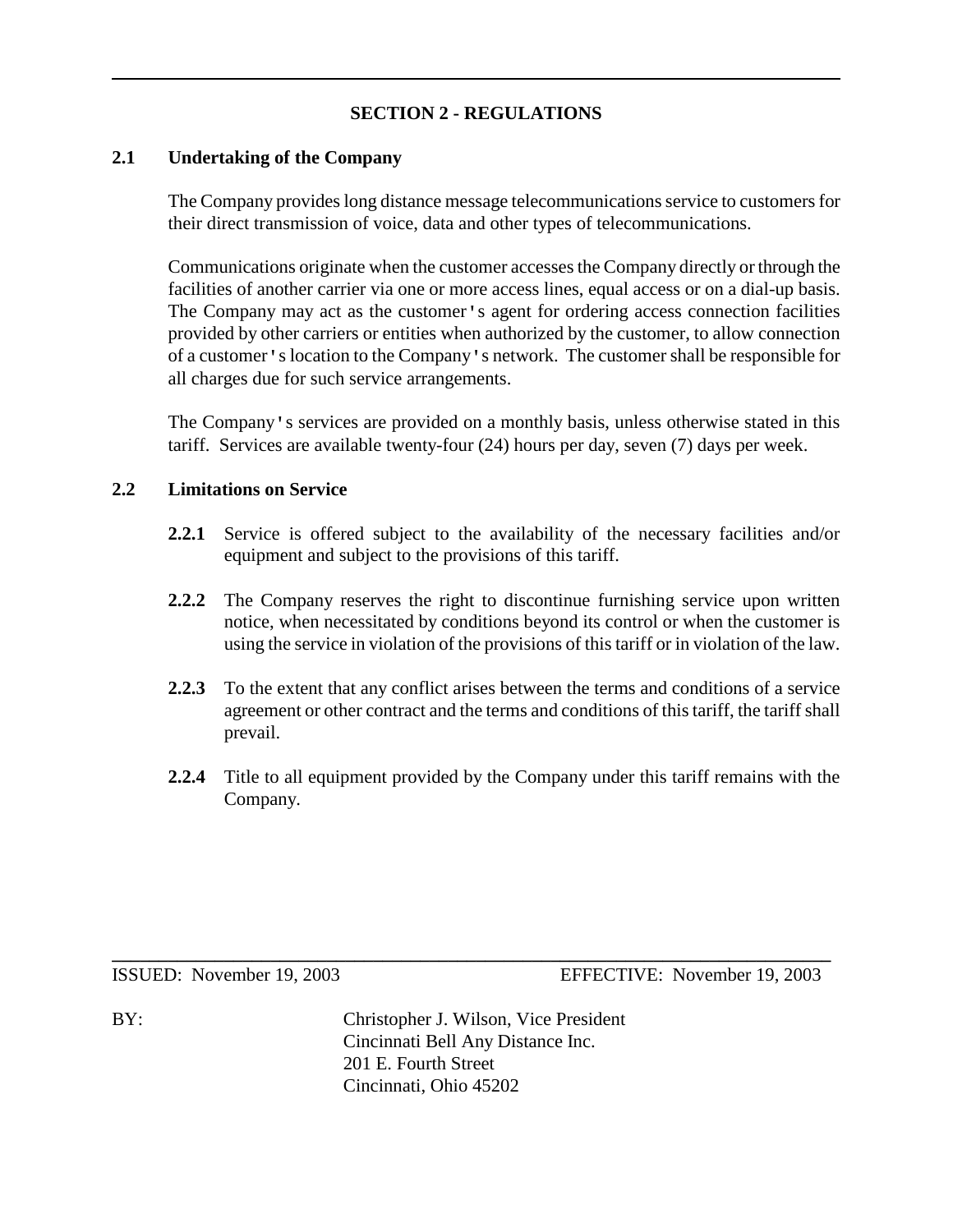## SECTION 2 - REGULATIONS

### 2.1 Undertaking of the Company

The Company provides long distance message telecommunications service to customers for their direct transmission of voice, data and other types of telecommunications.

Communications originate when the customer accesses the Company directly or through the facilities of another carrier via one or more access lines, equal access or on a dial-up basis. The Company may act as the customer's agent for ordering access connection facilities provided by other carriers or entities when authorized by the customer, to allow connection of a customer's location to the Company's network. The customer shall be responsible for all charges due for such service arrangements.

The Company's services are provided on a monthly basis, unless otherwise stated in this tariff. Services are available twenty-four (24) hours per day, seven (7) days per week.

### 2.2 Limitations on Service

**2.2.1** Service is offered subject to the availability of the necessary facilities and/or equipment and subject to the provisions of this tariff.

**2.2.2** The Company reserves the right to discontinue furnishing service upon written notice, when necessitated by conditions beyond its control or when the customer is using the service in violation of the provisions of this tariff or in violation of the law.

**2.2.3** To the extent that any conflict arises between the terms and conditions of a service agreement or other contract and the terms and conditions of this tariff, the tariff shall prevail.

**2.2.4** Title to all equipment provided by the Company under this tariff remains with the Company.

ISSUED: November 19, 2003 EFFECTIVE: November 19, 2003

BY: Christopher J. Wilson, Vice President
Cincinnati Bell Any Distance Inc.
201 E. Fourth Street
Cincinnati, Ohio 45202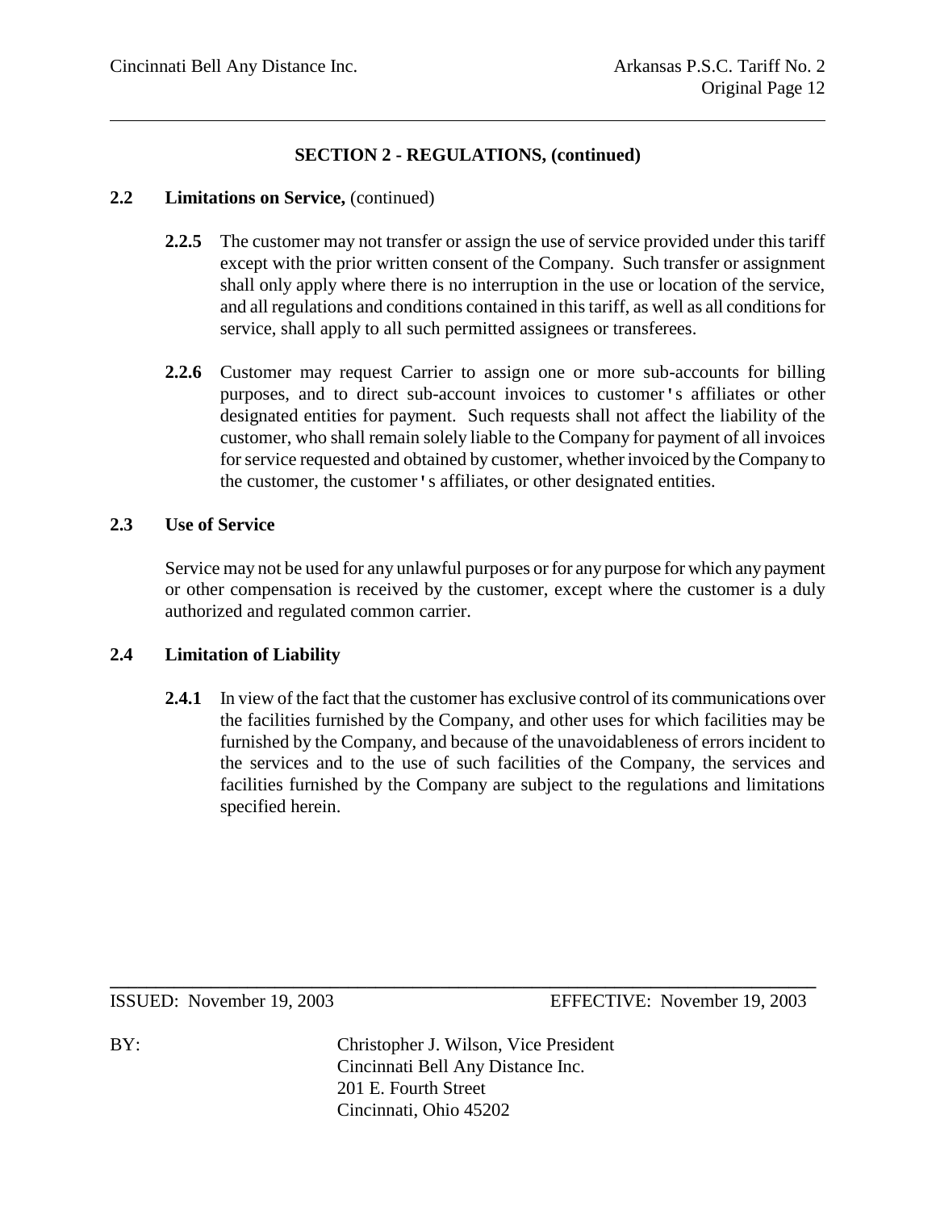## SECTION 2 - REGULATIONS, (continued)

### 2.2 Limitations on Service, (continued)

**2.2.5** The customer may not transfer or assign the use of service provided under this tariff except with the prior written consent of the Company. Such transfer or assignment shall only apply where there is no interruption in the use or location of the service, and all regulations and conditions contained in this tariff, as well as all conditions for service, shall apply to all such permitted assignees or transferees.

**2.2.6** Customer may request Carrier to assign one or more sub-accounts for billing purposes, and to direct sub-account invoices to customer's affiliates or other designated entities for payment. Such requests shall not affect the liability of the customer, who shall remain solely liable to the Company for payment of all invoices for service requested and obtained by customer, whether invoiced by the Company to the customer, the customer's affiliates, or other designated entities.

### 2.3 Use of Service

Service may not be used for any unlawful purposes or for any purpose for which any payment or other compensation is received by the customer, except where the customer is a duly authorized and regulated common carrier.

### 2.4 Limitation of Liability

**2.4.1** In view of the fact that the customer has exclusive control of its communications over the facilities furnished by the Company, and other uses for which facilities may be furnished by the Company, and because of the unavoidableness of errors incident to the services and to the use of such facilities of the Company, the services and facilities furnished by the Company are subject to the regulations and limitations specified herein.

ISSUED: November 19, 2003 EFFECTIVE: November 19, 2003

BY: Christopher J. Wilson, Vice President
Cincinnati Bell Any Distance Inc.
201 E. Fourth Street
Cincinnati, Ohio 45202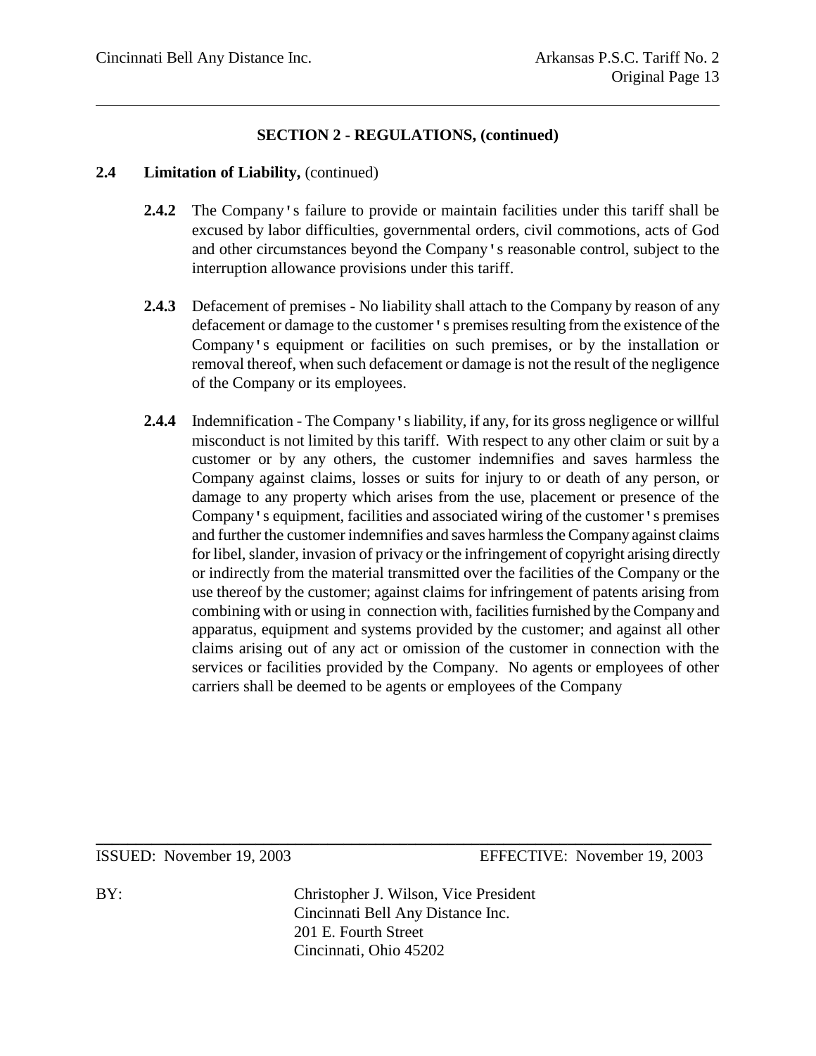## SECTION 2 - REGULATIONS, (continued)

**2.4 Limitation of Liability,** (continued)

**2.4.2** The Company's failure to provide or maintain facilities under this tariff shall be excused by labor difficulties, governmental orders, civil commotions, acts of God and other circumstances beyond the Company's reasonable control, subject to the interruption allowance provisions under this tariff.

**2.4.3** Defacement of premises - No liability shall attach to the Company by reason of any defacement or damage to the customer's premises resulting from the existence of the Company's equipment or facilities on such premises, or by the installation or removal thereof, when such defacement or damage is not the result of the negligence of the Company or its employees.

**2.4.4** Indemnification - The Company's liability, if any, for its gross negligence or willful misconduct is not limited by this tariff. With respect to any other claim or suit by a customer or by any others, the customer indemnifies and saves harmless the Company against claims, losses or suits for injury to or death of any person, or damage to any property which arises from the use, placement or presence of the Company's equipment, facilities and associated wiring of the customer's premises and further the customer indemnifies and saves harmless the Company against claims for libel, slander, invasion of privacy or the infringement of copyright arising directly or indirectly from the material transmitted over the facilities of the Company or the use thereof by the customer; against claims for infringement of patents arising from combining with or using in connection with, facilities furnished by the Company and apparatus, equipment and systems provided by the customer; and against all other claims arising out of any act or omission of the customer in connection with the services or facilities provided by the Company. No agents or employees of other carriers shall be deemed to be agents or employees of the Company

ISSUED: November 19, 2003 EFFECTIVE: November 19, 2003

BY: Christopher J. Wilson, Vice President
Cincinnati Bell Any Distance Inc.
201 E. Fourth Street
Cincinnati, Ohio 45202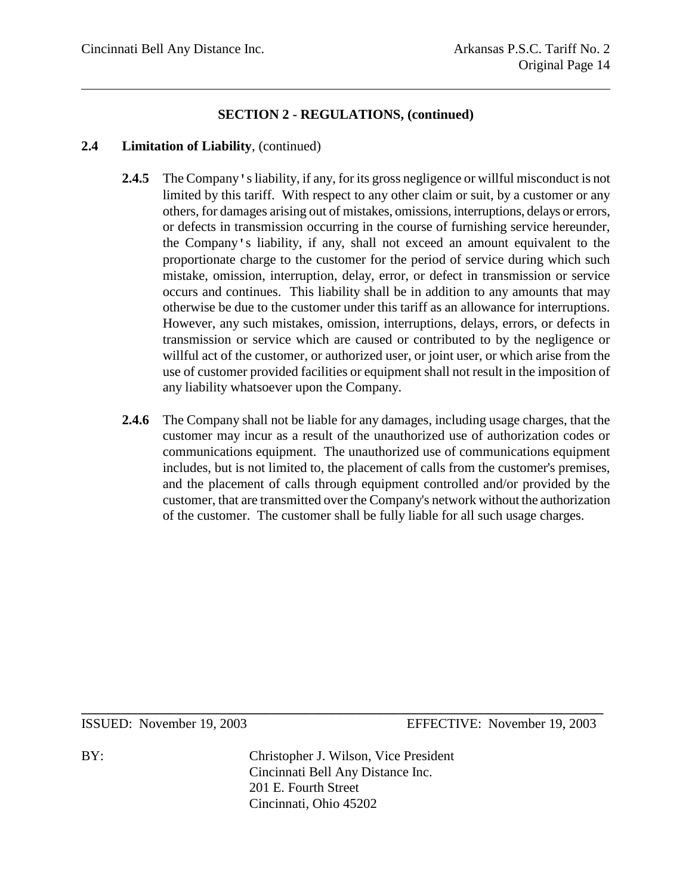## SECTION 2 - REGULATIONS, (continued)

### 2.4 Limitation of Liability, (continued)

**2.4.5** The Company's liability, if any, for its gross negligence or willful misconduct is not limited by this tariff. With respect to any other claim or suit, by a customer or any others, for damages arising out of mistakes, omissions, interruptions, delays or errors, or defects in transmission occurring in the course of furnishing service hereunder, the Company's liability, if any, shall not exceed an amount equivalent to the proportionate charge to the customer for the period of service during which such mistake, omission, interruption, delay, error, or defect in transmission or service occurs and continues. This liability shall be in addition to any amounts that may otherwise be due to the customer under this tariff as an allowance for interruptions. However, any such mistakes, omission, interruptions, delays, errors, or defects in transmission or service which are caused or contributed to by the negligence or willful act of the customer, or authorized user, or joint user, or which arise from the use of customer provided facilities or equipment shall not result in the imposition of any liability whatsoever upon the Company.

**2.4.6** The Company shall not be liable for any damages, including usage charges, that the customer may incur as a result of the unauthorized use of authorization codes or communications equipment. The unauthorized use of communications equipment includes, but is not limited to, the placement of calls from the customer's premises, and the placement of calls through equipment controlled and/or provided by the customer, that are transmitted over the Company's network without the authorization of the customer. The customer shall be fully liable for all such usage charges.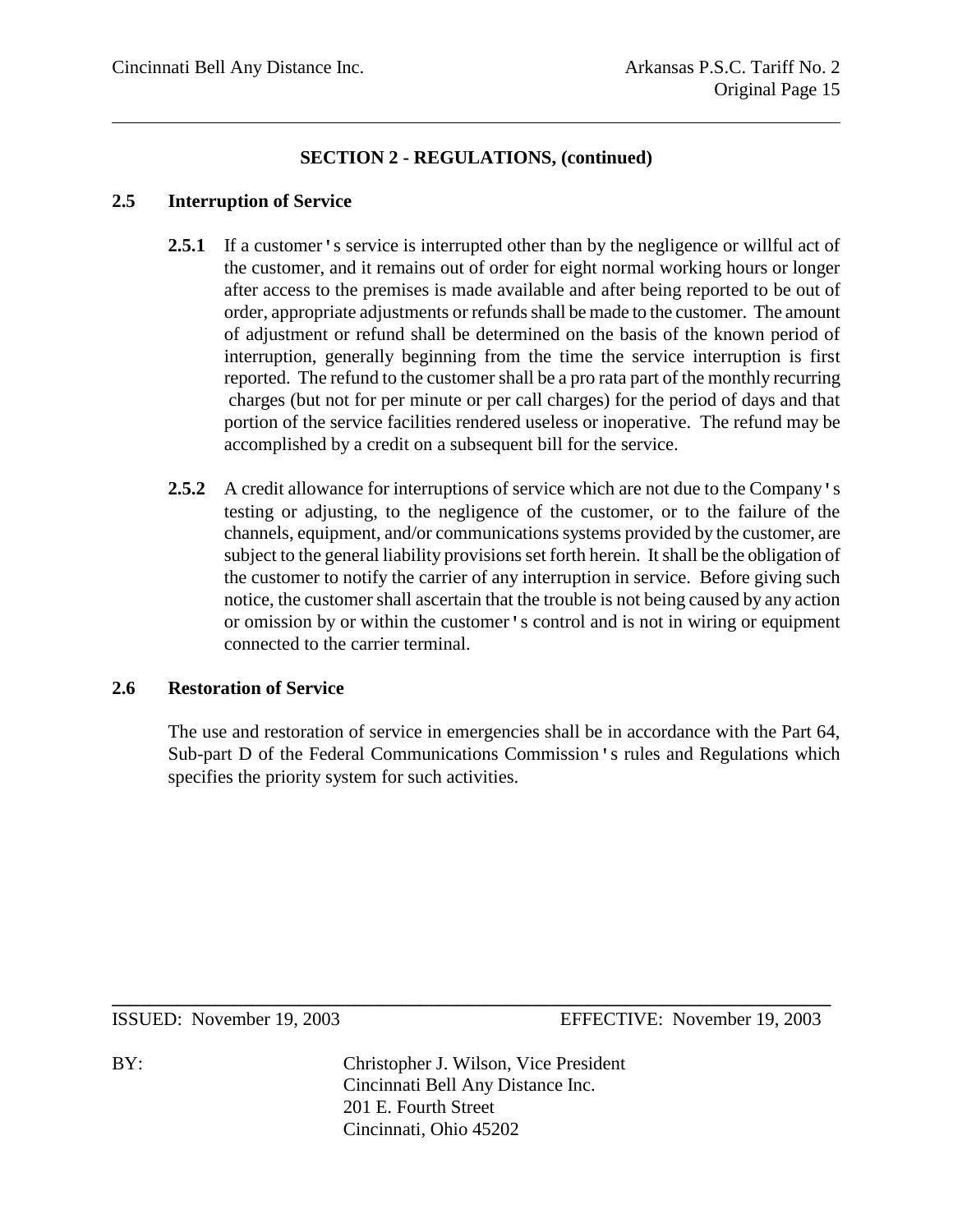## SECTION 2 - REGULATIONS, (continued)

### 2.5 Interruption of Service

**2.5.1** If a customer's service is interrupted other than by the negligence or willful act of the customer, and it remains out of order for eight normal working hours or longer after access to the premises is made available and after being reported to be out of order, appropriate adjustments or refunds shall be made to the customer. The amount of adjustment or refund shall be determined on the basis of the known period of interruption, generally beginning from the time the service interruption is first reported. The refund to the customer shall be a pro rata part of the monthly recurring charges (but not for per minute or per call charges) for the period of days and that portion of the service facilities rendered useless or inoperative. The refund may be accomplished by a credit on a subsequent bill for the service.

**2.5.2** A credit allowance for interruptions of service which are not due to the Company's testing or adjusting, to the negligence of the customer, or to the failure of the channels, equipment, and/or communications systems provided by the customer, are subject to the general liability provisions set forth herein. It shall be the obligation of the customer to notify the carrier of any interruption in service. Before giving such notice, the customer shall ascertain that the trouble is not being caused by any action or omission by or within the customer's control and is not in wiring or equipment connected to the carrier terminal.

### 2.6 Restoration of Service

The use and restoration of service in emergencies shall be in accordance with the Part 64, Sub-part D of the Federal Communications Commission's rules and Regulations which specifies the priority system for such activities.

ISSUED: November 19, 2003 EFFECTIVE: November 19, 2003

BY: Christopher J. Wilson, Vice President
Cincinnati Bell Any Distance Inc.
201 E. Fourth Street
Cincinnati, Ohio 45202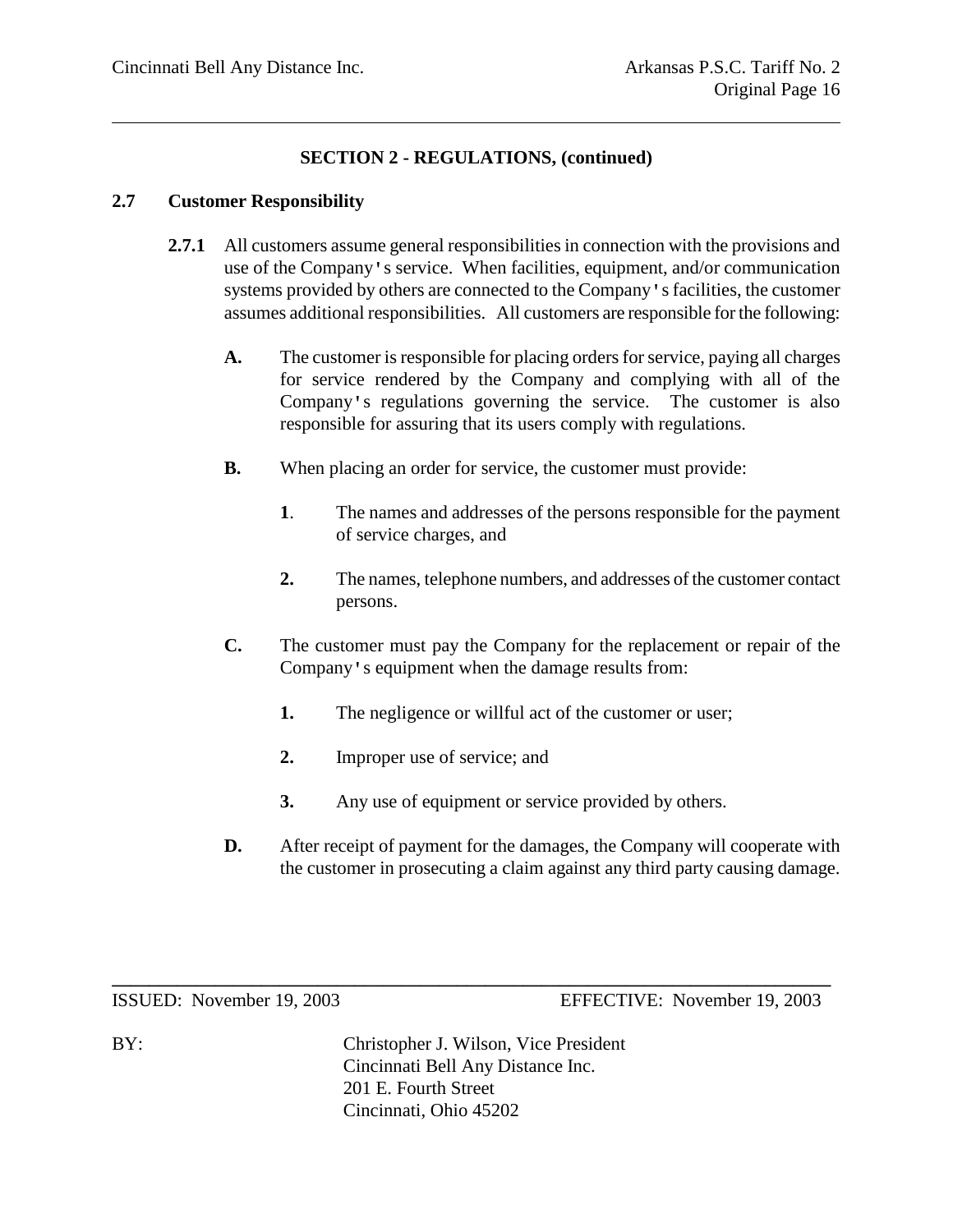## SECTION 2 - REGULATIONS, (continued)

### 2.7 Customer Responsibility

**2.7.1** All customers assume general responsibilities in connection with the provisions and use of the Company's service. When facilities, equipment, and/or communication systems provided by others are connected to the Company's facilities, the customer assumes additional responsibilities. All customers are responsible for the following:

**A.** The customer is responsible for placing orders for service, paying all charges for service rendered by the Company and complying with all of the Company's regulations governing the service. The customer is also responsible for assuring that its users comply with regulations.

**B.** When placing an order for service, the customer must provide:

**1**. The names and addresses of the persons responsible for the payment of service charges, and

**2.** The names, telephone numbers, and addresses of the customer contact persons.

**C.** The customer must pay the Company for the replacement or repair of the Company's equipment when the damage results from:

**1.** The negligence or willful act of the customer or user;

**2.** Improper use of service; and

**3.** Any use of equipment or service provided by others.

**D.** After receipt of payment for the damages, the Company will cooperate with the customer in prosecuting a claim against any third party causing damage.

ISSUED: November 19, 2003 EFFECTIVE: November 19, 2003

BY: Christopher J. Wilson, Vice President
Cincinnati Bell Any Distance Inc.
201 E. Fourth Street
Cincinnati, Ohio 45202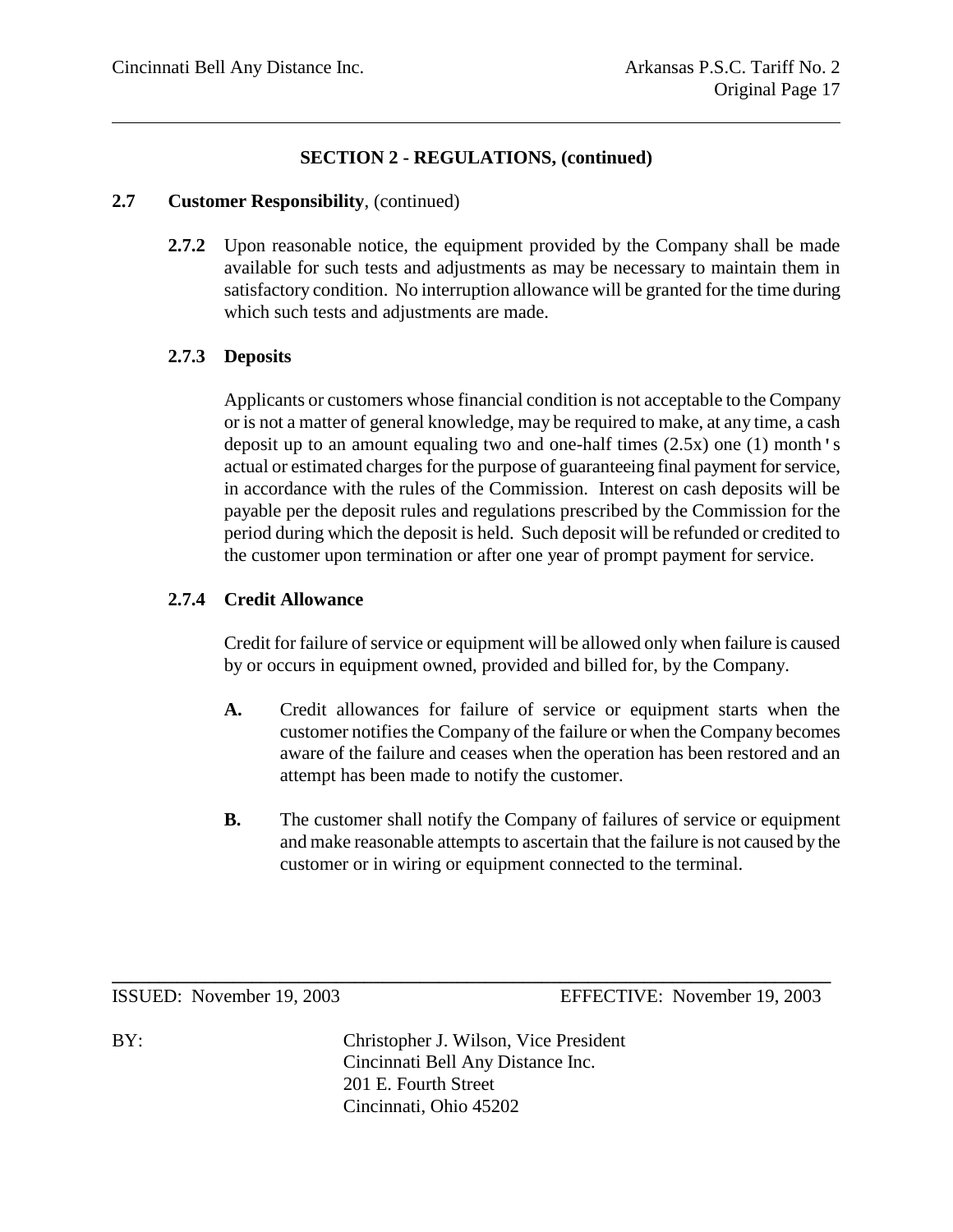## SECTION 2 - REGULATIONS, (continued)

**2.7 Customer Responsibility**, (continued)

**2.7.2** Upon reasonable notice, the equipment provided by the Company shall be made available for such tests and adjustments as may be necessary to maintain them in satisfactory condition. No interruption allowance will be granted for the time during which such tests and adjustments are made.

**2.7.3 Deposits**

Applicants or customers whose financial condition is not acceptable to the Company or is not a matter of general knowledge, may be required to make, at any time, a cash deposit up to an amount equaling two and one-half times (2.5x) one (1) month's actual or estimated charges for the purpose of guaranteeing final payment for service, in accordance with the rules of the Commission. Interest on cash deposits will be payable per the deposit rules and regulations prescribed by the Commission for the period during which the deposit is held. Such deposit will be refunded or credited to the customer upon termination or after one year of prompt payment for service.

**2.7.4 Credit Allowance**

Credit for failure of service or equipment will be allowed only when failure is caused by or occurs in equipment owned, provided and billed for, by the Company.

**A.** Credit allowances for failure of service or equipment starts when the customer notifies the Company of the failure or when the Company becomes aware of the failure and ceases when the operation has been restored and an attempt has been made to notify the customer.

**B.** The customer shall notify the Company of failures of service or equipment and make reasonable attempts to ascertain that the failure is not caused by the customer or in wiring or equipment connected to the terminal.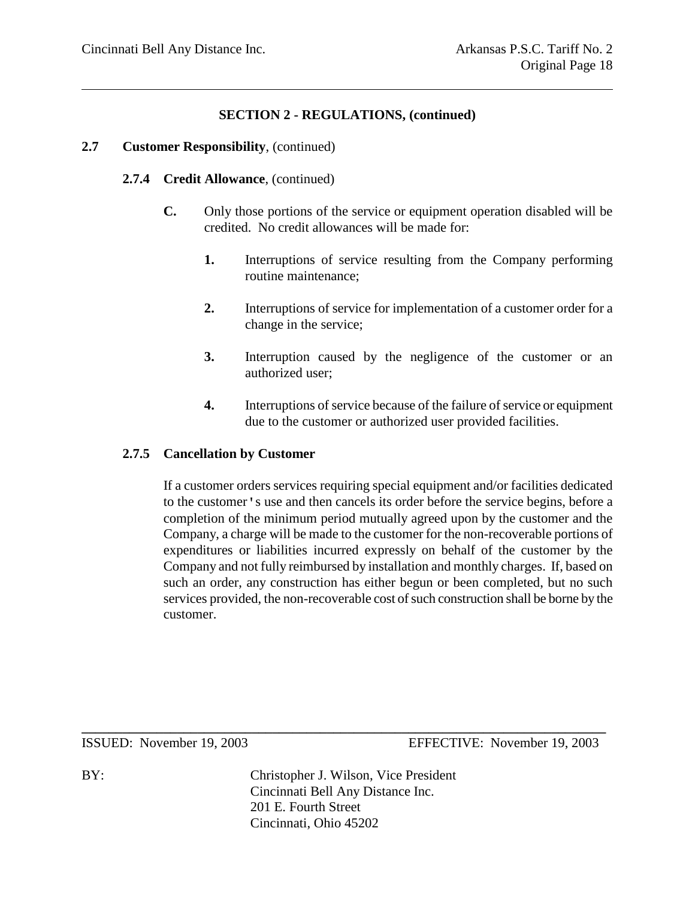## SECTION 2 - REGULATIONS, (continued)

**2.7 Customer Responsibility**, (continued)

**2.7.4 Credit Allowance**, (continued)

**C.** Only those portions of the service or equipment operation disabled will be credited. No credit allowances will be made for:

1. Interruptions of service resulting from the Company performing routine maintenance;

2. Interruptions of service for implementation of a customer order for a change in the service;

3. Interruption caused by the negligence of the customer or an authorized user;

4. Interruptions of service because of the failure of service or equipment due to the customer or authorized user provided facilities.

**2.7.5 Cancellation by Customer**

If a customer orders services requiring special equipment and/or facilities dedicated to the customer's use and then cancels its order before the service begins, before a completion of the minimum period mutually agreed upon by the customer and the Company, a charge will be made to the customer for the non-recoverable portions of expenditures or liabilities incurred expressly on behalf of the customer by the Company and not fully reimbursed by installation and monthly charges. If, based on such an order, any construction has either begun or been completed, but no such services provided, the non-recoverable cost of such construction shall be borne by the customer.

ISSUED: November 19, 2003 EFFECTIVE: November 19, 2003

BY: Christopher J. Wilson, Vice President
Cincinnati Bell Any Distance Inc.
201 E. Fourth Street
Cincinnati, Ohio 45202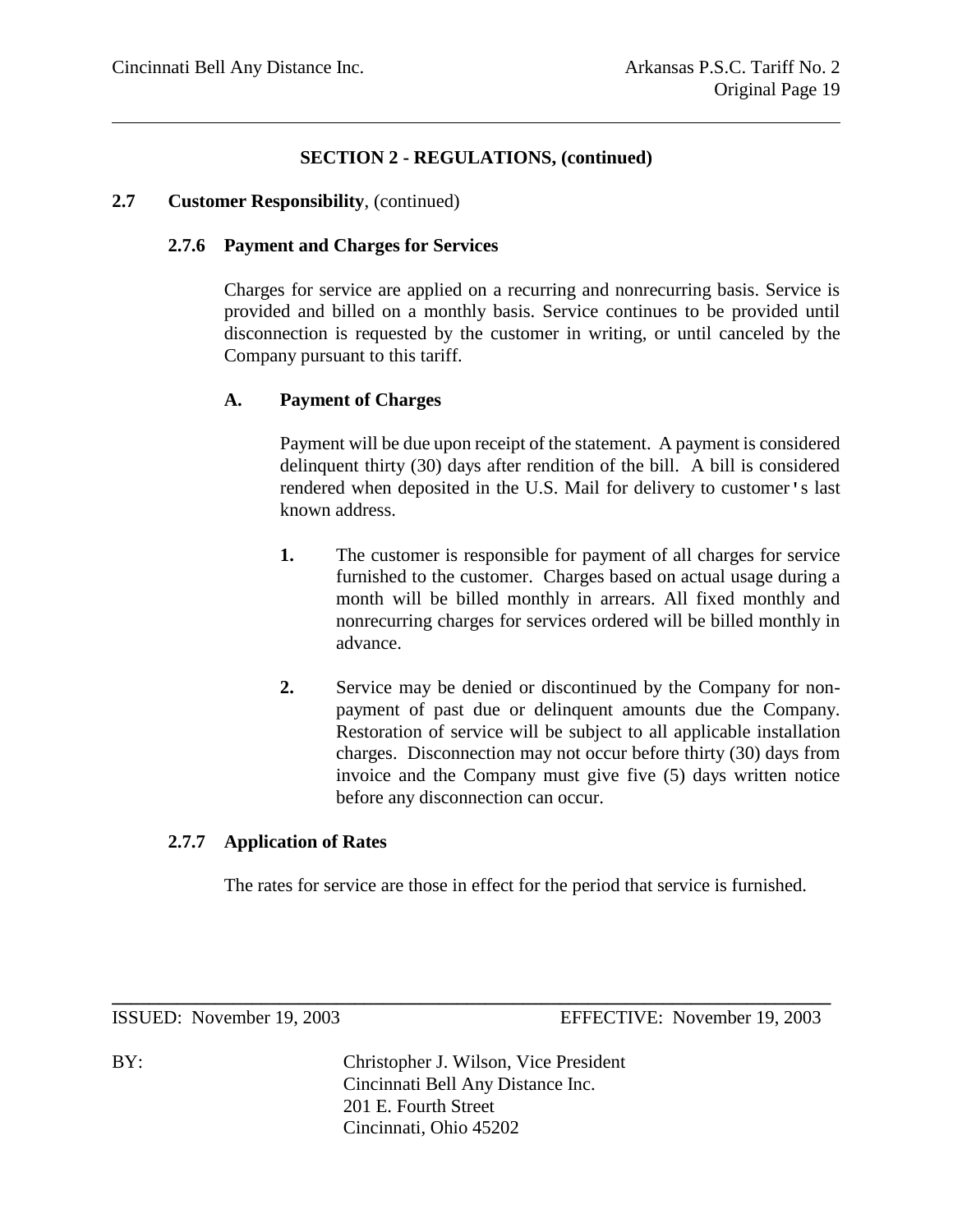## SECTION 2 - REGULATIONS, (continued)

**2.7 Customer Responsibility**, (continued)

### 2.7.6 Payment and Charges for Services

Charges for service are applied on a recurring and nonrecurring basis. Service is provided and billed on a monthly basis. Service continues to be provided until disconnection is requested by the customer in writing, or until canceled by the Company pursuant to this tariff.

**A. Payment of Charges**

Payment will be due upon receipt of the statement. A payment is considered delinquent thirty (30) days after rendition of the bill. A bill is considered rendered when deposited in the U.S. Mail for delivery to customer's last known address.

1. The customer is responsible for payment of all charges for service furnished to the customer. Charges based on actual usage during a month will be billed monthly in arrears. All fixed monthly and nonrecurring charges for services ordered will be billed monthly in advance.

2. Service may be denied or discontinued by the Company for non-payment of past due or delinquent amounts due the Company. Restoration of service will be subject to all applicable installation charges. Disconnection may not occur before thirty (30) days from invoice and the Company must give five (5) days written notice before any disconnection can occur.

### 2.7.7 Application of Rates

The rates for service are those in effect for the period that service is furnished.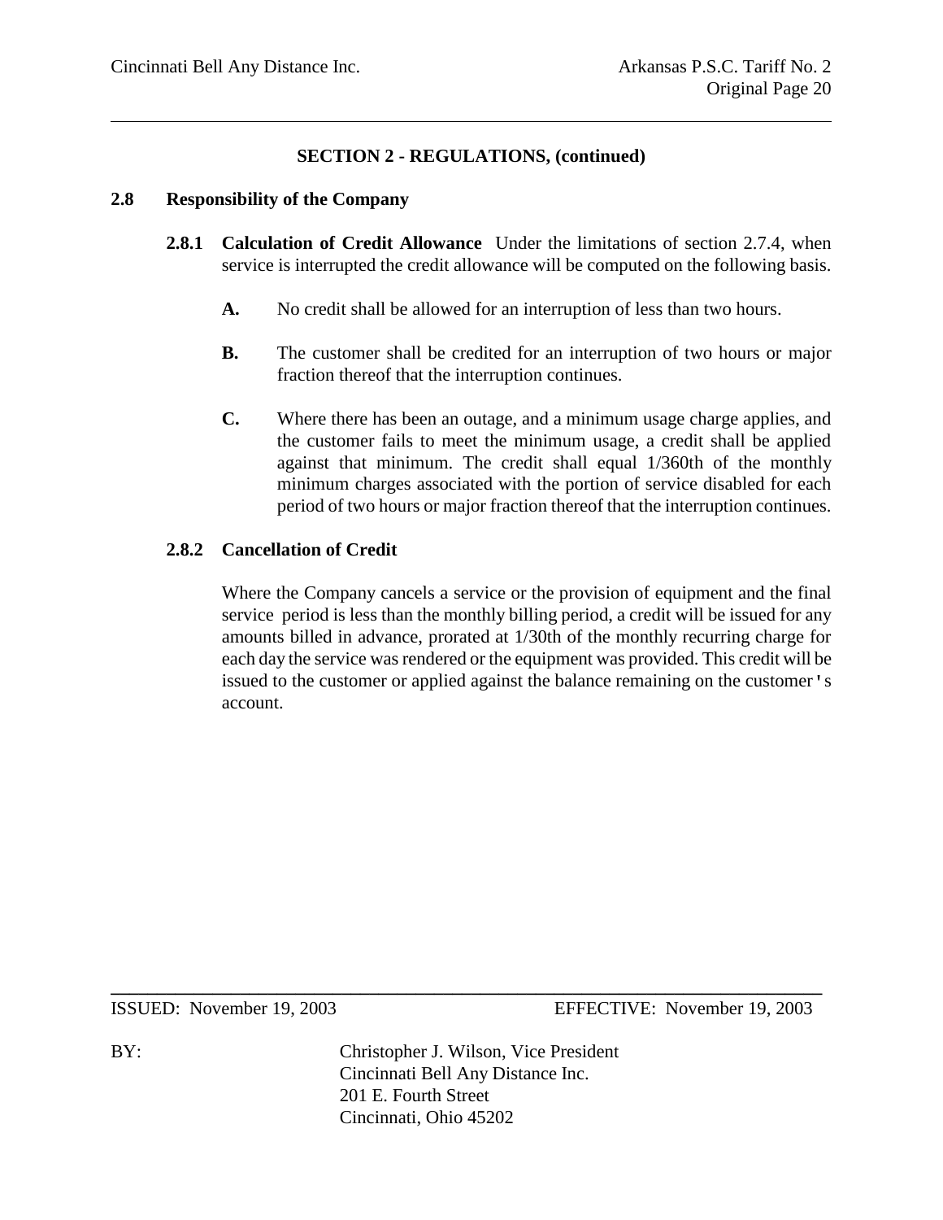## SECTION 2 - REGULATIONS, (continued)

### 2.8 Responsibility of the Company

**2.8.1 Calculation of Credit Allowance** Under the limitations of section 2.7.4, when service is interrupted the credit allowance will be computed on the following basis.

**A.** No credit shall be allowed for an interruption of less than two hours.

**B.** The customer shall be credited for an interruption of two hours or major fraction thereof that the interruption continues.

**C.** Where there has been an outage, and a minimum usage charge applies, and the customer fails to meet the minimum usage, a credit shall be applied against that minimum. The credit shall equal 1/360th of the monthly minimum charges associated with the portion of service disabled for each period of two hours or major fraction thereof that the interruption continues.

**2.8.2 Cancellation of Credit**

Where the Company cancels a service or the provision of equipment and the final service period is less than the monthly billing period, a credit will be issued for any amounts billed in advance, prorated at 1/30th of the monthly recurring charge for each day the service was rendered or the equipment was provided. This credit will be issued to the customer or applied against the balance remaining on the customer's account.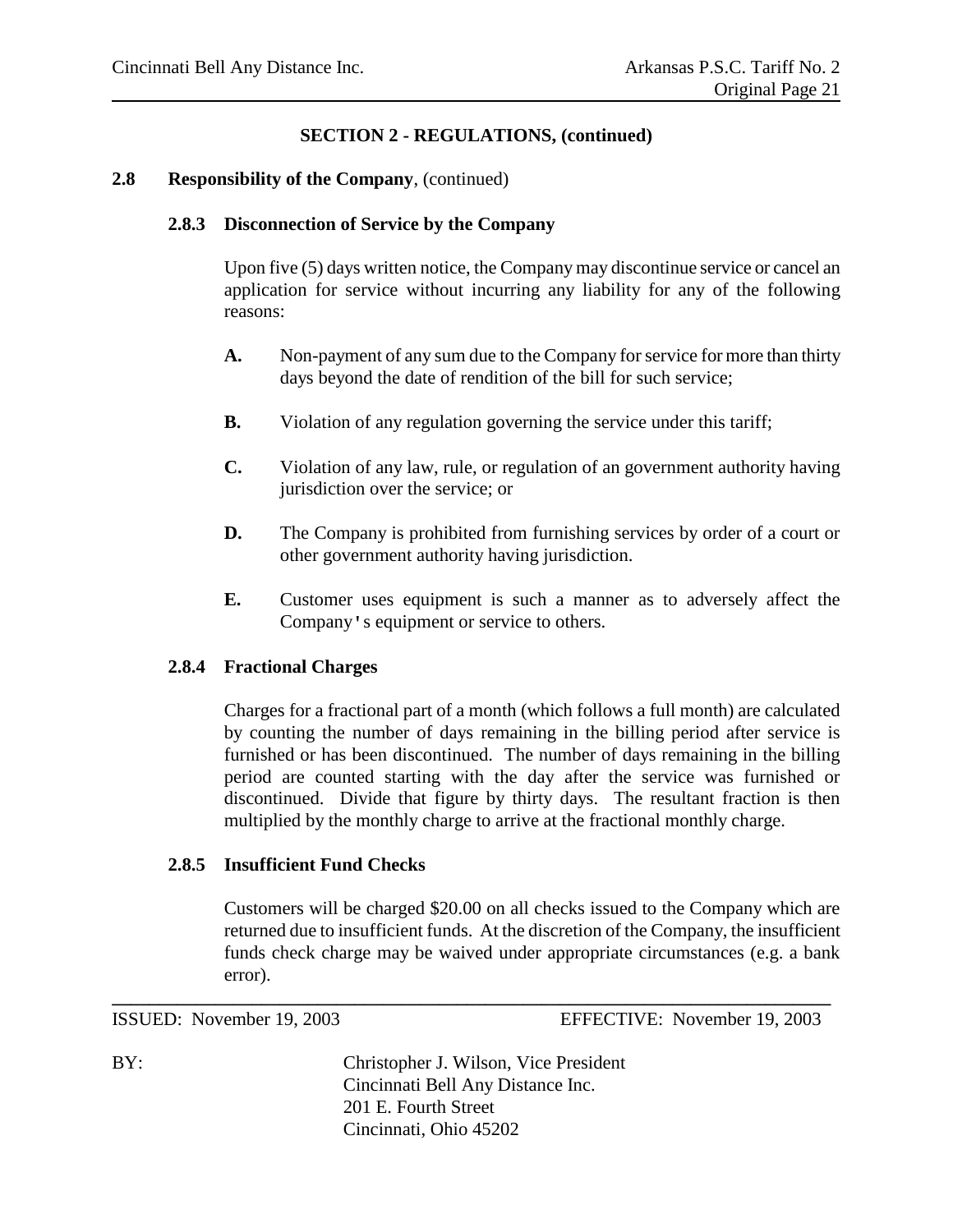## SECTION 2 - REGULATIONS, (continued)

**2.8 Responsibility of the Company**, (continued)

### 2.8.3 Disconnection of Service by the Company

Upon five (5) days written notice, the Company may discontinue service or cancel an application for service without incurring any liability for any of the following reasons:

**A.** Non-payment of any sum due to the Company for service for more than thirty days beyond the date of rendition of the bill for such service;

**B.** Violation of any regulation governing the service under this tariff;

**C.** Violation of any law, rule, or regulation of an government authority having jurisdiction over the service; or

**D.** The Company is prohibited from furnishing services by order of a court or other government authority having jurisdiction.

**E.** Customer uses equipment is such a manner as to adversely affect the Company's equipment or service to others.

### 2.8.4 Fractional Charges

Charges for a fractional part of a month (which follows a full month) are calculated by counting the number of days remaining in the billing period after service is furnished or has been discontinued. The number of days remaining in the billing period are counted starting with the day after the service was furnished or discontinued. Divide that figure by thirty days. The resultant fraction is then multiplied by the monthly charge to arrive at the fractional monthly charge.

### 2.8.5 Insufficient Fund Checks

Customers will be charged $20.00 on all checks issued to the Company which are returned due to insufficient funds. At the discretion of the Company, the insufficient funds check charge may be waived under appropriate circumstances (e.g. a bank error).

ISSUED: November 19, 2003 EFFECTIVE: November 19, 2003

BY: Christopher J. Wilson, Vice President
Cincinnati Bell Any Distance Inc.
201 E. Fourth Street
Cincinnati, Ohio 45202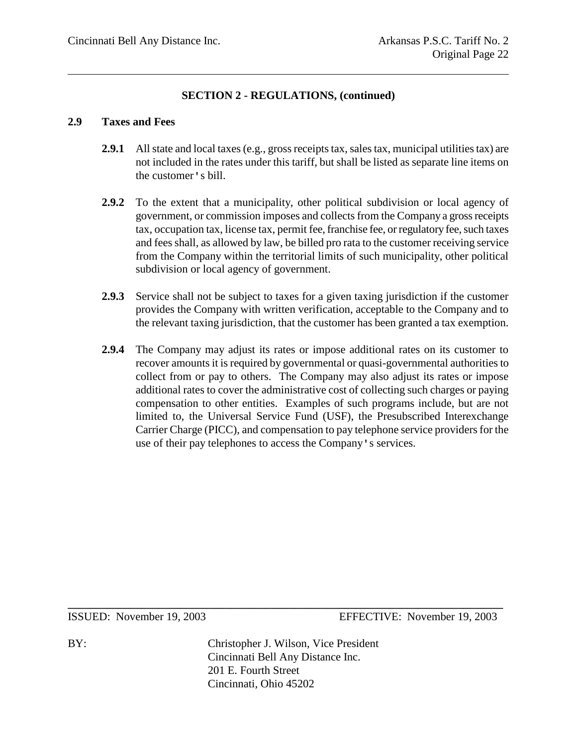## SECTION 2 - REGULATIONS, (continued)

### 2.9 Taxes and Fees

**2.9.1** All state and local taxes (e.g., gross receipts tax, sales tax, municipal utilities tax) are not included in the rates under this tariff, but shall be listed as separate line items on the customer's bill.

**2.9.2** To the extent that a municipality, other political subdivision or local agency of government, or commission imposes and collects from the Company a gross receipts tax, occupation tax, license tax, permit fee, franchise fee, or regulatory fee, such taxes and fees shall, as allowed by law, be billed pro rata to the customer receiving service from the Company within the territorial limits of such municipality, other political subdivision or local agency of government.

**2.9.3** Service shall not be subject to taxes for a given taxing jurisdiction if the customer provides the Company with written verification, acceptable to the Company and to the relevant taxing jurisdiction, that the customer has been granted a tax exemption.

**2.9.4** The Company may adjust its rates or impose additional rates on its customer to recover amounts it is required by governmental or quasi-governmental authorities to collect from or pay to others. The Company may also adjust its rates or impose additional rates to cover the administrative cost of collecting such charges or paying compensation to other entities. Examples of such programs include, but are not limited to, the Universal Service Fund (USF), the Presubscribed Interexchange Carrier Charge (PICC), and compensation to pay telephone service providers for the use of their pay telephones to access the Company's services.

ISSUED: November 19, 2003 EFFECTIVE: November 19, 2003

BY: Christopher J. Wilson, Vice President
Cincinnati Bell Any Distance Inc.
201 E. Fourth Street
Cincinnati, Ohio 45202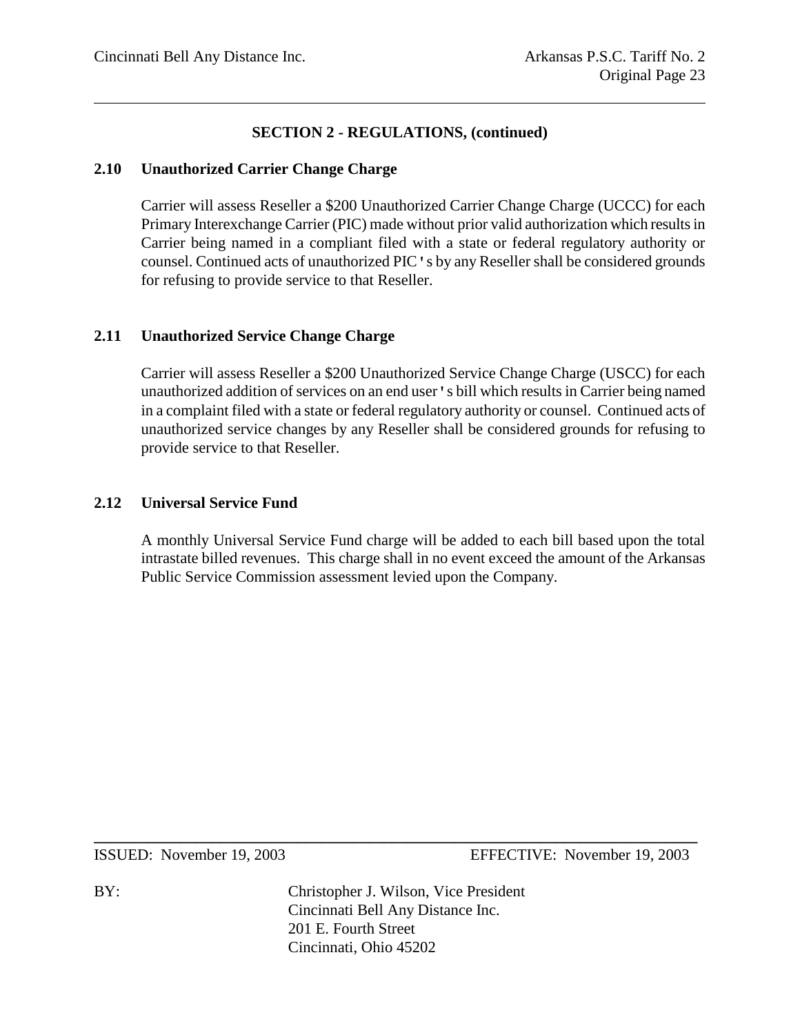## SECTION 2 - REGULATIONS, (continued)

### 2.10 Unauthorized Carrier Change Charge

Carrier will assess Reseller a $200 Unauthorized Carrier Change Charge (UCCC) for each Primary Interexchange Carrier (PIC) made without prior valid authorization which results in Carrier being named in a compliant filed with a state or federal regulatory authority or counsel. Continued acts of unauthorized PIC's by any Reseller shall be considered grounds for refusing to provide service to that Reseller.

### 2.11 Unauthorized Service Change Charge

Carrier will assess Reseller a $200 Unauthorized Service Change Charge (USCC) for each unauthorized addition of services on an end user's bill which results in Carrier being named in a complaint filed with a state or federal regulatory authority or counsel. Continued acts of unauthorized service changes by any Reseller shall be considered grounds for refusing to provide service to that Reseller.

### 2.12 Universal Service Fund

A monthly Universal Service Fund charge will be added to each bill based upon the total intrastate billed revenues. This charge shall in no event exceed the amount of the Arkansas Public Service Commission assessment levied upon the Company.

ISSUED: November 19, 2003 EFFECTIVE: November 19, 2003

BY: Christopher J. Wilson, Vice President
Cincinnati Bell Any Distance Inc.
201 E. Fourth Street
Cincinnati, Ohio 45202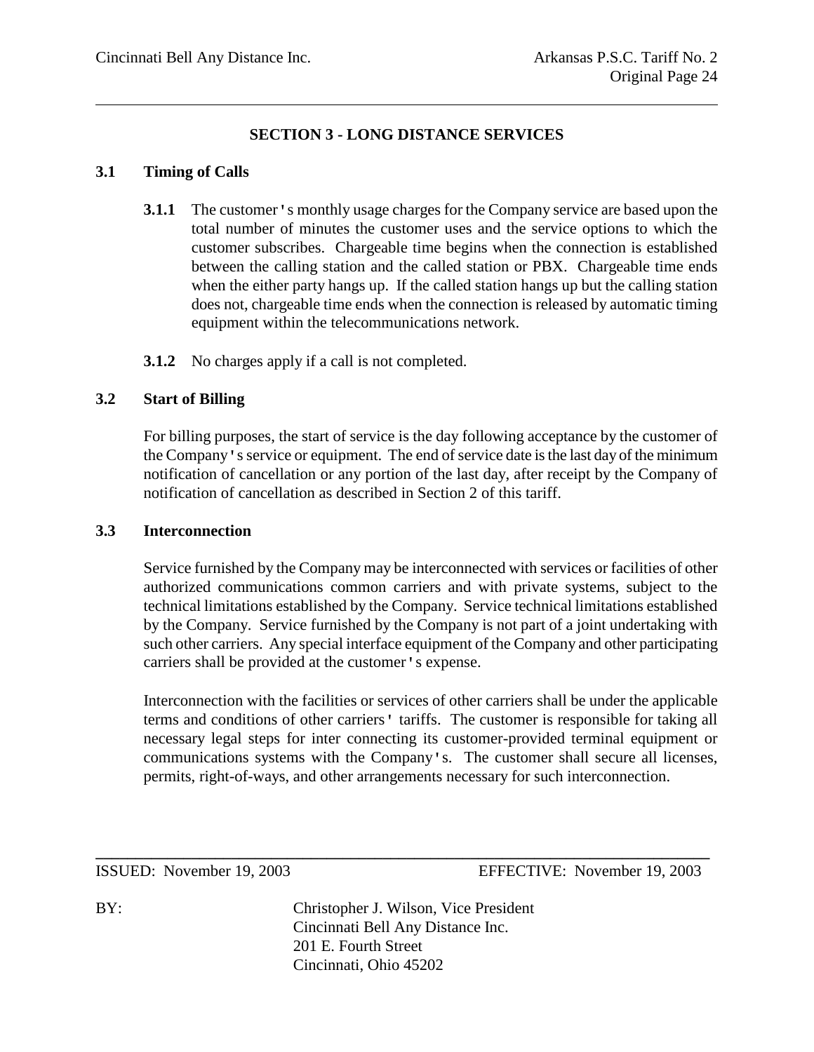## SECTION 3 - LONG DISTANCE SERVICES

### 3.1 Timing of Calls

**3.1.1** The customer's monthly usage charges for the Company service are based upon the total number of minutes the customer uses and the service options to which the customer subscribes. Chargeable time begins when the connection is established between the calling station and the called station or PBX. Chargeable time ends when the either party hangs up. If the called station hangs up but the calling station does not, chargeable time ends when the connection is released by automatic timing equipment within the telecommunications network.

**3.1.2** No charges apply if a call is not completed.

### 3.2 Start of Billing

For billing purposes, the start of service is the day following acceptance by the customer of the Company's service or equipment. The end of service date is the last day of the minimum notification of cancellation or any portion of the last day, after receipt by the Company of notification of cancellation as described in Section 2 of this tariff.

### 3.3 Interconnection

Service furnished by the Company may be interconnected with services or facilities of other authorized communications common carriers and with private systems, subject to the technical limitations established by the Company. Service technical limitations established by the Company. Service furnished by the Company is not part of a joint undertaking with such other carriers. Any special interface equipment of the Company and other participating carriers shall be provided at the customer's expense.

Interconnection with the facilities or services of other carriers shall be under the applicable terms and conditions of other carriers' tariffs. The customer is responsible for taking all necessary legal steps for inter connecting its customer-provided terminal equipment or communications systems with the Company's. The customer shall secure all licenses, permits, right-of-ways, and other arrangements necessary for such interconnection.

ISSUED: November 19, 2003 EFFECTIVE: November 19, 2003

BY: Christopher J. Wilson, Vice President
Cincinnati Bell Any Distance Inc.
201 E. Fourth Street
Cincinnati, Ohio 45202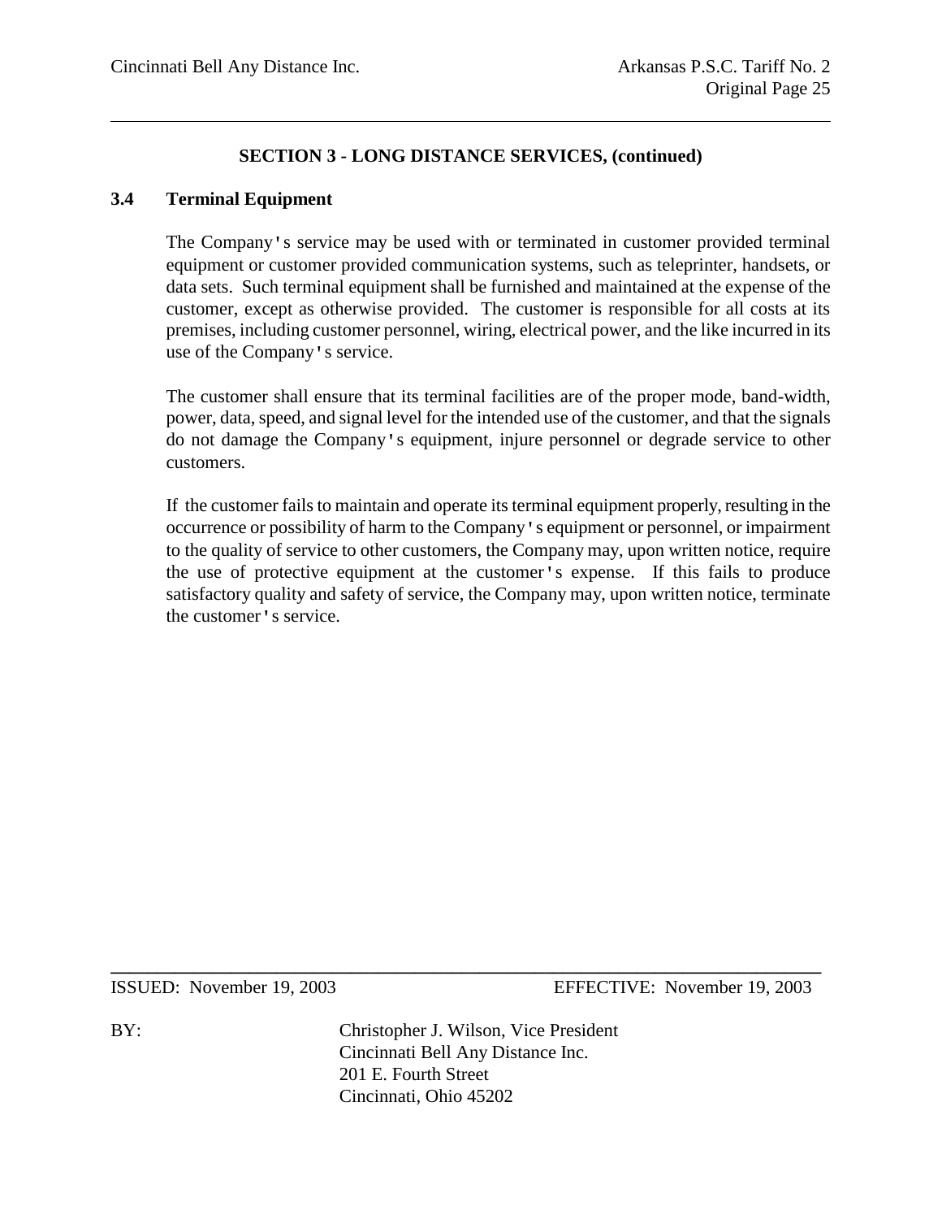## SECTION 3 - LONG DISTANCE SERVICES, (continued)

### 3.4 Terminal Equipment

The Company's service may be used with or terminated in customer provided terminal equipment or customer provided communication systems, such as teleprinter, handsets, or data sets. Such terminal equipment shall be furnished and maintained at the expense of the customer, except as otherwise provided. The customer is responsible for all costs at its premises, including customer personnel, wiring, electrical power, and the like incurred in its use of the Company's service.

The customer shall ensure that its terminal facilities are of the proper mode, band-width, power, data, speed, and signal level for the intended use of the customer, and that the signals do not damage the Company's equipment, injure personnel or degrade service to other customers.

If the customer fails to maintain and operate its terminal equipment properly, resulting in the occurrence or possibility of harm to the Company's equipment or personnel, or impairment to the quality of service to other customers, the Company may, upon written notice, require the use of protective equipment at the customer's expense. If this fails to produce satisfactory quality and safety of service, the Company may, upon written notice, terminate the customer's service.

ISSUED: November 19, 2003　　EFFECTIVE: November 19, 2003

BY: Christopher J. Wilson, Vice President
Cincinnati Bell Any Distance Inc.
201 E. Fourth Street
Cincinnati, Ohio 45202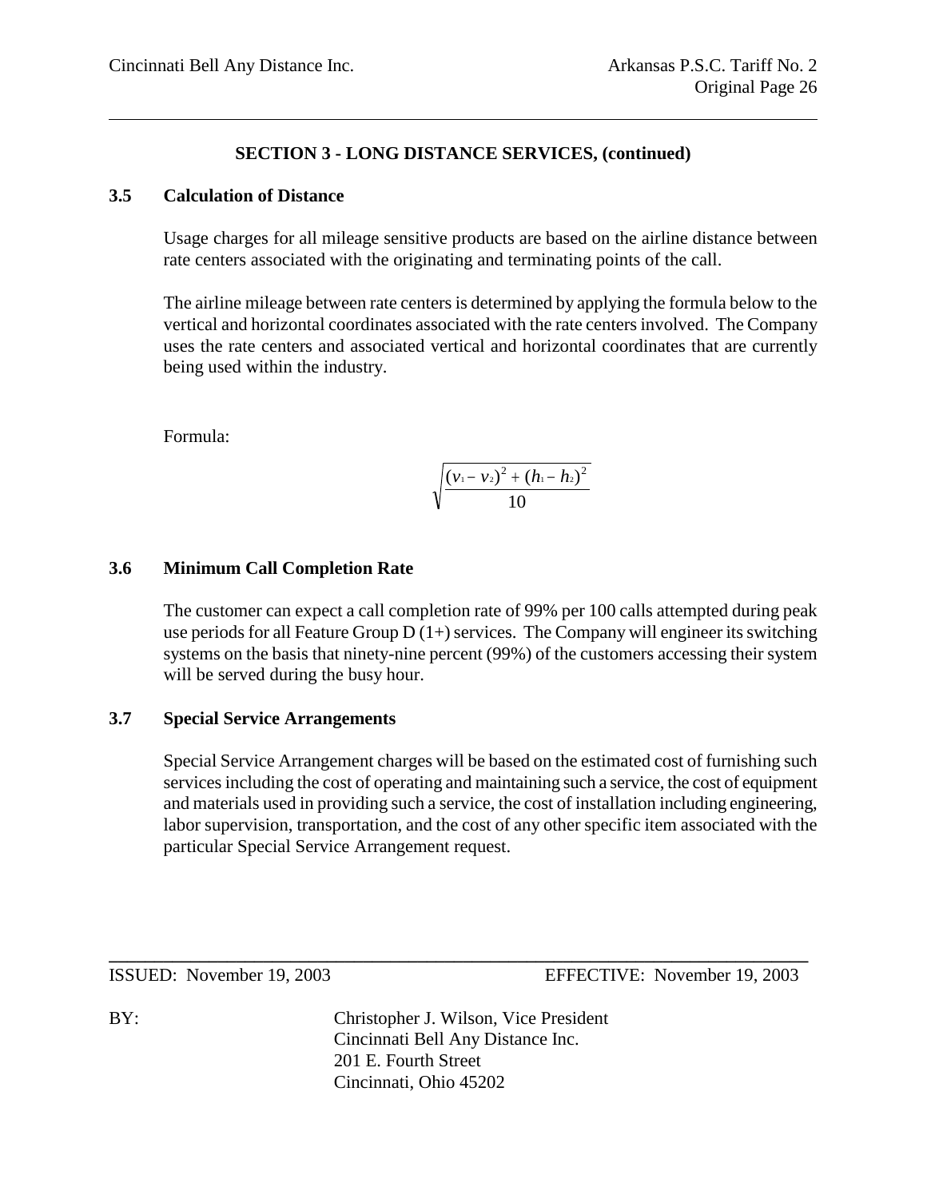## SECTION 3 - LONG DISTANCE SERVICES, (continued)

### 3.5 Calculation of Distance

Usage charges for all mileage sensitive products are based on the airline distance between rate centers associated with the originating and terminating points of the call.

The airline mileage between rate centers is determined by applying the formula below to the vertical and horizontal coordinates associated with the rate centers involved. The Company uses the rate centers and associated vertical and horizontal coordinates that are currently being used within the industry.

Formula:

$$\sqrt{\frac{(v_1 - v_2)^2 + (h_1 - h_2)^2}{10}}$$

### 3.6 Minimum Call Completion Rate

The customer can expect a call completion rate of 99% per 100 calls attempted during peak use periods for all Feature Group D (1+) services. The Company will engineer its switching systems on the basis that ninety-nine percent (99%) of the customers accessing their system will be served during the busy hour.

### 3.7 Special Service Arrangements

Special Service Arrangement charges will be based on the estimated cost of furnishing such services including the cost of operating and maintaining such a service, the cost of equipment and materials used in providing such a service, the cost of installation including engineering, labor supervision, transportation, and the cost of any other specific item associated with the particular Special Service Arrangement request.

ISSUED: November 19, 2003 EFFECTIVE: November 19, 2003

BY: Christopher J. Wilson, Vice President
Cincinnati Bell Any Distance Inc.
201 E. Fourth Street
Cincinnati, Ohio 45202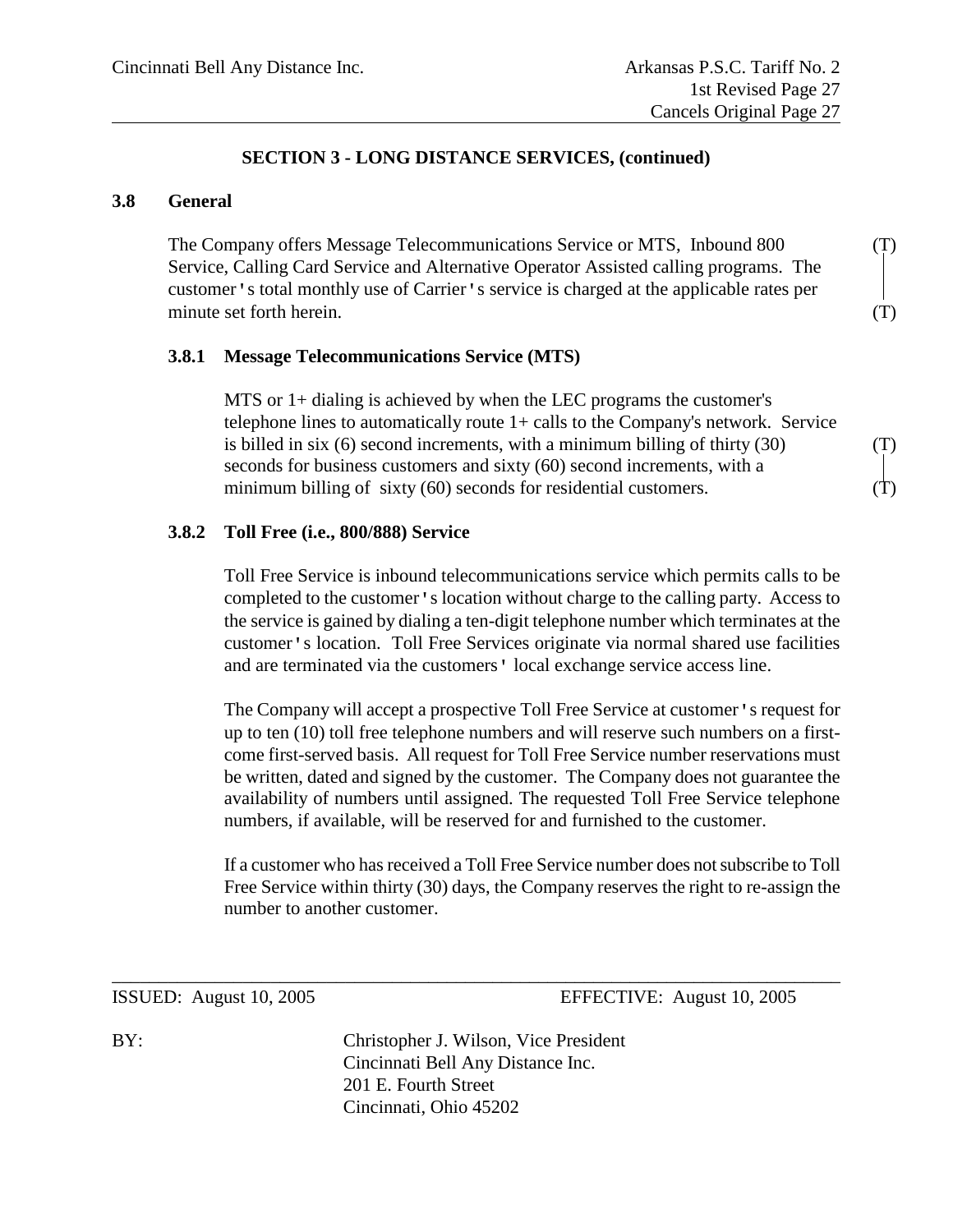## SECTION 3 - LONG DISTANCE SERVICES, (continued)

### 3.8 General

The Company offers Message Telecommunications Service or MTS, Inbound 800 Service, Calling Card Service and Alternative Operator Assisted calling programs. The customer's total monthly use of Carrier's service is charged at the applicable rates per minute set forth herein. (T)

#### 3.8.1 Message Telecommunications Service (MTS)

MTS or 1+ dialing is achieved by when the LEC programs the customer's telephone lines to automatically route 1+ calls to the Company's network. Service is billed in six (6) second increments, with a minimum billing of thirty (30) seconds for business customers and sixty (60) second increments, with a minimum billing of sixty (60) seconds for residential customers. (T)

#### 3.8.2 Toll Free (i.e., 800/888) Service

Toll Free Service is inbound telecommunications service which permits calls to be completed to the customer's location without charge to the calling party. Access to the service is gained by dialing a ten-digit telephone number which terminates at the customer's location. Toll Free Services originate via normal shared use facilities and are terminated via the customers' local exchange service access line.

The Company will accept a prospective Toll Free Service at customer's request for up to ten (10) toll free telephone numbers and will reserve such numbers on a first-come first-served basis. All request for Toll Free Service number reservations must be written, dated and signed by the customer. The Company does not guarantee the availability of numbers until assigned. The requested Toll Free Service telephone numbers, if available, will be reserved for and furnished to the customer.

If a customer who has received a Toll Free Service number does not subscribe to Toll Free Service within thirty (30) days, the Company reserves the right to re-assign the number to another customer.

ISSUED: August 10, 2005 EFFECTIVE: August 10, 2005

BY: Christopher J. Wilson, Vice President
Cincinnati Bell Any Distance Inc.
201 E. Fourth Street
Cincinnati, Ohio 45202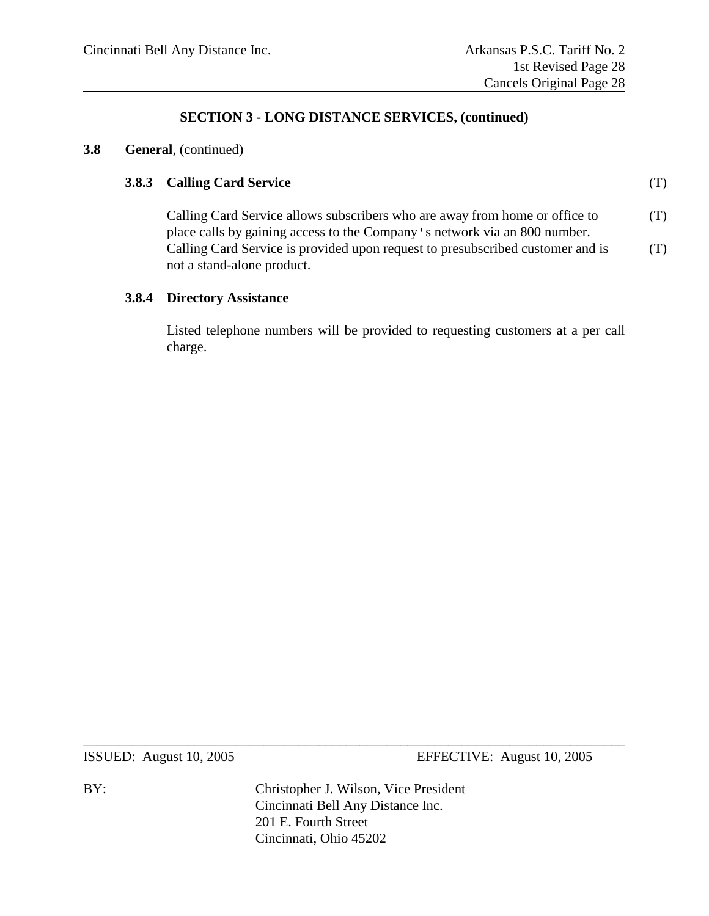## SECTION 3 - LONG DISTANCE SERVICES, (continued)

**3.8 General**, (continued)

**3.8.3 Calling Card Service** (T)

Calling Card Service allows subscribers who are away from home or office to place calls by gaining access to the Company's network via an 800 number. Calling Card Service is provided upon request to presubscribed customer and is not a stand-alone product. (T) (T)

**3.8.4 Directory Assistance**

Listed telephone numbers will be provided to requesting customers at a per call charge.

ISSUED: August 10, 2005 EFFECTIVE: August 10, 2005

BY: Christopher J. Wilson, Vice President
Cincinnati Bell Any Distance Inc.
201 E. Fourth Street
Cincinnati, Ohio 45202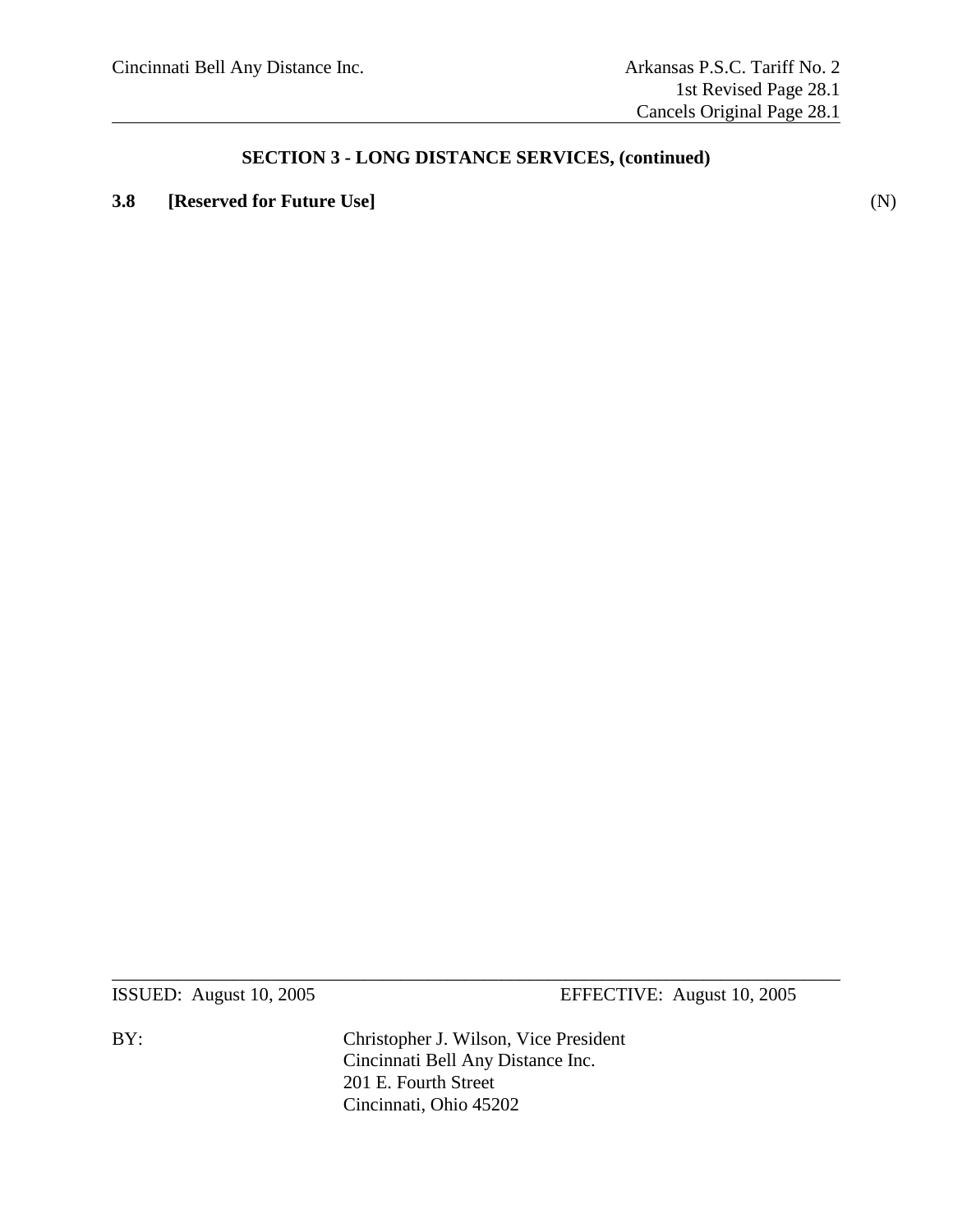## SECTION 3 - LONG DISTANCE SERVICES, (continued)

**3.8 [Reserved for Future Use]** (N)

ISSUED: August 10, 2005 EFFECTIVE: August 10, 2005

BY: Christopher J. Wilson, Vice President
Cincinnati Bell Any Distance Inc.
201 E. Fourth Street
Cincinnati, Ohio 45202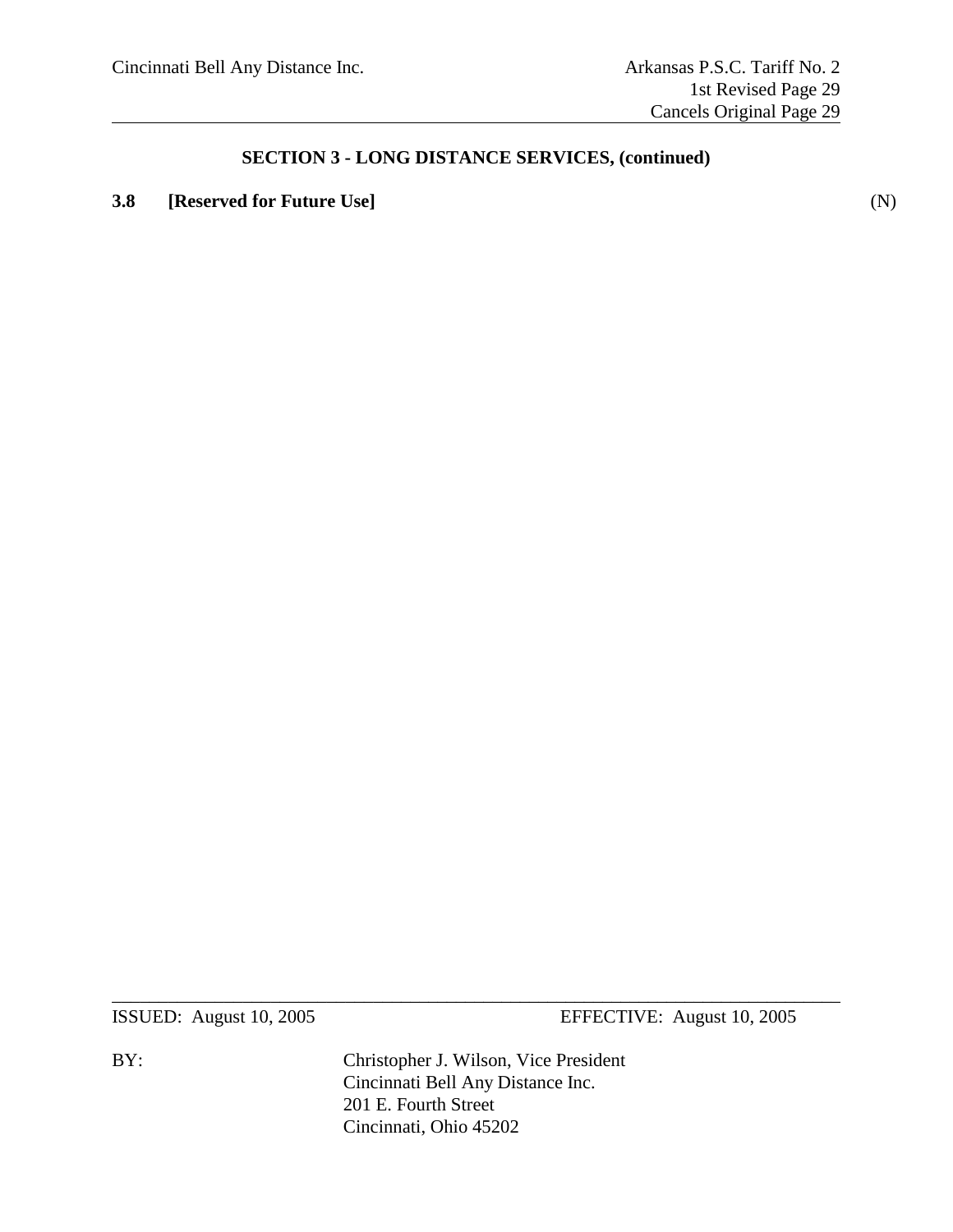## SECTION 3 - LONG DISTANCE SERVICES, (continued)

**3.8 [Reserved for Future Use]** (N)

ISSUED: August 10, 2005 EFFECTIVE: August 10, 2005

BY: Christopher J. Wilson, Vice President
Cincinnati Bell Any Distance Inc.
201 E. Fourth Street
Cincinnati, Ohio 45202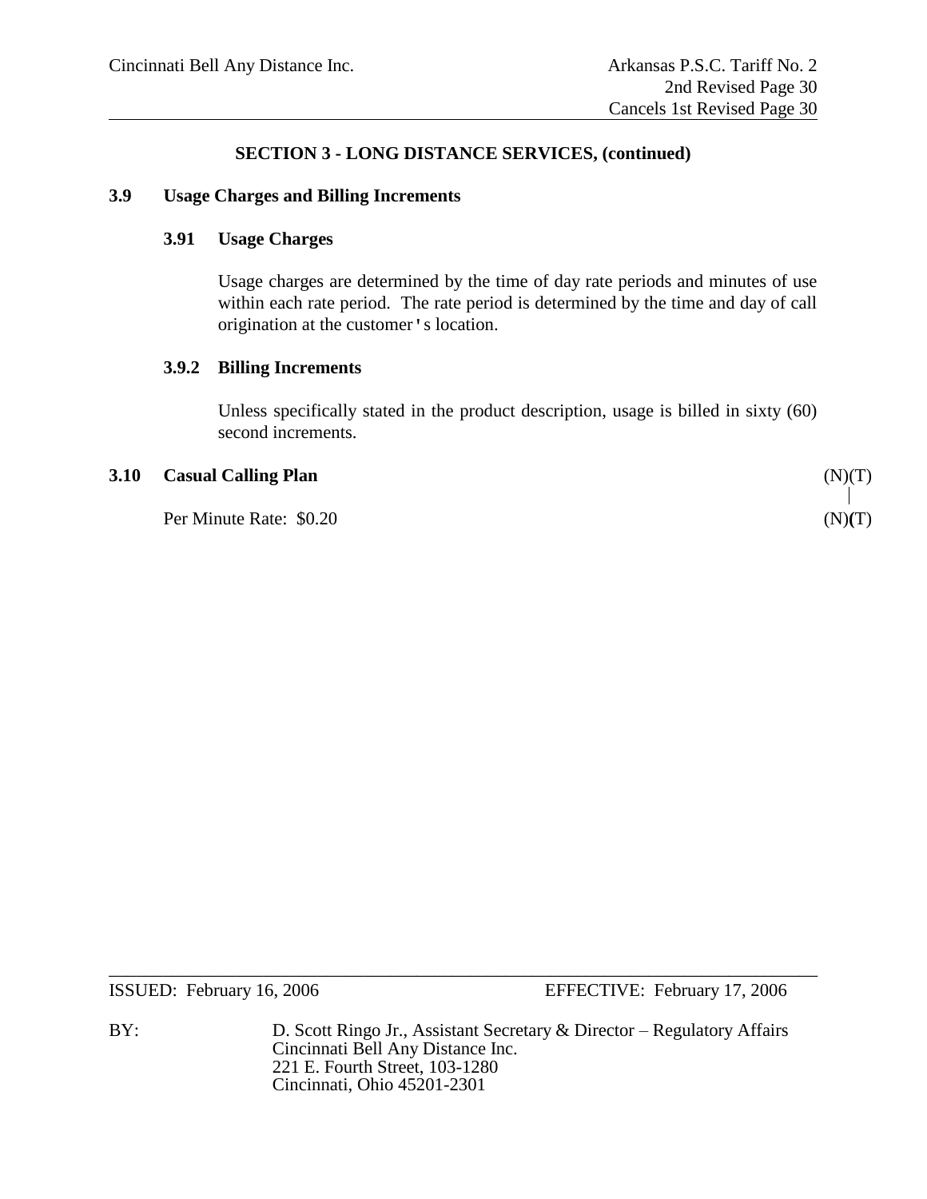**SECTION 3 - LONG DISTANCE SERVICES, (continued)**

## 3.9 Usage Charges and Billing Increments

### 3.91 Usage Charges

Usage charges are determined by the time of day rate periods and minutes of use within each rate period. The rate period is determined by the time and day of call origination at the customer's location.

### 3.9.2 Billing Increments

Unless specifically stated in the product description, usage is billed in sixty (60) second increments.

## 3.10 Casual Calling Plan (N)(T)

Per Minute Rate: $0.20 (N)(T)

ISSUED: February 16, 2006 EFFECTIVE: February 17, 2006

BY: D. Scott Ringo Jr., Assistant Secretary & Director – Regulatory Affairs
Cincinnati Bell Any Distance Inc.
221 E. Fourth Street, 103-1280
Cincinnati, Ohio 45201-2301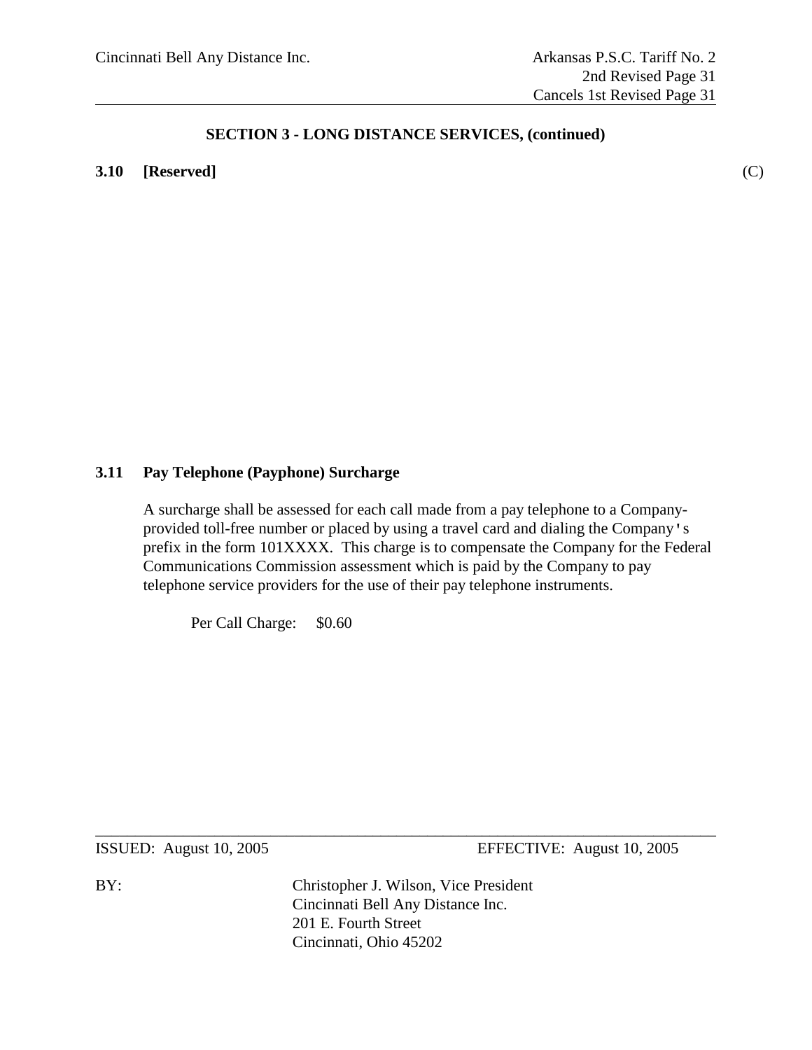## SECTION 3 - LONG DISTANCE SERVICES, (continued)

**3.10 [Reserved]** (C)

**3.11 Pay Telephone (Payphone) Surcharge**

A surcharge shall be assessed for each call made from a pay telephone to a Company-provided toll-free number or placed by using a travel card and dialing the Company's prefix in the form 101XXXX. This charge is to compensate the Company for the Federal Communications Commission assessment which is paid by the Company to pay telephone service providers for the use of their pay telephone instruments.

Per Call Charge: $0.60

ISSUED: August 10, 2005 EFFECTIVE: August 10, 2005

BY: Christopher J. Wilson, Vice President
Cincinnati Bell Any Distance Inc.
201 E. Fourth Street
Cincinnati, Ohio 45202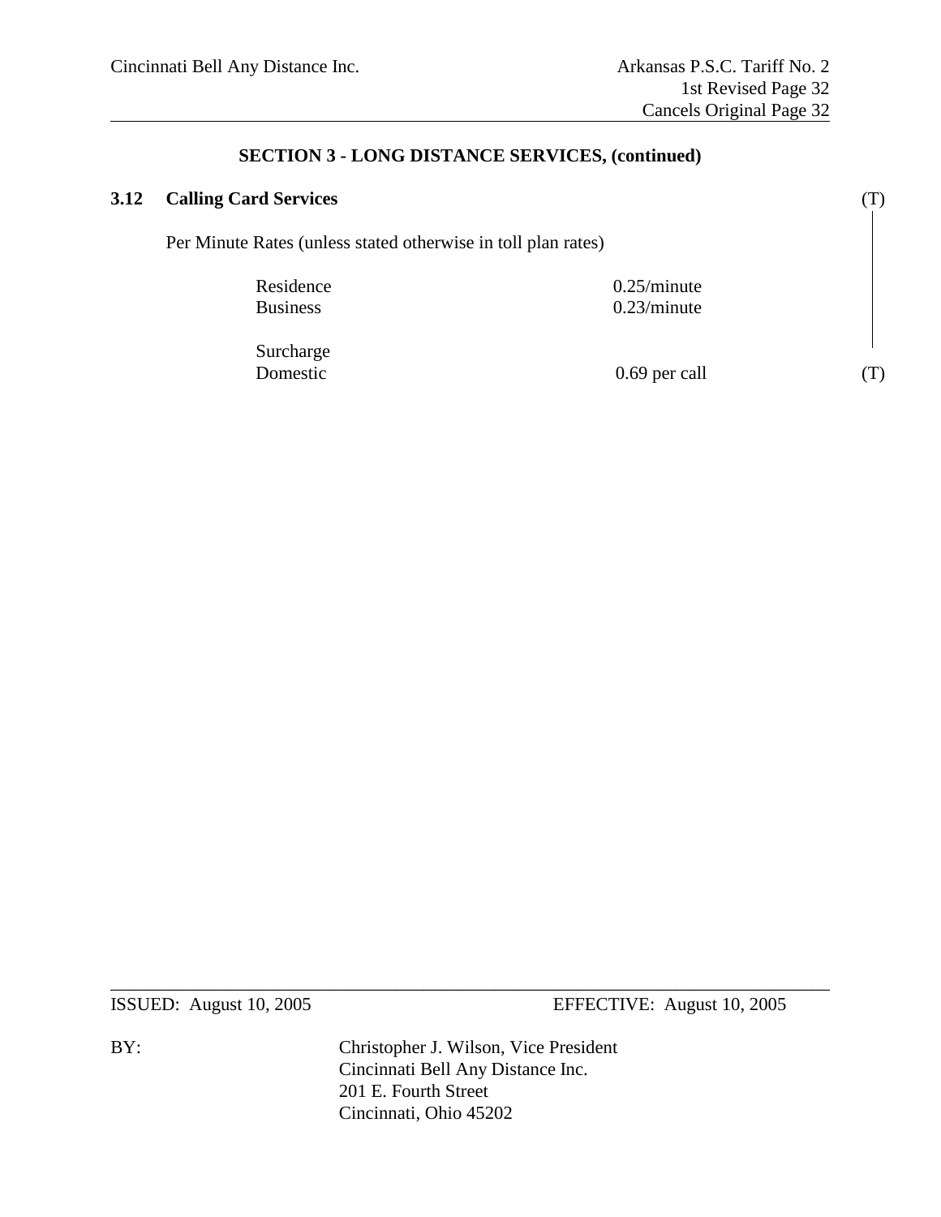## SECTION 3 - LONG DISTANCE SERVICES, (continued)

### 3.12 Calling Card Services (T)

Per Minute Rates (unless stated otherwise in toll plan rates)

| | |
|---|---|
| Residence | 0.25/minute |
| Business | 0.23/minute |

| | |
|---|---|
| Surcharge | |
| Domestic | 0.69 per call (T) |

ISSUED: August 10, 2005 EFFECTIVE: August 10, 2005

BY: Christopher J. Wilson, Vice President
Cincinnati Bell Any Distance Inc.
201 E. Fourth Street
Cincinnati, Ohio 45202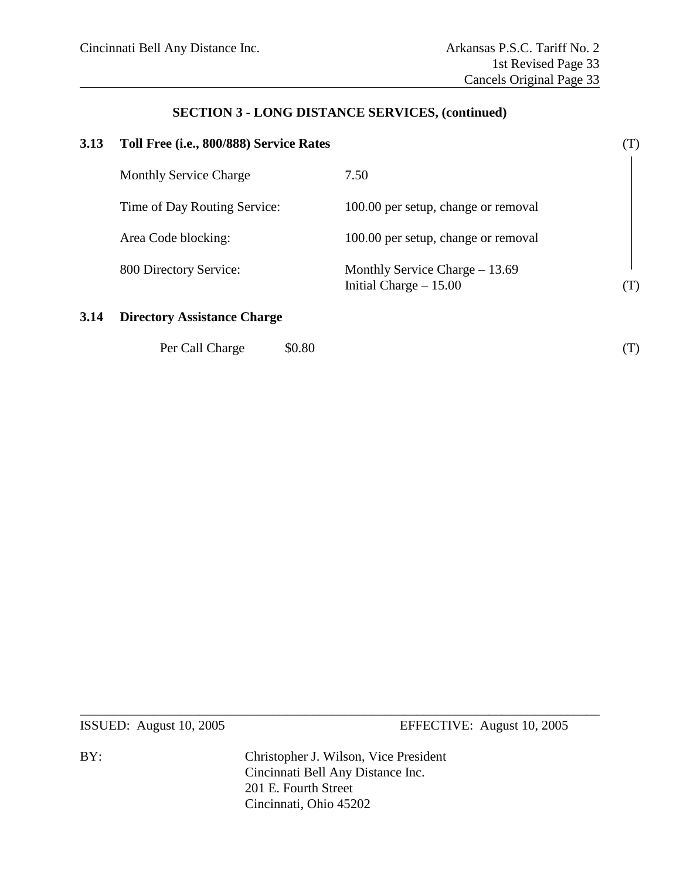## SECTION 3 - LONG DISTANCE SERVICES, (continued)

### 3.13 Toll Free (i.e., 800/888) Service Rates (T)

| | |
|---|---|
| Monthly Service Charge | 7.50 |
| Time of Day Routing Service: | 100.00 per setup, change or removal |
| Area Code blocking: | 100.00 per setup, change or removal |
| 800 Directory Service: | Monthly Service Charge – 13.69<br>Initial Charge – 15.00 (T) |

### 3.14 Directory Assistance Charge

Per Call Charge $0.80 (T)

ISSUED: August 10, 2005 EFFECTIVE: August 10, 2005

BY: Christopher J. Wilson, Vice President
Cincinnati Bell Any Distance Inc.
201 E. Fourth Street
Cincinnati, Ohio 45202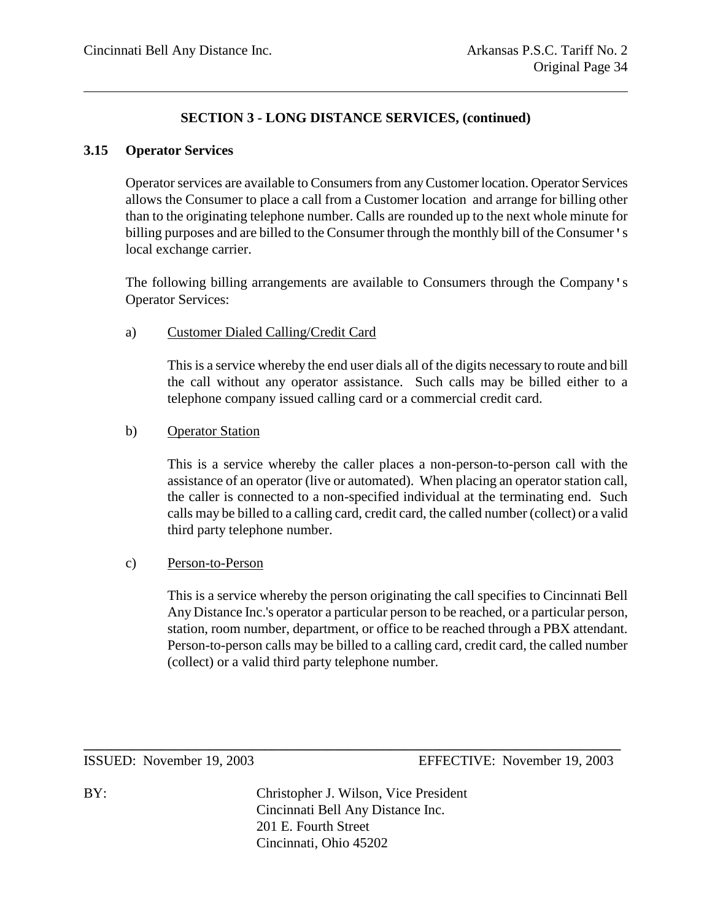## SECTION 3 - LONG DISTANCE SERVICES, (continued)

### 3.15 Operator Services

Operator services are available to Consumers from any Customer location. Operator Services allows the Consumer to place a call from a Customer location and arrange for billing other than to the originating telephone number. Calls are rounded up to the next whole minute for billing purposes and are billed to the Consumer through the monthly bill of the Consumer's local exchange carrier.

The following billing arrangements are available to Consumers through the Company's Operator Services:

a) Customer Dialed Calling/Credit Card

This is a service whereby the end user dials all of the digits necessary to route and bill the call without any operator assistance. Such calls may be billed either to a telephone company issued calling card or a commercial credit card.

b) Operator Station

This is a service whereby the caller places a non-person-to-person call with the assistance of an operator (live or automated). When placing an operator station call, the caller is connected to a non-specified individual at the terminating end. Such calls may be billed to a calling card, credit card, the called number (collect) or a valid third party telephone number.

c) Person-to-Person

This is a service whereby the person originating the call specifies to Cincinnati Bell Any Distance Inc.'s operator a particular person to be reached, or a particular person, station, room number, department, or office to be reached through a PBX attendant. Person-to-person calls may be billed to a calling card, credit card, the called number (collect) or a valid third party telephone number.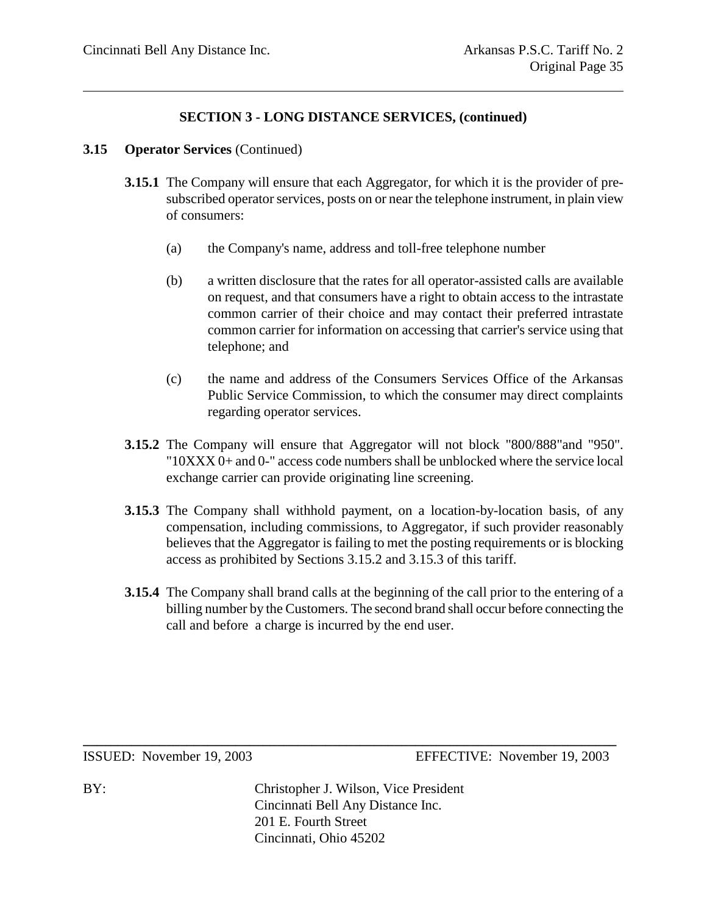## SECTION 3 - LONG DISTANCE SERVICES, (continued)

**3.15 Operator Services** (Continued)

**3.15.1** The Company will ensure that each Aggregator, for which it is the provider of pre-subscribed operator services, posts on or near the telephone instrument, in plain view of consumers:

(a) the Company's name, address and toll-free telephone number

(b) a written disclosure that the rates for all operator-assisted calls are available on request, and that consumers have a right to obtain access to the intrastate common carrier of their choice and may contact their preferred intrastate common carrier for information on accessing that carrier's service using that telephone; and

(c) the name and address of the Consumers Services Office of the Arkansas Public Service Commission, to which the consumer may direct complaints regarding operator services.

**3.15.2** The Company will ensure that Aggregator will not block "800/888"and "950". "10XXX 0+ and 0-" access code numbers shall be unblocked where the service local exchange carrier can provide originating line screening.

**3.15.3** The Company shall withhold payment, on a location-by-location basis, of any compensation, including commissions, to Aggregator, if such provider reasonably believes that the Aggregator is failing to met the posting requirements or is blocking access as prohibited by Sections 3.15.2 and 3.15.3 of this tariff.

**3.15.4** The Company shall brand calls at the beginning of the call prior to the entering of a billing number by the Customers. The second brand shall occur before connecting the call and before a charge is incurred by the end user.

ISSUED: November 19, 2003 EFFECTIVE: November 19, 2003

BY: Christopher J. Wilson, Vice President
Cincinnati Bell Any Distance Inc.
201 E. Fourth Street
Cincinnati, Ohio 45202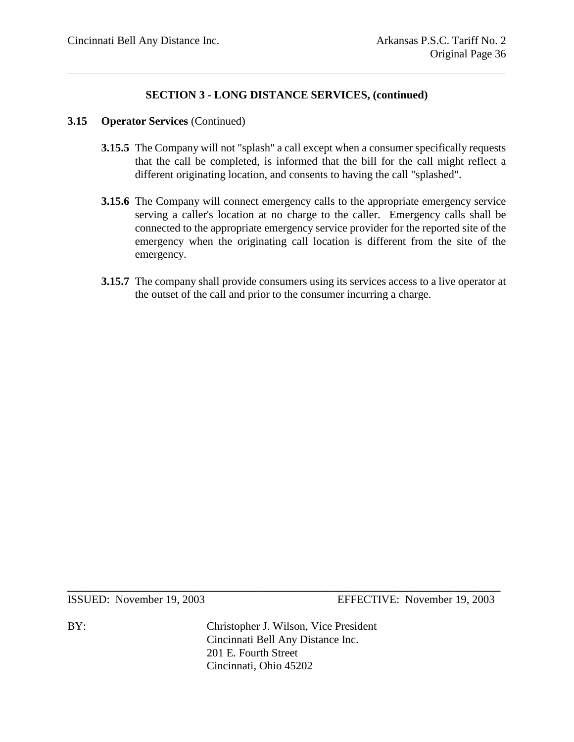## SECTION 3 - LONG DISTANCE SERVICES, (continued)

**3.15 Operator Services** (Continued)

**3.15.5** The Company will not "splash" a call except when a consumer specifically requests that the call be completed, is informed that the bill for the call might reflect a different originating location, and consents to having the call "splashed".

**3.15.6** The Company will connect emergency calls to the appropriate emergency service serving a caller's location at no charge to the caller. Emergency calls shall be connected to the appropriate emergency service provider for the reported site of the emergency when the originating call location is different from the site of the emergency.

**3.15.7** The company shall provide consumers using its services access to a live operator at the outset of the call and prior to the consumer incurring a charge.

ISSUED: November 19, 2003 EFFECTIVE: November 19, 2003

BY: Christopher J. Wilson, Vice President
Cincinnati Bell Any Distance Inc.
201 E. Fourth Street
Cincinnati, Ohio 45202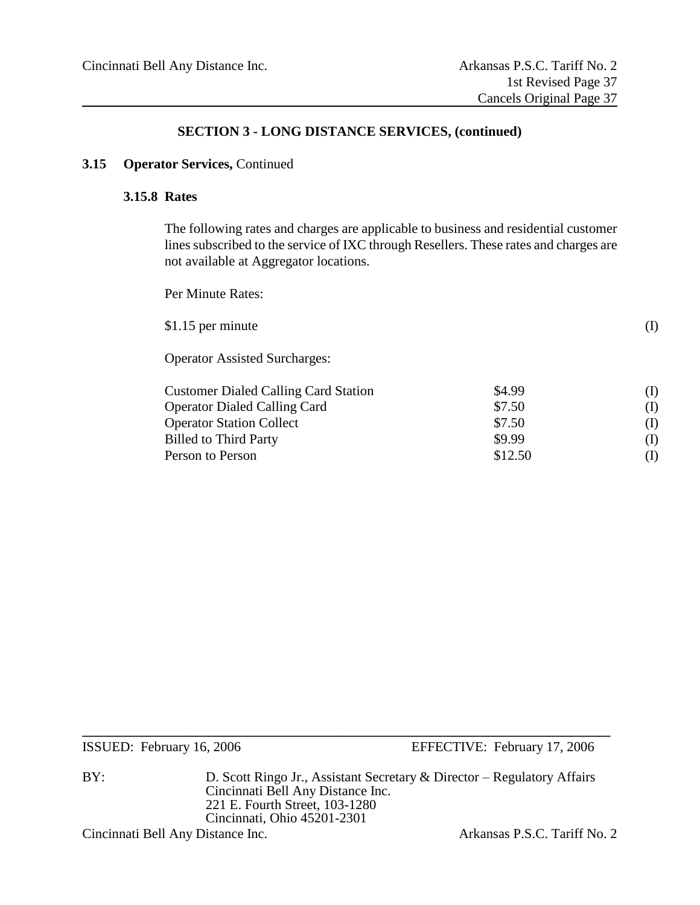## SECTION 3 - LONG DISTANCE SERVICES, (continued)

### 3.15 Operator Services, Continued

#### 3.15.8 Rates

The following rates and charges are applicable to business and residential customer lines subscribed to the service of IXC through Resellers. These rates and charges are not available at Aggregator locations.

Per Minute Rates:

$1.15 per minute (I)

Operator Assisted Surcharges:

| | | |
|---|---|---|
| Customer Dialed Calling Card Station | $4.99 | (I) |
| Operator Dialed Calling Card | $7.50 | (I) |
| Operator Station Collect | $7.50 | (I) |
| Billed to Third Party | $9.99 | (I) |
| Person to Person | $12.50 | (I) |

ISSUED: February 16, 2006 EFFECTIVE: February 17, 2006

BY: D. Scott Ringo Jr., Assistant Secretary & Director – Regulatory Affairs
Cincinnati Bell Any Distance Inc.
221 E. Fourth Street, 103-1280
Cincinnati, Ohio 45201-2301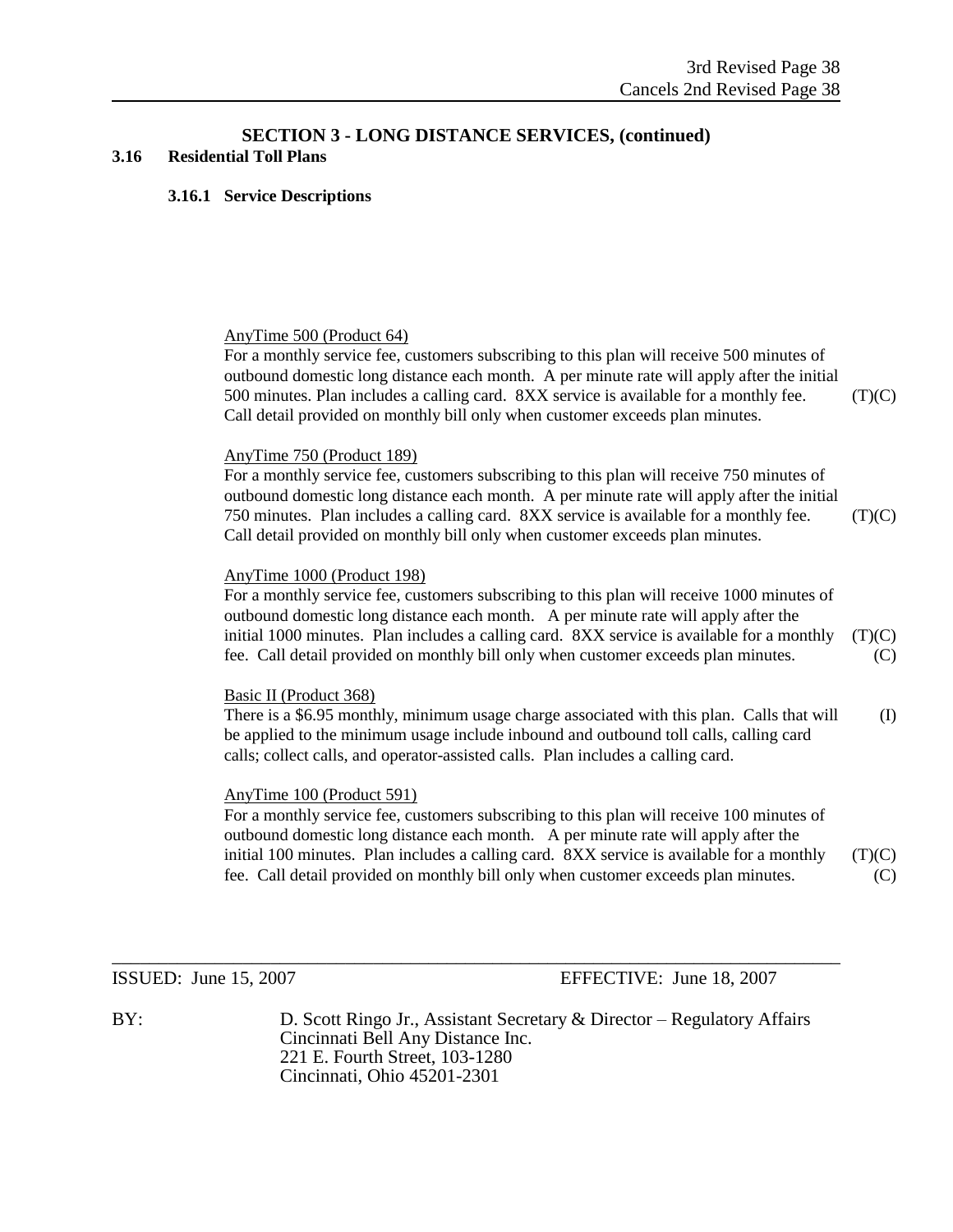3rd Revised Page 38
Cancels 2nd Revised Page 38

## SECTION 3 - LONG DISTANCE SERVICES, (continued)

### 3.16 Residential Toll Plans

#### 3.16.1 Service Descriptions

AnyTime 500 (Product 64)

For a monthly service fee, customers subscribing to this plan will receive 500 minutes of outbound domestic long distance each month. A per minute rate will apply after the initial 500 minutes. Plan includes a calling card. 8XX service is available for a monthly fee. Call detail provided on monthly bill only when customer exceeds plan minutes. (T)(C)

AnyTime 750 (Product 189)

For a monthly service fee, customers subscribing to this plan will receive 750 minutes of outbound domestic long distance each month. A per minute rate will apply after the initial 750 minutes. Plan includes a calling card. 8XX service is available for a monthly fee. Call detail provided on monthly bill only when customer exceeds plan minutes. (T)(C)

AnyTime 1000 (Product 198)

For a monthly service fee, customers subscribing to this plan will receive 1000 minutes of outbound domestic long distance each month. A per minute rate will apply after the initial 1000 minutes. Plan includes a calling card. 8XX service is available for a monthly fee. Call detail provided on monthly bill only when customer exceeds plan minutes. (T)(C) (C)

Basic II (Product 368)

There is a $6.95 monthly, minimum usage charge associated with this plan. Calls that will be applied to the minimum usage include inbound and outbound toll calls, calling card calls; collect calls, and operator-assisted calls. Plan includes a calling card. (I)

AnyTime 100 (Product 591)

For a monthly service fee, customers subscribing to this plan will receive 100 minutes of outbound domestic long distance each month. A per minute rate will apply after the initial 100 minutes. Plan includes a calling card. 8XX service is available for a monthly fee. Call detail provided on monthly bill only when customer exceeds plan minutes. (T)(C) (C)

ISSUED: June 15, 2007 EFFECTIVE: June 18, 2007

BY: D. Scott Ringo Jr., Assistant Secretary & Director – Regulatory Affairs
Cincinnati Bell Any Distance Inc.
221 E. Fourth Street, 103-1280
Cincinnati, Ohio 45201-2301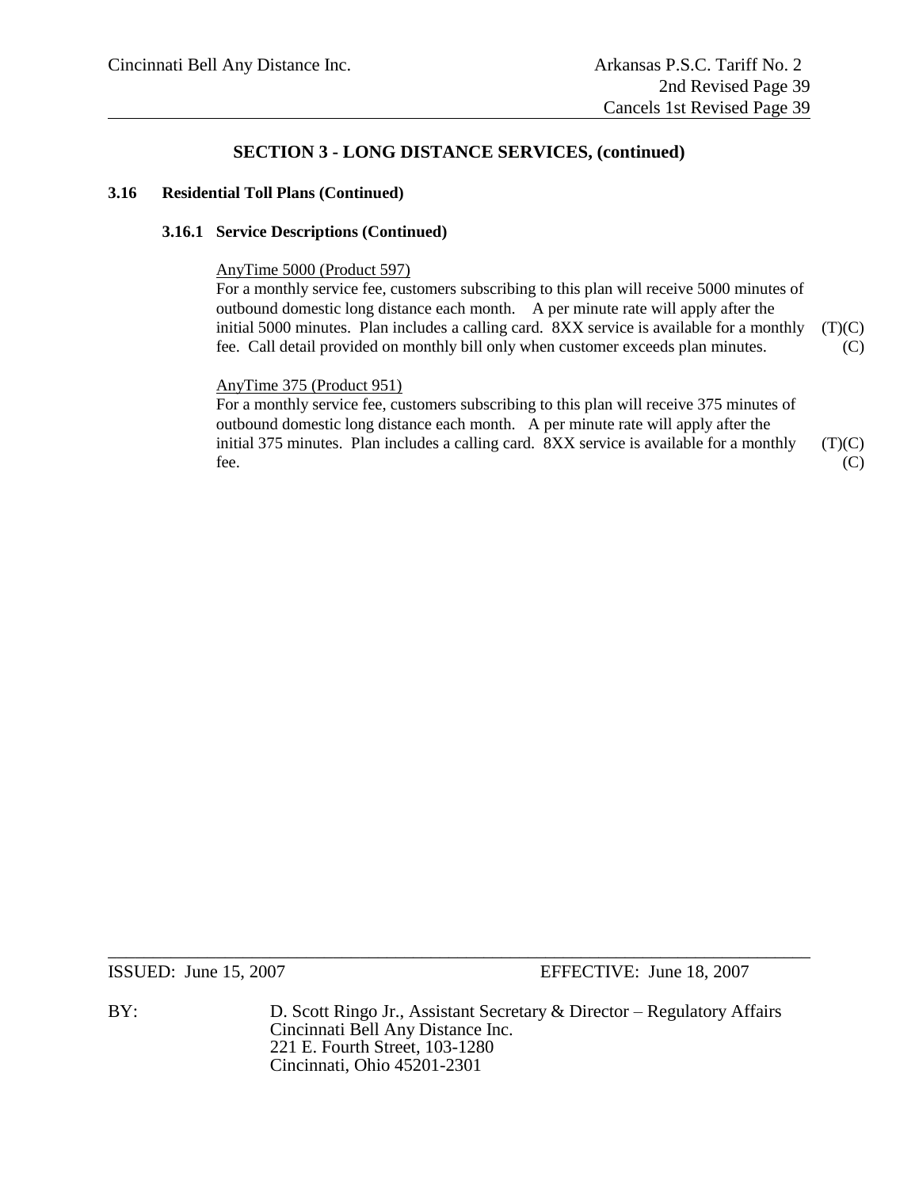## SECTION 3 - LONG DISTANCE SERVICES, (continued)

### 3.16 Residential Toll Plans (Continued)

#### 3.16.1 Service Descriptions (Continued)

AnyTime 5000 (Product 597)

For a monthly service fee, customers subscribing to this plan will receive 5000 minutes of outbound domestic long distance each month. A per minute rate will apply after the initial 5000 minutes. Plan includes a calling card. 8XX service is available for a monthly fee. Call detail provided on monthly bill only when customer exceeds plan minutes. (T)(C) (C)

AnyTime 375 (Product 951)

For a monthly service fee, customers subscribing to this plan will receive 375 minutes of outbound domestic long distance each month. A per minute rate will apply after the initial 375 minutes. Plan includes a calling card. 8XX service is available for a monthly fee. (T)(C) (C)

ISSUED: June 15, 2007 EFFECTIVE: June 18, 2007

BY: D. Scott Ringo Jr., Assistant Secretary & Director – Regulatory Affairs
Cincinnati Bell Any Distance Inc.
221 E. Fourth Street, 103-1280
Cincinnati, Ohio 45201-2301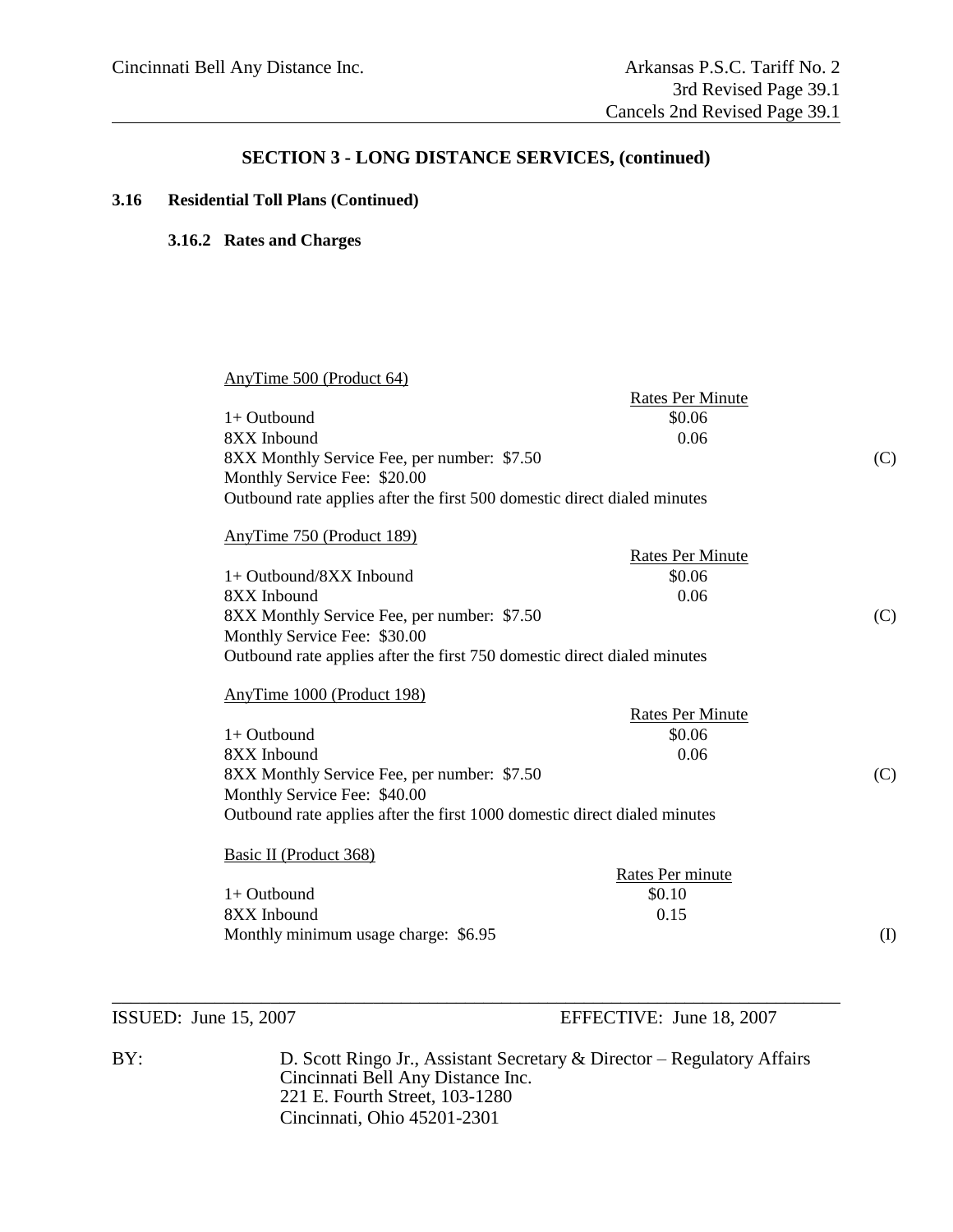## SECTION 3 - LONG DISTANCE SERVICES, (continued)

### 3.16 Residential Toll Plans (Continued)

#### 3.16.2 Rates and Charges

AnyTime 500 (Product 64)

| | Rates Per Minute | |
|---|---|---|
| 1+ Outbound | $0.06 | |
| 8XX Inbound | 0.06 | |
| 8XX Monthly Service Fee, per number: $7.50 | | (C) |
| Monthly Service Fee: $20.00 | | |

Outbound rate applies after the first 500 domestic direct dialed minutes

AnyTime 750 (Product 189)

| | Rates Per Minute | |
|---|---|---|
| 1+ Outbound/8XX Inbound | $0.06 | |
| 8XX Inbound | 0.06 | |
| 8XX Monthly Service Fee, per number: $7.50 | | (C) |
| Monthly Service Fee: $30.00 | | |

Outbound rate applies after the first 750 domestic direct dialed minutes

AnyTime 1000 (Product 198)

| | Rates Per Minute | |
|---|---|---|
| 1+ Outbound | $0.06 | |
| 8XX Inbound | 0.06 | |
| 8XX Monthly Service Fee, per number: $7.50 | | (C) |
| Monthly Service Fee: $40.00 | | |

Outbound rate applies after the first 1000 domestic direct dialed minutes

Basic II (Product 368)

| | Rates Per minute | |
|---|---|---|
| 1+ Outbound | $0.10 | |
| 8XX Inbound | 0.15 | |
| Monthly minimum usage charge: $6.95 | | (I) |

ISSUED: June 15, 2007 EFFECTIVE: June 18, 2007

BY: D. Scott Ringo Jr., Assistant Secretary & Director – Regulatory Affairs
Cincinnati Bell Any Distance Inc.
221 E. Fourth Street, 103-1280
Cincinnati, Ohio 45201-2301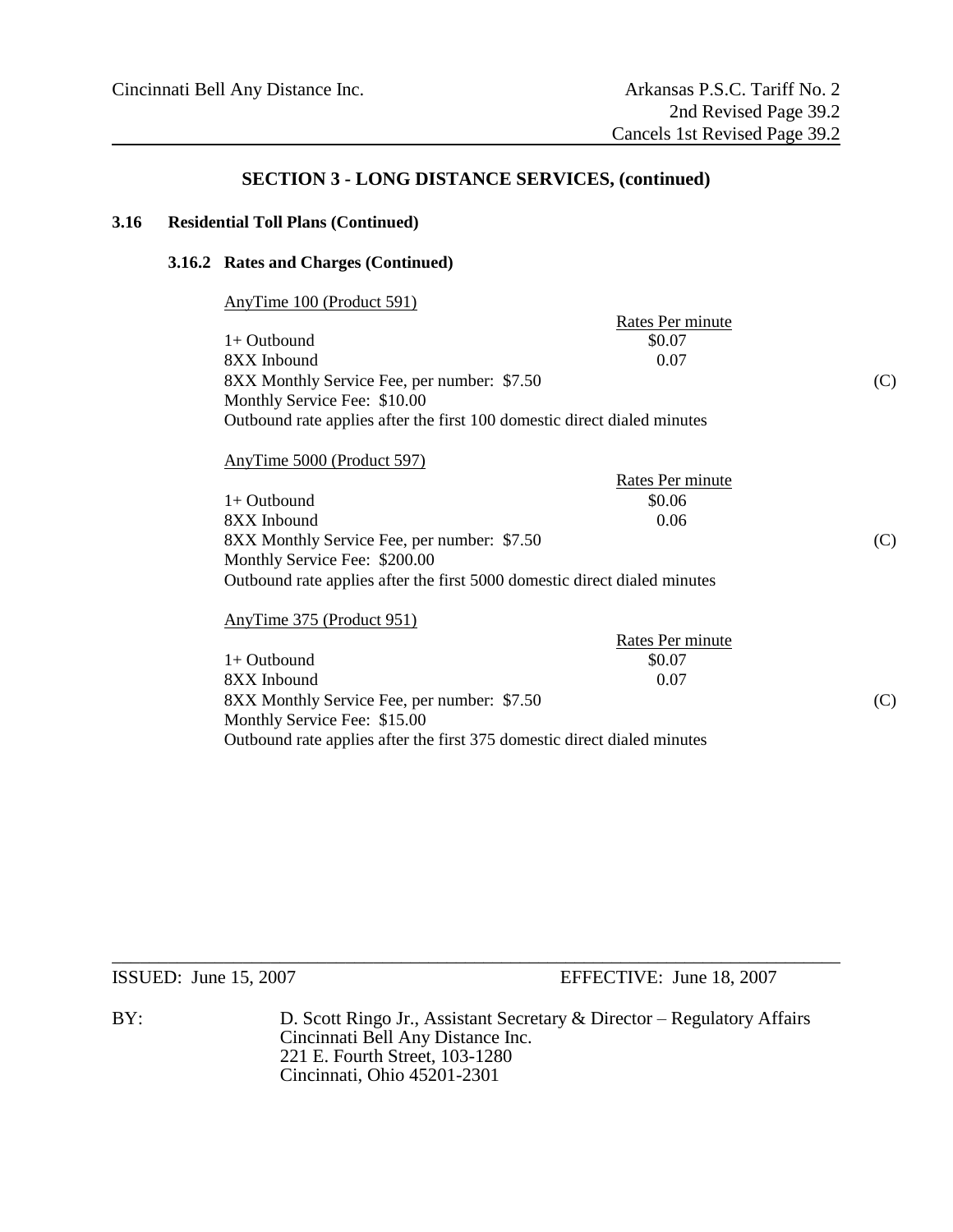Cincinnati Bell Any Distance Inc. | Arkansas P.S.C. Tariff No. 2
2nd Revised Page 39.2
Cancels 1st Revised Page 39.2

## SECTION 3 - LONG DISTANCE SERVICES, (continued)

### 3.16 Residential Toll Plans (Continued)

#### 3.16.2 Rates and Charges (Continued)

AnyTime 100 (Product 591)

| | Rates Per minute | |
|---|---|---|
| 1+ Outbound | $0.07 | |
| 8XX Inbound | 0.07 | |
| 8XX Monthly Service Fee, per number: $7.50 | | (C) |
| Monthly Service Fee: $10.00 | | |

Outbound rate applies after the first 100 domestic direct dialed minutes

AnyTime 5000 (Product 597)

| | Rates Per minute | |
|---|---|---|
| 1+ Outbound | $0.06 | |
| 8XX Inbound | 0.06 | |
| 8XX Monthly Service Fee, per number: $7.50 | | (C) |
| Monthly Service Fee: $200.00 | | |

Outbound rate applies after the first 5000 domestic direct dialed minutes

AnyTime 375 (Product 951)

| | Rates Per minute | |
|---|---|---|
| 1+ Outbound | $0.07 | |
| 8XX Inbound | 0.07 | |
| 8XX Monthly Service Fee, per number: $7.50 | | (C) |
| Monthly Service Fee: $15.00 | | |

Outbound rate applies after the first 375 domestic direct dialed minutes

ISSUED: June 15, 2007 EFFECTIVE: June 18, 2007

BY: D. Scott Ringo Jr., Assistant Secretary & Director – Regulatory Affairs
Cincinnati Bell Any Distance Inc.
221 E. Fourth Street, 103-1280
Cincinnati, Ohio 45201-2301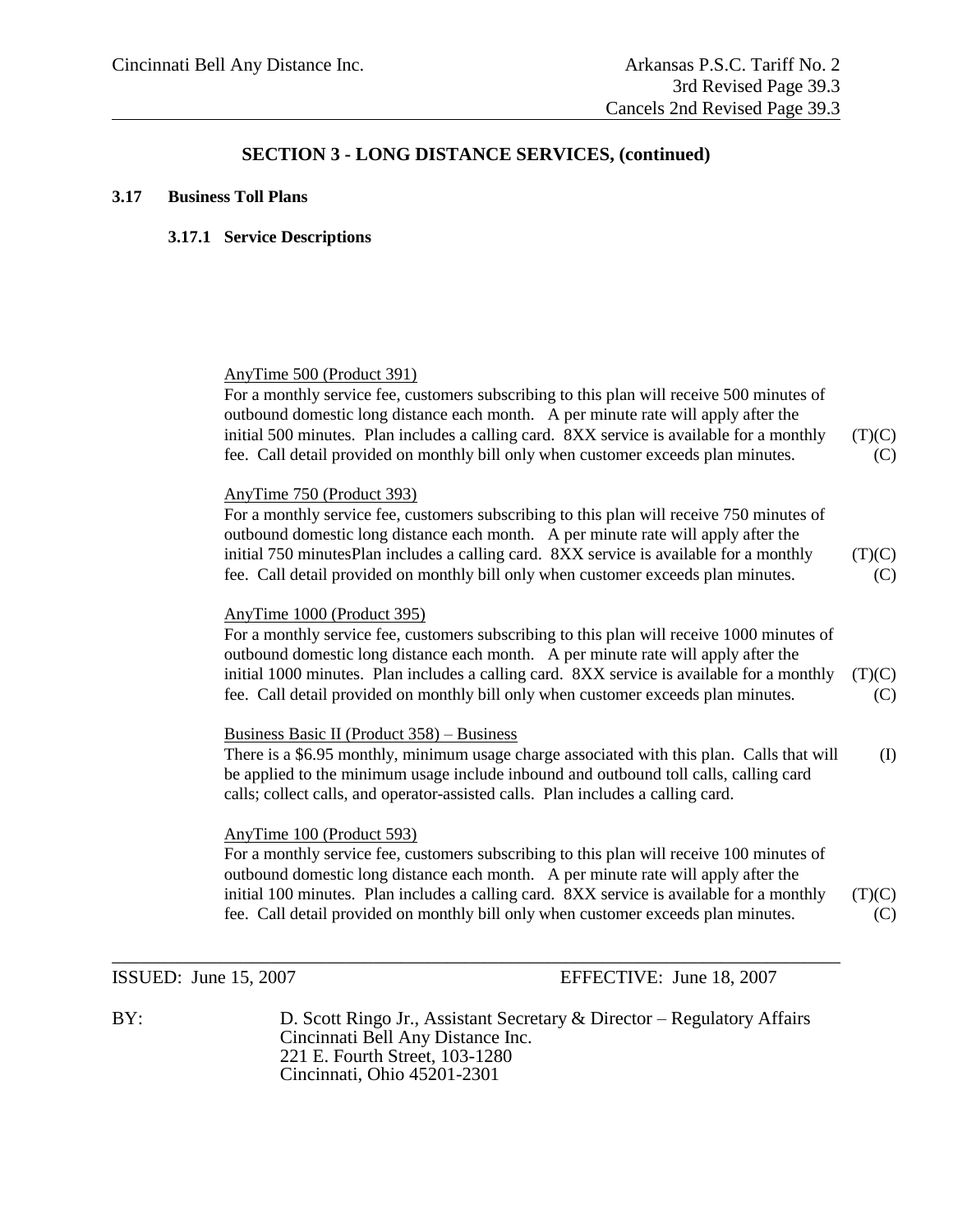# SECTION 3 - LONG DISTANCE SERVICES, (continued)

## 3.17 Business Toll Plans

### 3.17.1 Service Descriptions

AnyTime 500 (Product 391)

For a monthly service fee, customers subscribing to this plan will receive 500 minutes of outbound domestic long distance each month. A per minute rate will apply after the initial 500 minutes. Plan includes a calling card. 8XX service is available for a monthly fee. Call detail provided on monthly bill only when customer exceeds plan minutes. (T)(C) (C)

AnyTime 750 (Product 393)

For a monthly service fee, customers subscribing to this plan will receive 750 minutes of outbound domestic long distance each month. A per minute rate will apply after the initial 750 minutesPlan includes a calling card. 8XX service is available for a monthly fee. Call detail provided on monthly bill only when customer exceeds plan minutes. (T)(C) (C)

AnyTime 1000 (Product 395)

For a monthly service fee, customers subscribing to this plan will receive 1000 minutes of outbound domestic long distance each month. A per minute rate will apply after the initial 1000 minutes. Plan includes a calling card. 8XX service is available for a monthly fee. Call detail provided on monthly bill only when customer exceeds plan minutes. (T)(C) (C)

Business Basic II (Product 358) – Business

There is a $6.95 monthly, minimum usage charge associated with this plan. Calls that will be applied to the minimum usage include inbound and outbound toll calls, calling card calls; collect calls, and operator-assisted calls. Plan includes a calling card. (I)

AnyTime 100 (Product 593)

For a monthly service fee, customers subscribing to this plan will receive 100 minutes of outbound domestic long distance each month. A per minute rate will apply after the initial 100 minutes. Plan includes a calling card. 8XX service is available for a monthly fee. Call detail provided on monthly bill only when customer exceeds plan minutes. (T)(C) (C)

ISSUED: June 15, 2007 EFFECTIVE: June 18, 2007

BY: D. Scott Ringo Jr., Assistant Secretary & Director – Regulatory Affairs
Cincinnati Bell Any Distance Inc.
221 E. Fourth Street, 103-1280
Cincinnati, Ohio 45201-2301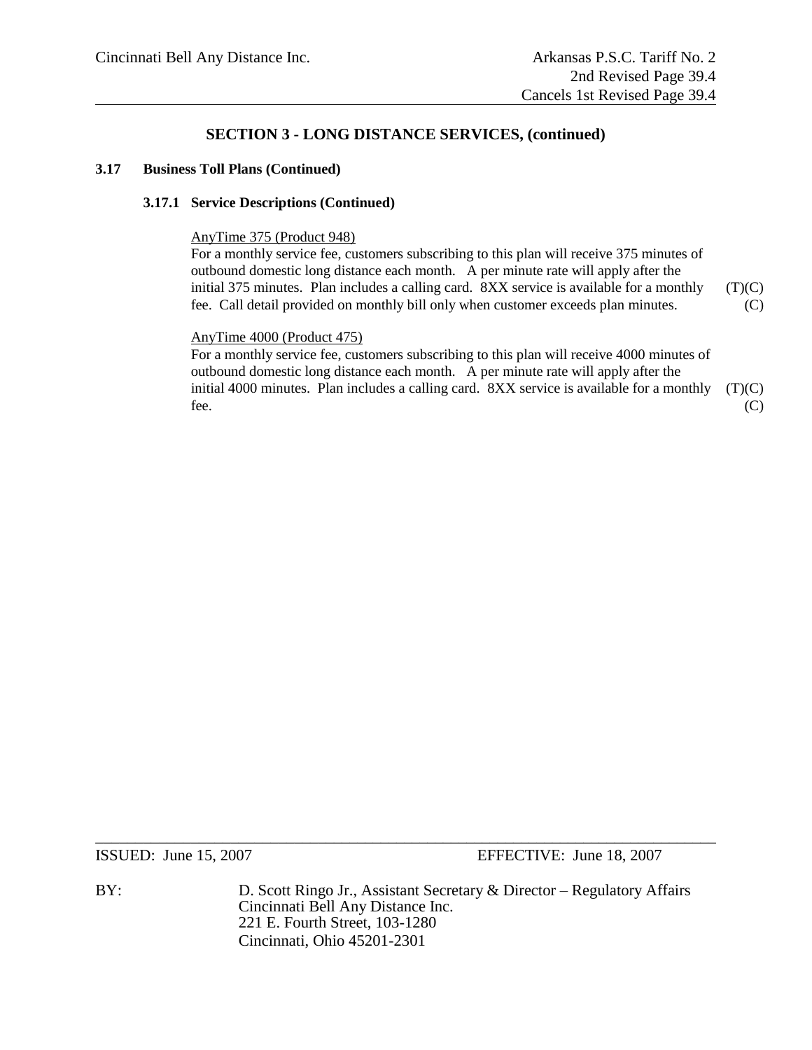## SECTION 3 - LONG DISTANCE SERVICES, (continued)

### 3.17 Business Toll Plans (Continued)

#### 3.17.1 Service Descriptions (Continued)

AnyTime 375 (Product 948)

For a monthly service fee, customers subscribing to this plan will receive 375 minutes of outbound domestic long distance each month. A per minute rate will apply after the initial 375 minutes. Plan includes a calling card. 8XX service is available for a monthly fee. Call detail provided on monthly bill only when customer exceeds plan minutes. (T)(C) (C)

AnyTime 4000 (Product 475)

For a monthly service fee, customers subscribing to this plan will receive 4000 minutes of outbound domestic long distance each month. A per minute rate will apply after the initial 4000 minutes. Plan includes a calling card. 8XX service is available for a monthly fee. (T)(C) (C)

ISSUED: June 15, 2007 EFFECTIVE: June 18, 2007

BY: D. Scott Ringo Jr., Assistant Secretary & Director – Regulatory Affairs
Cincinnati Bell Any Distance Inc.
221 E. Fourth Street, 103-1280
Cincinnati, Ohio 45201-2301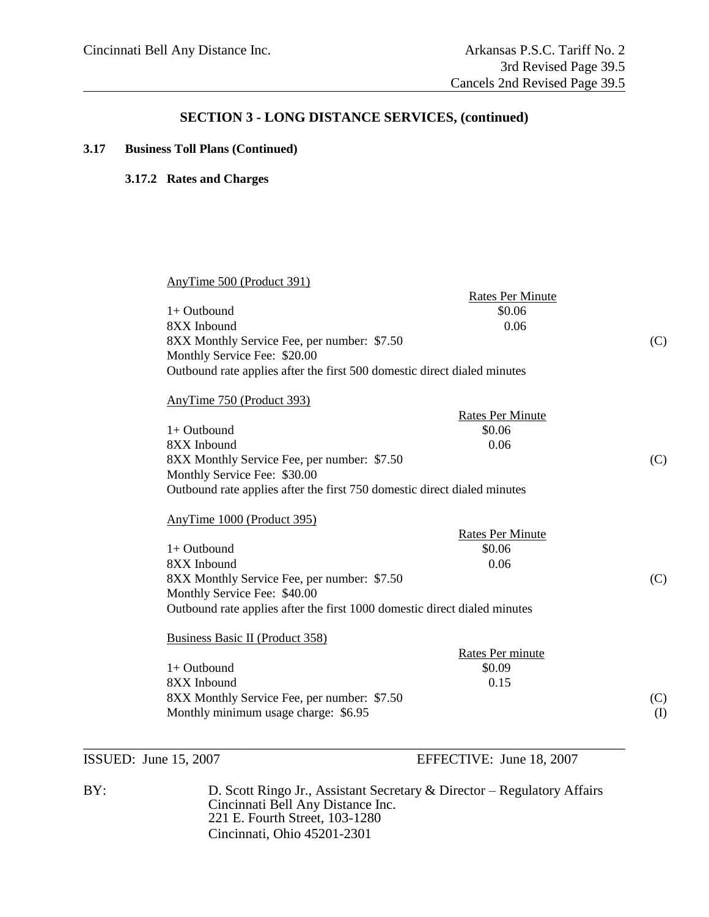## SECTION 3 - LONG DISTANCE SERVICES, (continued)

### 3.17 Business Toll Plans (Continued)

#### 3.17.2 Rates and Charges

AnyTime 500 (Product 391)

| | Rates Per Minute | |
|---|---|---|
| 1+ Outbound | $0.06 | |
| 8XX Inbound | 0.06 | |
| 8XX Monthly Service Fee, per number: $7.50 | | (C) |
| Monthly Service Fee: $20.00 | | |

Outbound rate applies after the first 500 domestic direct dialed minutes

AnyTime 750 (Product 393)

| | Rates Per Minute | |
|---|---|---|
| 1+ Outbound | $0.06 | |
| 8XX Inbound | 0.06 | |
| 8XX Monthly Service Fee, per number: $7.50 | | (C) |
| Monthly Service Fee: $30.00 | | |

Outbound rate applies after the first 750 domestic direct dialed minutes

AnyTime 1000 (Product 395)

| | Rates Per Minute | |
|---|---|---|
| 1+ Outbound | $0.06 | |
| 8XX Inbound | 0.06 | |
| 8XX Monthly Service Fee, per number: $7.50 | | (C) |
| Monthly Service Fee: $40.00 | | |

Outbound rate applies after the first 1000 domestic direct dialed minutes

Business Basic II (Product 358)

| | Rates Per minute | |
|---|---|---|
| 1+ Outbound | $0.09 | |
| 8XX Inbound | 0.15 | |
| 8XX Monthly Service Fee, per number: $7.50 | | (C) |
| Monthly minimum usage charge: $6.95 | | (I) |

ISSUED: June 15, 2007 EFFECTIVE: June 18, 2007

BY: D. Scott Ringo Jr., Assistant Secretary & Director – Regulatory Affairs
Cincinnati Bell Any Distance Inc.
221 E. Fourth Street, 103-1280
Cincinnati, Ohio 45201-2301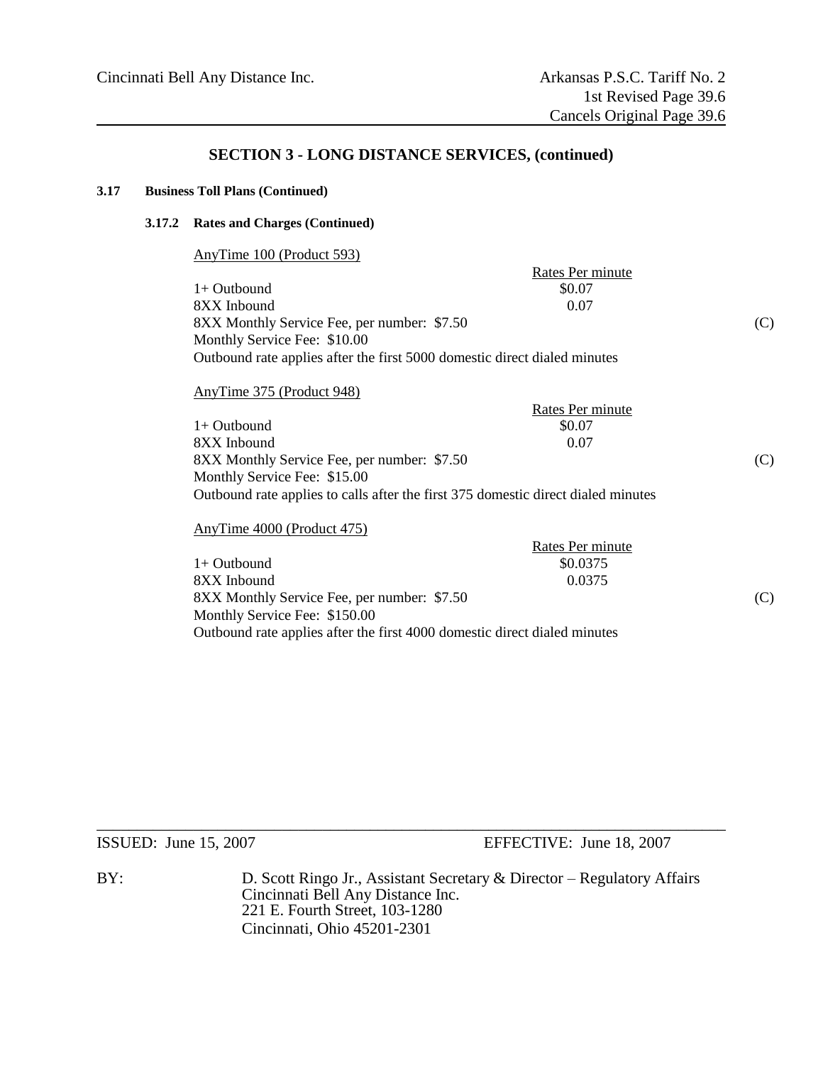## SECTION 3 - LONG DISTANCE SERVICES, (continued)

**3.17 Business Toll Plans (Continued)**

**3.17.2 Rates and Charges (Continued)**

AnyTime 100 (Product 593)

| | Rates Per minute | |
|---|---|---|
| 1+ Outbound | $0.07 | |
| 8XX Inbound | 0.07 | |
| 8XX Monthly Service Fee, per number: $7.50 | | (C) |
| Monthly Service Fee: $10.00 | | |

Outbound rate applies after the first 5000 domestic direct dialed minutes

AnyTime 375 (Product 948)

| | Rates Per minute | |
|---|---|---|
| 1+ Outbound | $0.07 | |
| 8XX Inbound | 0.07 | |
| 8XX Monthly Service Fee, per number: $7.50 | | (C) |
| Monthly Service Fee: $15.00 | | |

Outbound rate applies to calls after the first 375 domestic direct dialed minutes

AnyTime 4000 (Product 475)

| | Rates Per minute | |
|---|---|---|
| 1+ Outbound | $0.0375 | |
| 8XX Inbound | 0.0375 | |
| 8XX Monthly Service Fee, per number: $7.50 | | (C) |
| Monthly Service Fee: $150.00 | | |

Outbound rate applies after the first 4000 domestic direct dialed minutes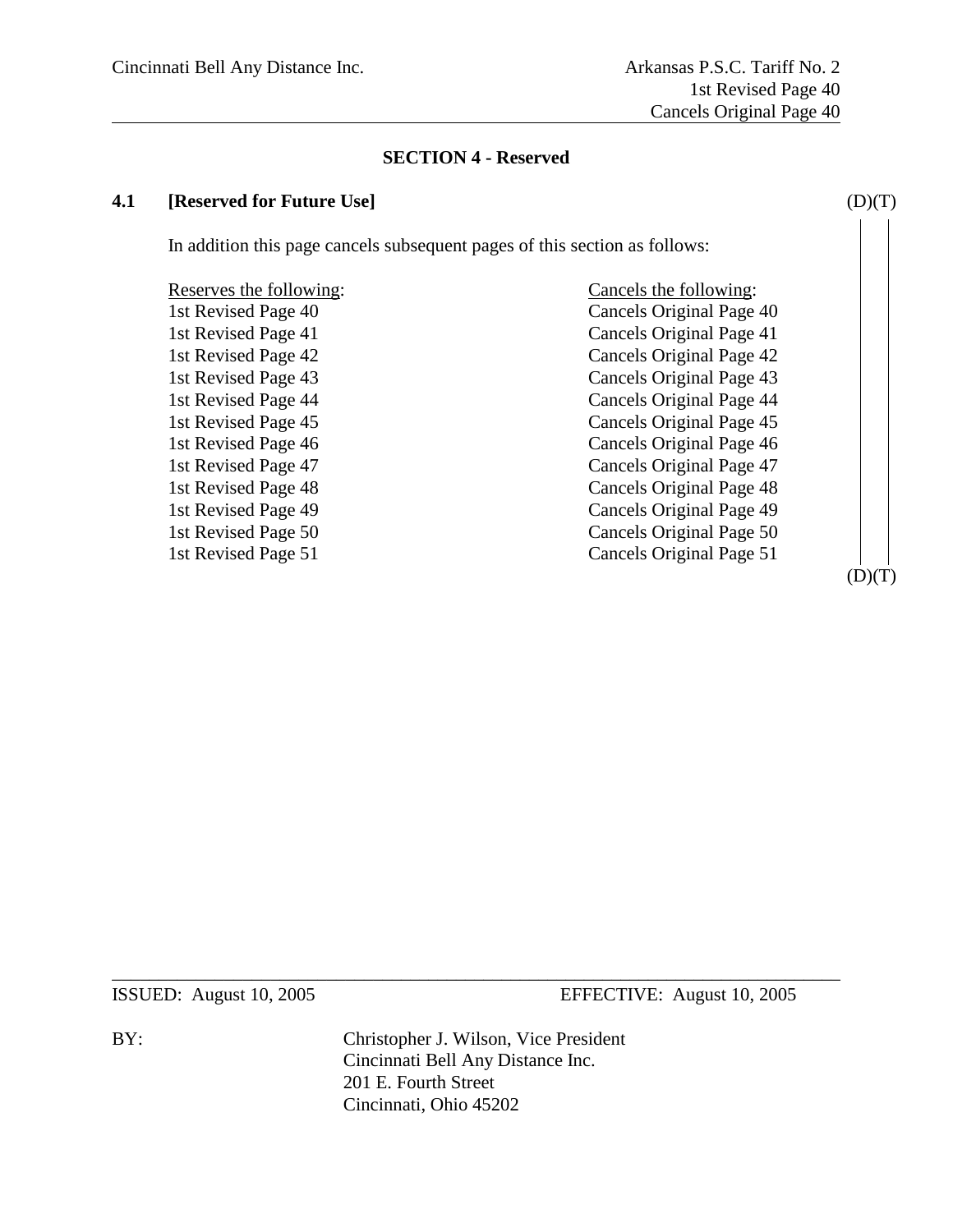## SECTION 4 - Reserved

**4.1 [Reserved for Future Use]** (D)(T)

In addition this page cancels subsequent pages of this section as follows:

| Reserves the following: | Cancels the following: |
|---|---|
| 1st Revised Page 40 | Cancels Original Page 40 |
| 1st Revised Page 41 | Cancels Original Page 41 |
| 1st Revised Page 42 | Cancels Original Page 42 |
| 1st Revised Page 43 | Cancels Original Page 43 |
| 1st Revised Page 44 | Cancels Original Page 44 |
| 1st Revised Page 45 | Cancels Original Page 45 |
| 1st Revised Page 46 | Cancels Original Page 46 |
| 1st Revised Page 47 | Cancels Original Page 47 |
| 1st Revised Page 48 | Cancels Original Page 48 |
| 1st Revised Page 49 | Cancels Original Page 49 |
| 1st Revised Page 50 | Cancels Original Page 50 |
| 1st Revised Page 51 | Cancels Original Page 51 |

(D)(T)

ISSUED: August 10, 2005 EFFECTIVE: August 10, 2005

BY: Christopher J. Wilson, Vice President
Cincinnati Bell Any Distance Inc.
201 E. Fourth Street
Cincinnati, Ohio 45202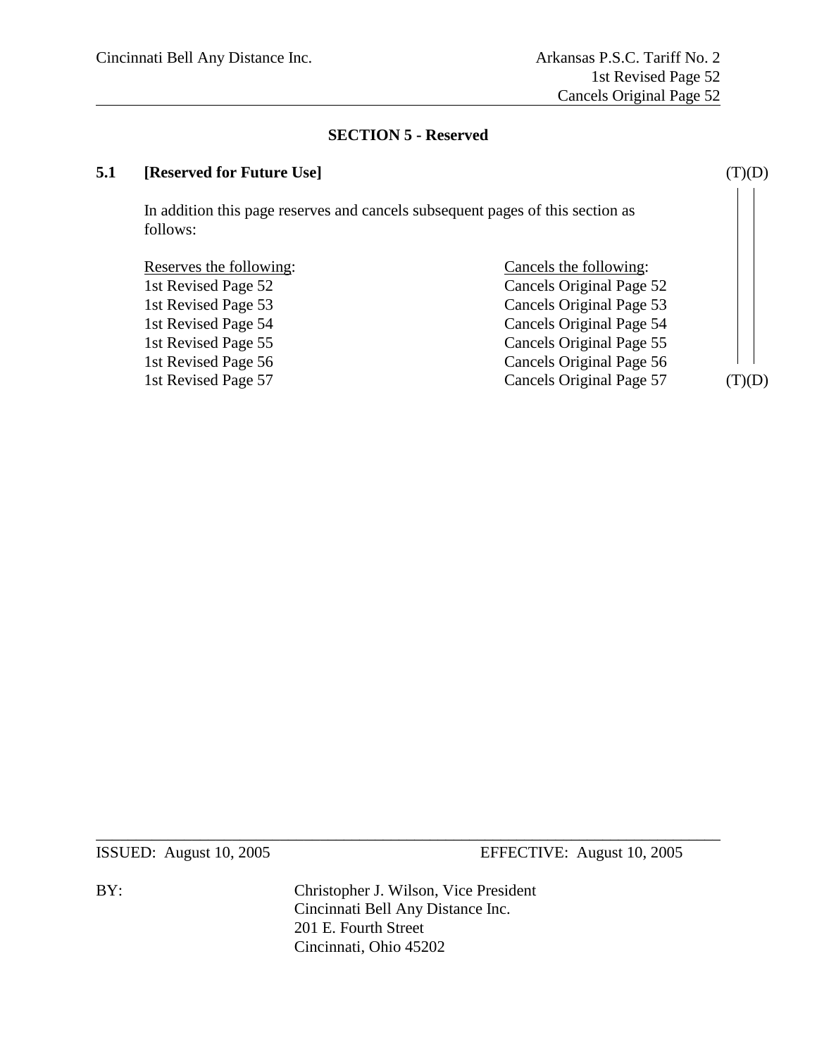## SECTION 5 - Reserved

### 5.1 [Reserved for Future Use] (T)(D)

In addition this page reserves and cancels subsequent pages of this section as follows:

| Reserves the following: | Cancels the following: |
| --- | --- |
| 1st Revised Page 52 | Cancels Original Page 52 |
| 1st Revised Page 53 | Cancels Original Page 53 |
| 1st Revised Page 54 | Cancels Original Page 54 |
| 1st Revised Page 55 | Cancels Original Page 55 |
| 1st Revised Page 56 | Cancels Original Page 56 |
| 1st Revised Page 57 | Cancels Original Page 57 (T)(D) |

ISSUED: August 10, 2005 EFFECTIVE: August 10, 2005

BY: Christopher J. Wilson, Vice President
Cincinnati Bell Any Distance Inc.
201 E. Fourth Street
Cincinnati, Ohio 45202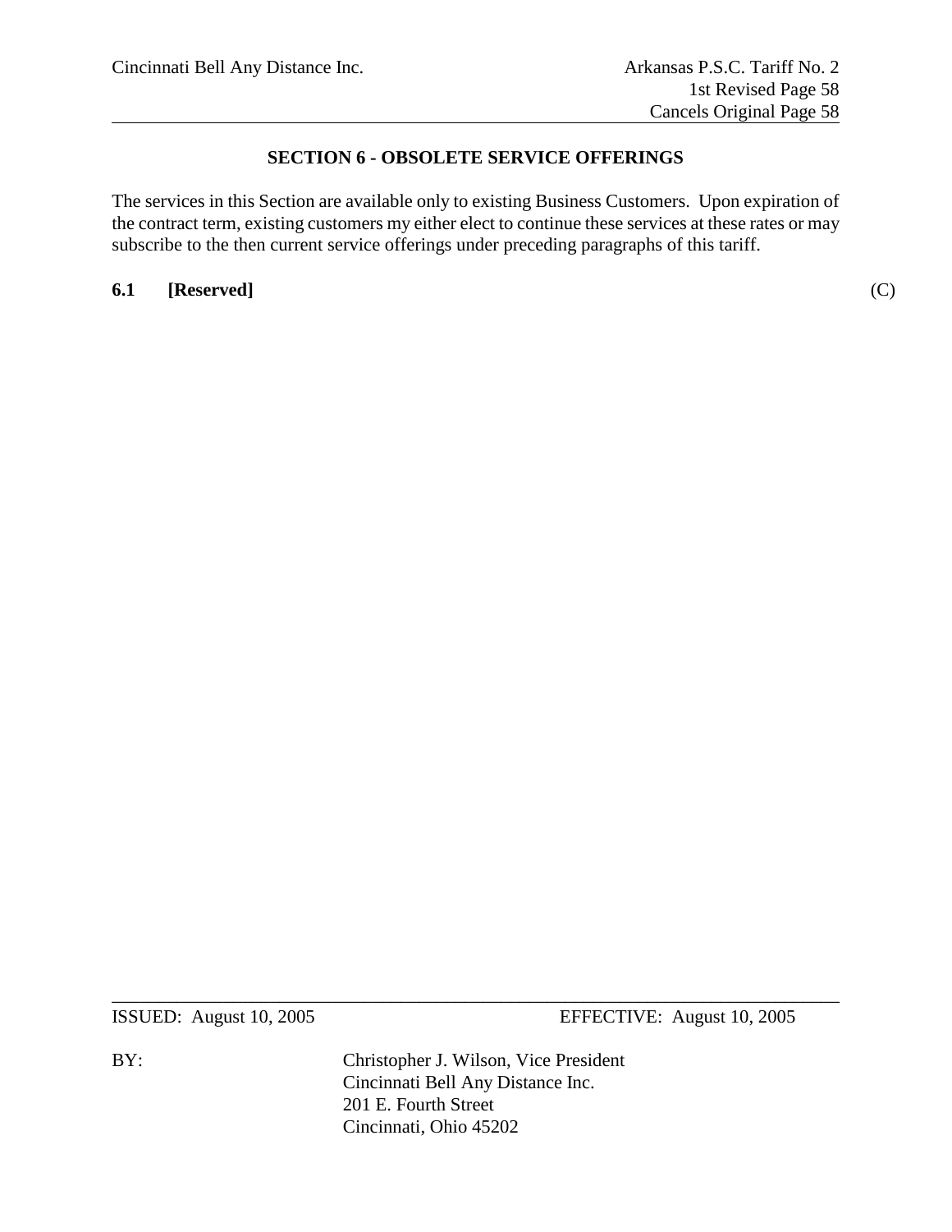## SECTION 6 - OBSOLETE SERVICE OFFERINGS

The services in this Section are available only to existing Business Customers. Upon expiration of the contract term, existing customers my either elect to continue these services at these rates or may subscribe to the then current service offerings under preceding paragraphs of this tariff.

**6.1 [Reserved]** (C)

ISSUED: August 10, 2005 EFFECTIVE: August 10, 2005

BY: Christopher J. Wilson, Vice President
Cincinnati Bell Any Distance Inc.
201 E. Fourth Street
Cincinnati, Ohio 45202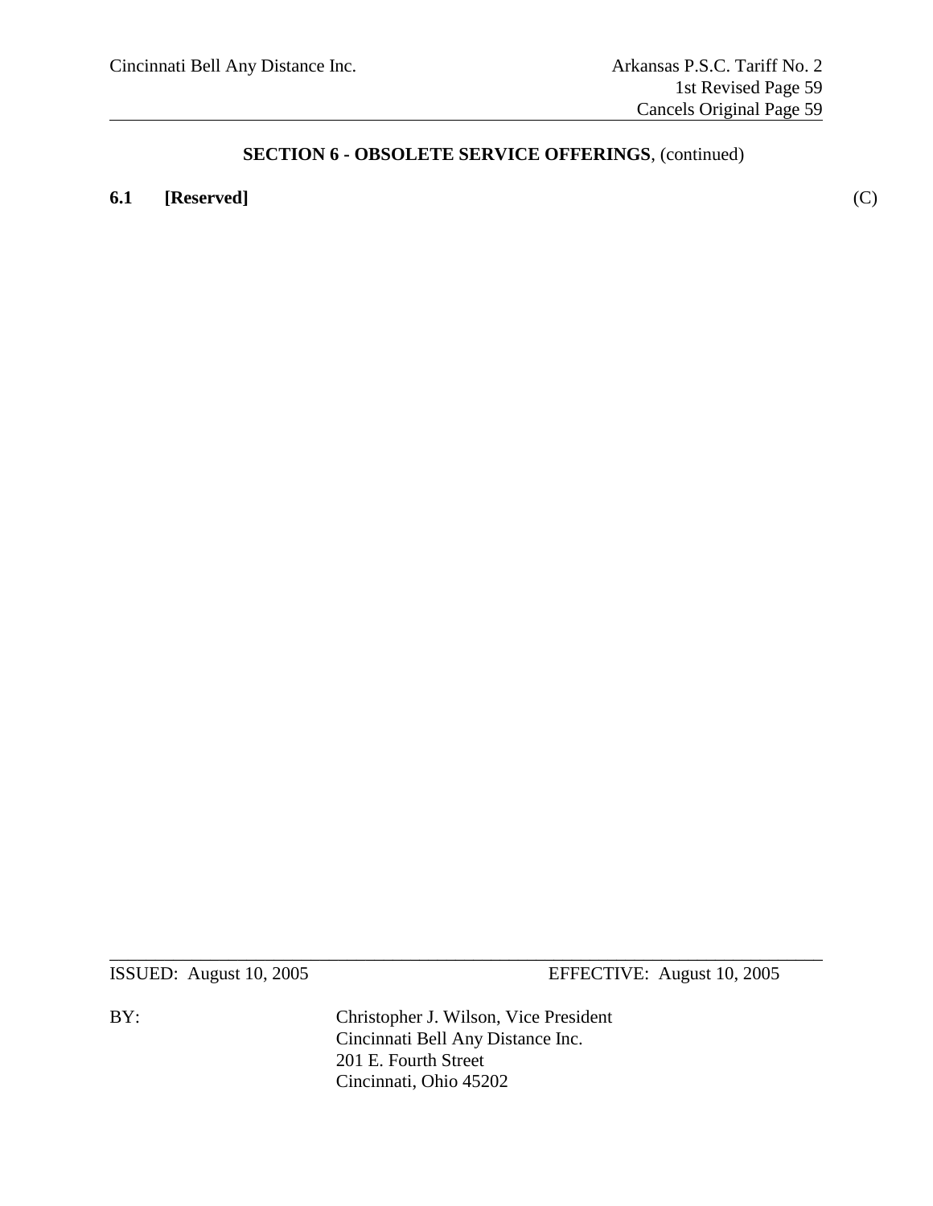## SECTION 6 - OBSOLETE SERVICE OFFERINGS, (continued)

**6.1 [Reserved]** (C)

ISSUED: August 10, 2005 EFFECTIVE: August 10, 2005

BY: Christopher J. Wilson, Vice President
Cincinnati Bell Any Distance Inc.
201 E. Fourth Street
Cincinnati, Ohio 45202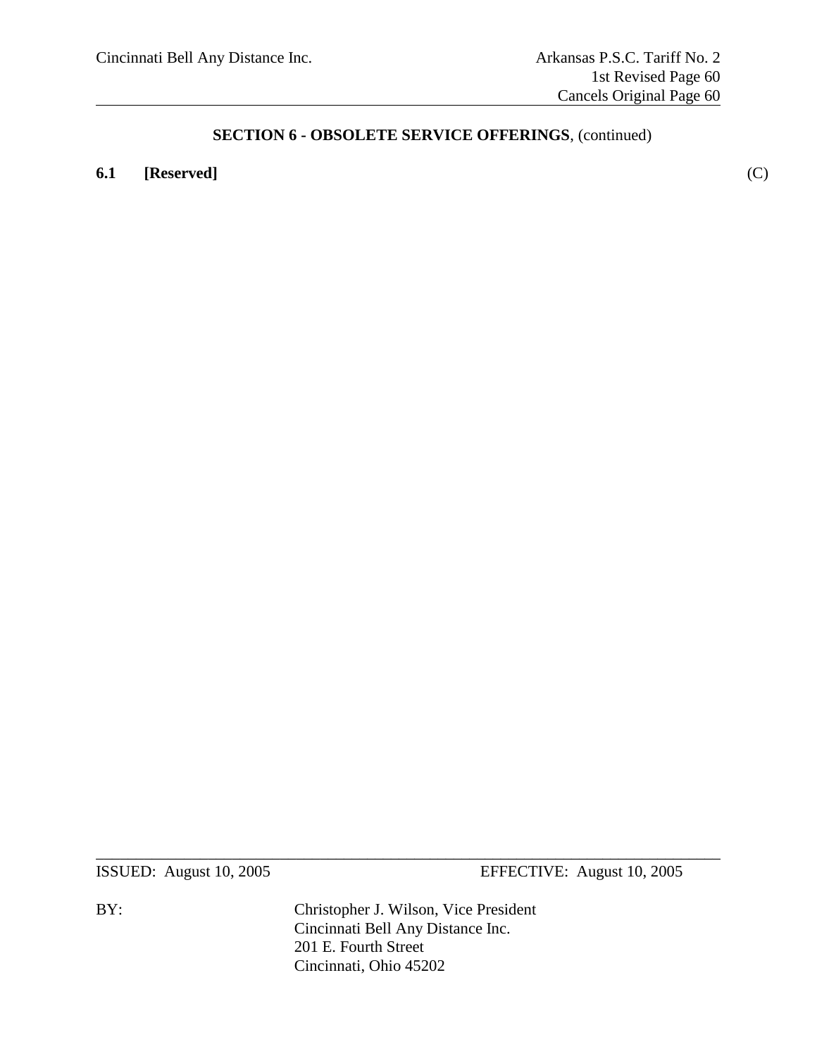## SECTION 6 - OBSOLETE SERVICE OFFERINGS, (continued)

**6.1 [Reserved]** (C)

ISSUED: August 10, 2005 EFFECTIVE: August 10, 2005

BY: Christopher J. Wilson, Vice President
Cincinnati Bell Any Distance Inc.
201 E. Fourth Street
Cincinnati, Ohio 45202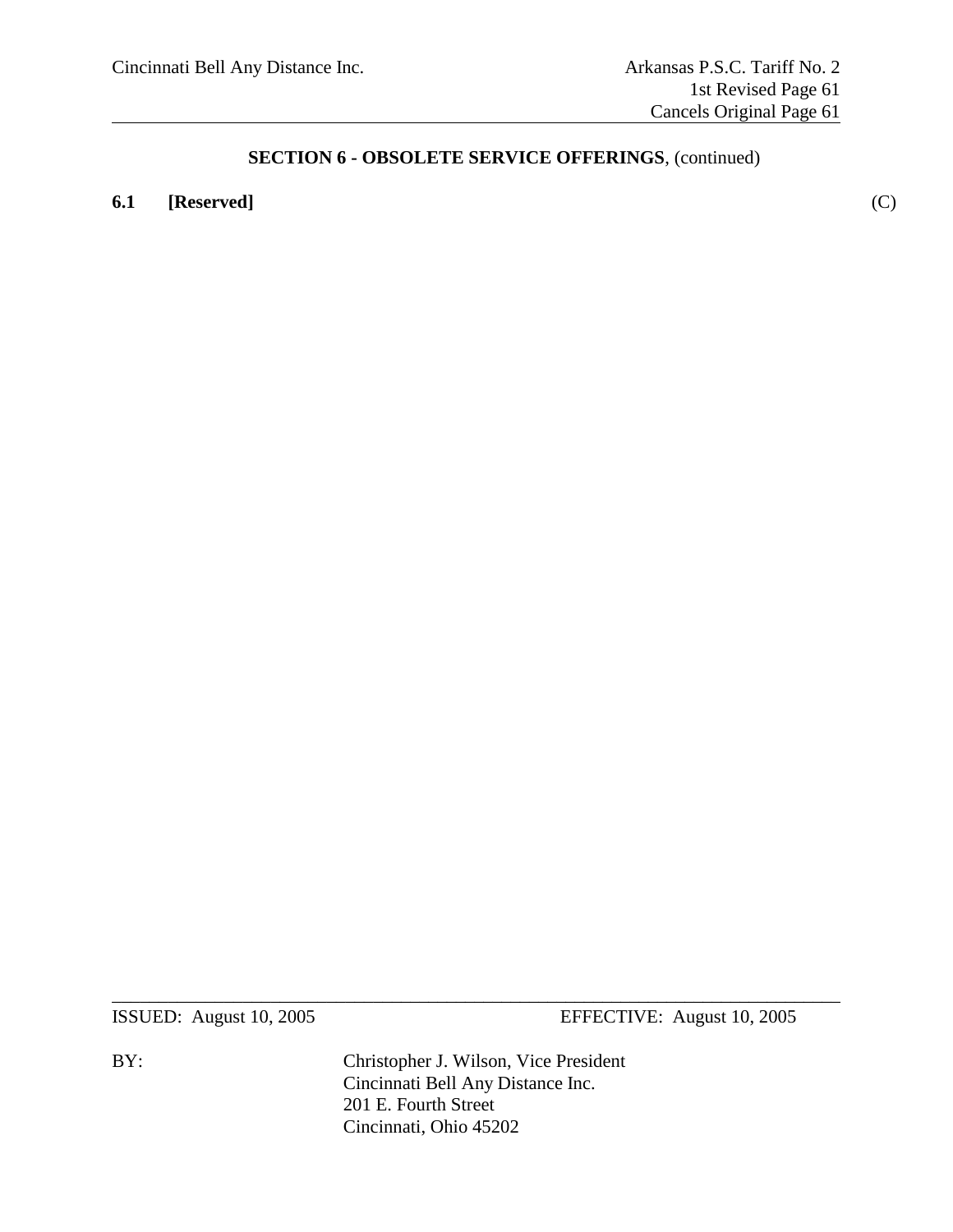## SECTION 6 - OBSOLETE SERVICE OFFERINGS, (continued)

**6.1 [Reserved]** (C)

ISSUED: August 10, 2005 EFFECTIVE: August 10, 2005

BY: Christopher J. Wilson, Vice President
Cincinnati Bell Any Distance Inc.
201 E. Fourth Street
Cincinnati, Ohio 45202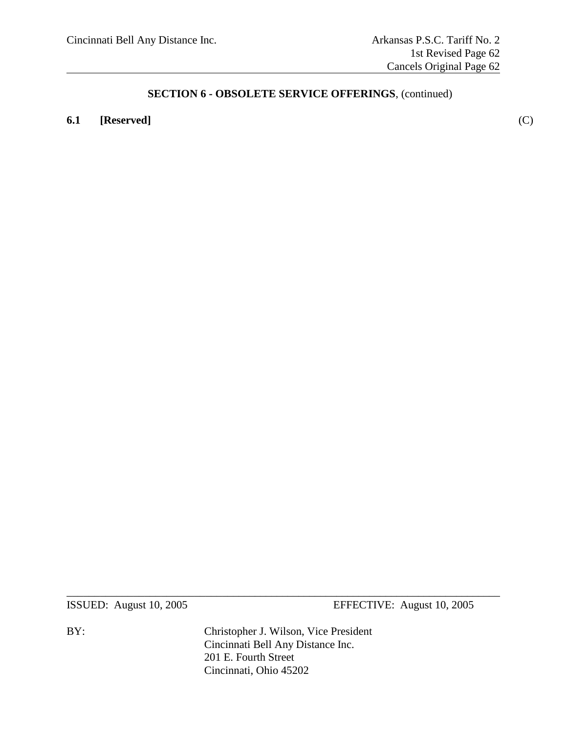## SECTION 6 - OBSOLETE SERVICE OFFERINGS, (continued)

**6.1 [Reserved]** (C)

ISSUED: August 10, 2005 EFFECTIVE: August 10, 2005

BY: Christopher J. Wilson, Vice President
Cincinnati Bell Any Distance Inc.
201 E. Fourth Street
Cincinnati, Ohio 45202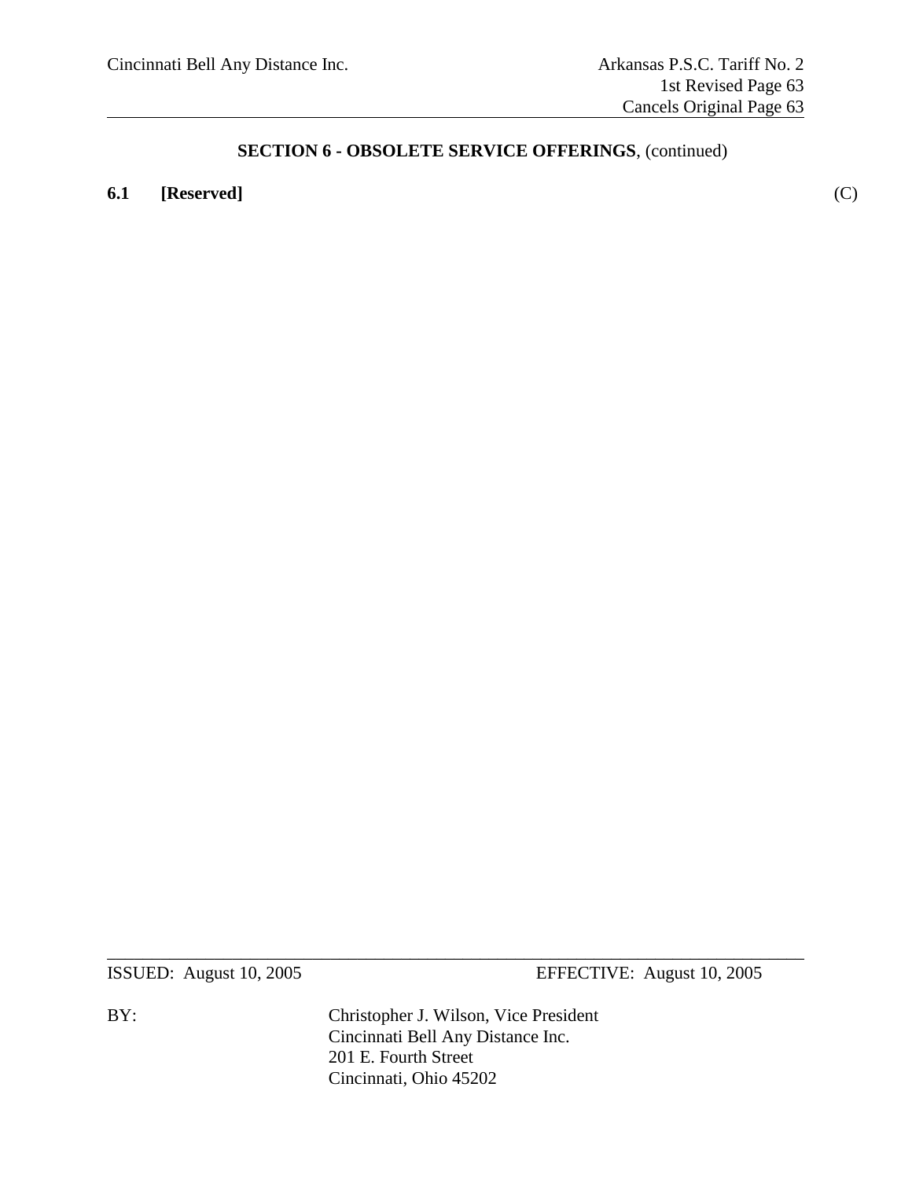## SECTION 6 - OBSOLETE SERVICE OFFERINGS, (continued)

**6.1 [Reserved]** (C)

ISSUED: August 10, 2005 EFFECTIVE: August 10, 2005

BY: Christopher J. Wilson, Vice President
Cincinnati Bell Any Distance Inc.
201 E. Fourth Street
Cincinnati, Ohio 45202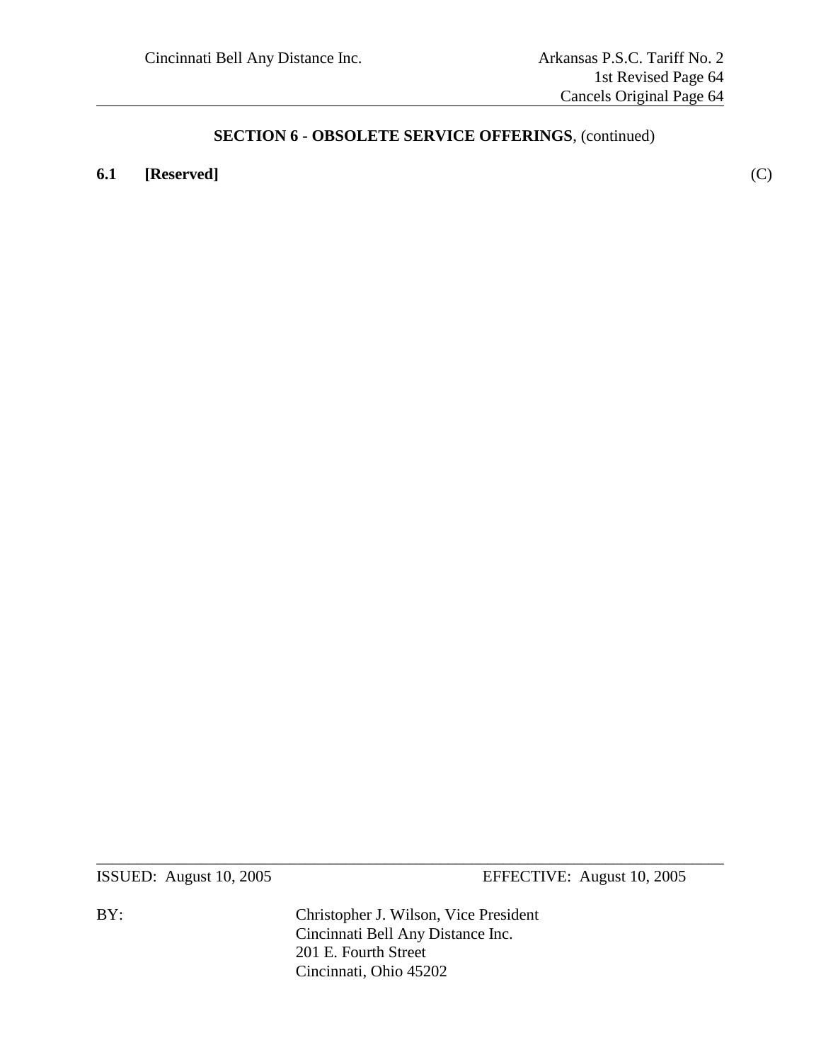## SECTION 6 - OBSOLETE SERVICE OFFERINGS, (continued)

**6.1 [Reserved]** (C)

ISSUED: August 10, 2005 EFFECTIVE: August 10, 2005

BY: Christopher J. Wilson, Vice President
Cincinnati Bell Any Distance Inc.
201 E. Fourth Street
Cincinnati, Ohio 45202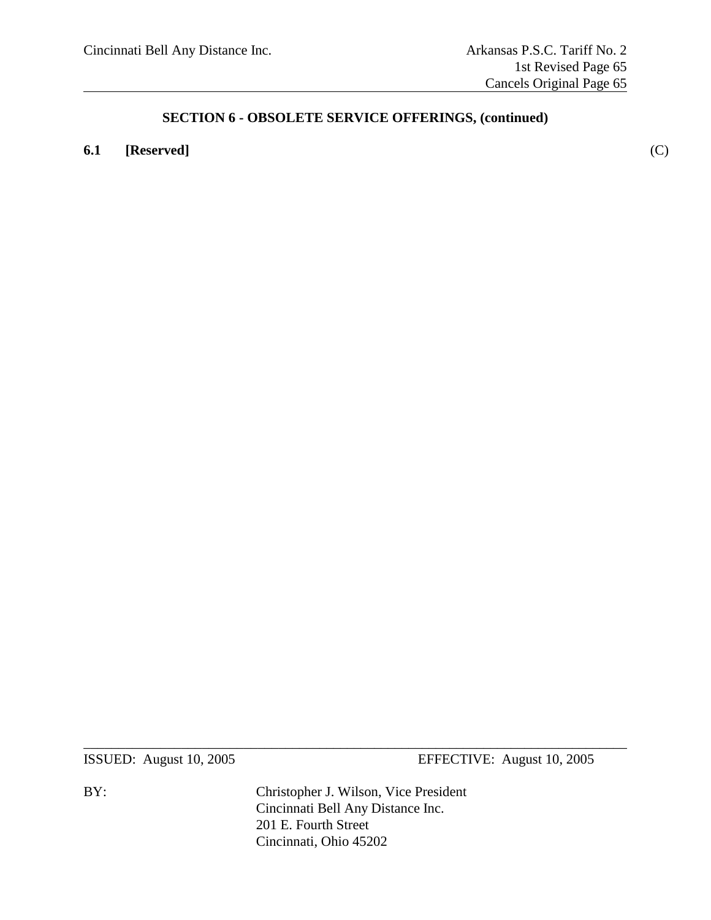## SECTION 6 - OBSOLETE SERVICE OFFERINGS, (continued)

**6.1 [Reserved]** (C)

ISSUED: August 10, 2005 EFFECTIVE: August 10, 2005

BY: Christopher J. Wilson, Vice President
Cincinnati Bell Any Distance Inc.
201 E. Fourth Street
Cincinnati, Ohio 45202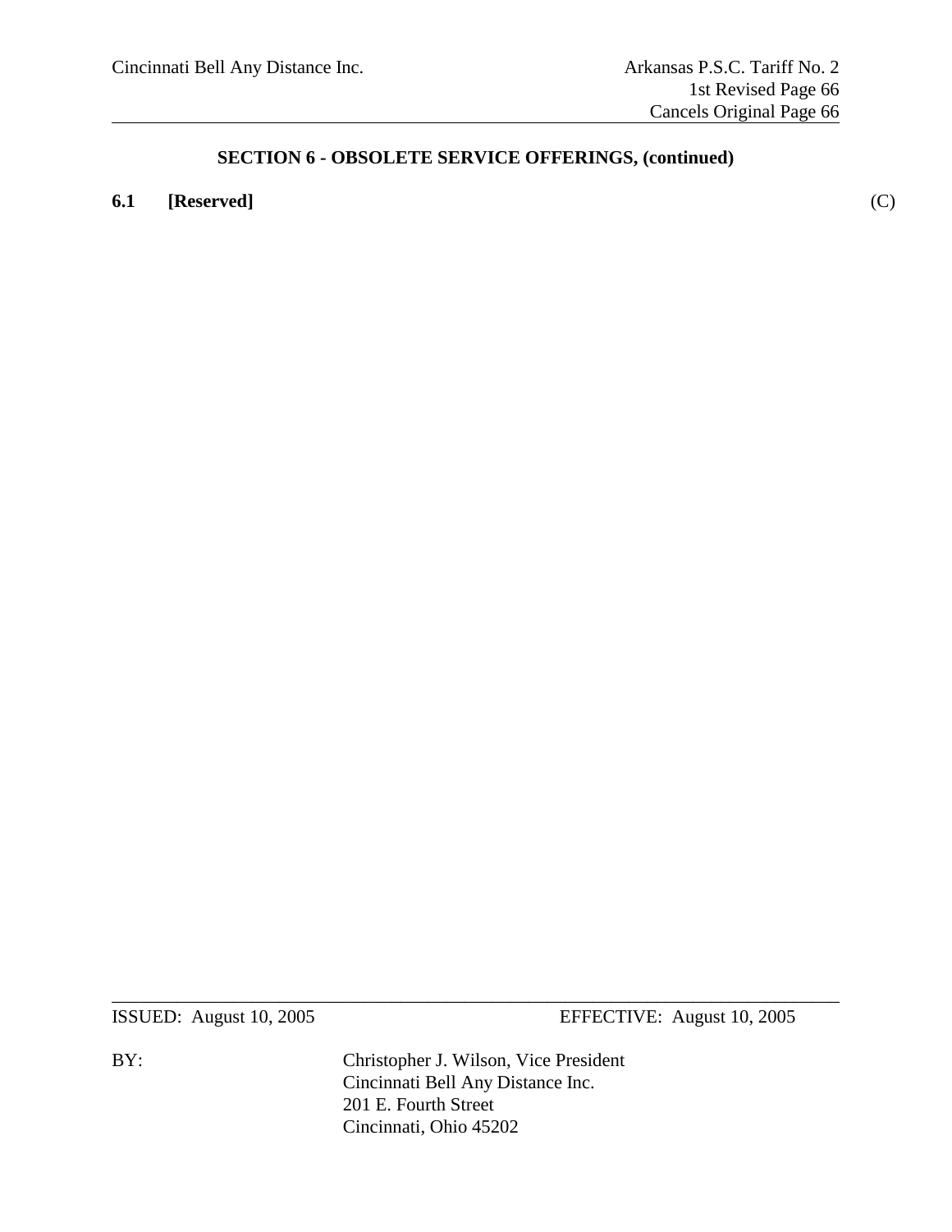## SECTION 6 - OBSOLETE SERVICE OFFERINGS, (continued)

**6.1 [Reserved]** (C)

ISSUED: August 10, 2005 EFFECTIVE: August 10, 2005

BY: Christopher J. Wilson, Vice President
Cincinnati Bell Any Distance Inc.
201 E. Fourth Street
Cincinnati, Ohio 45202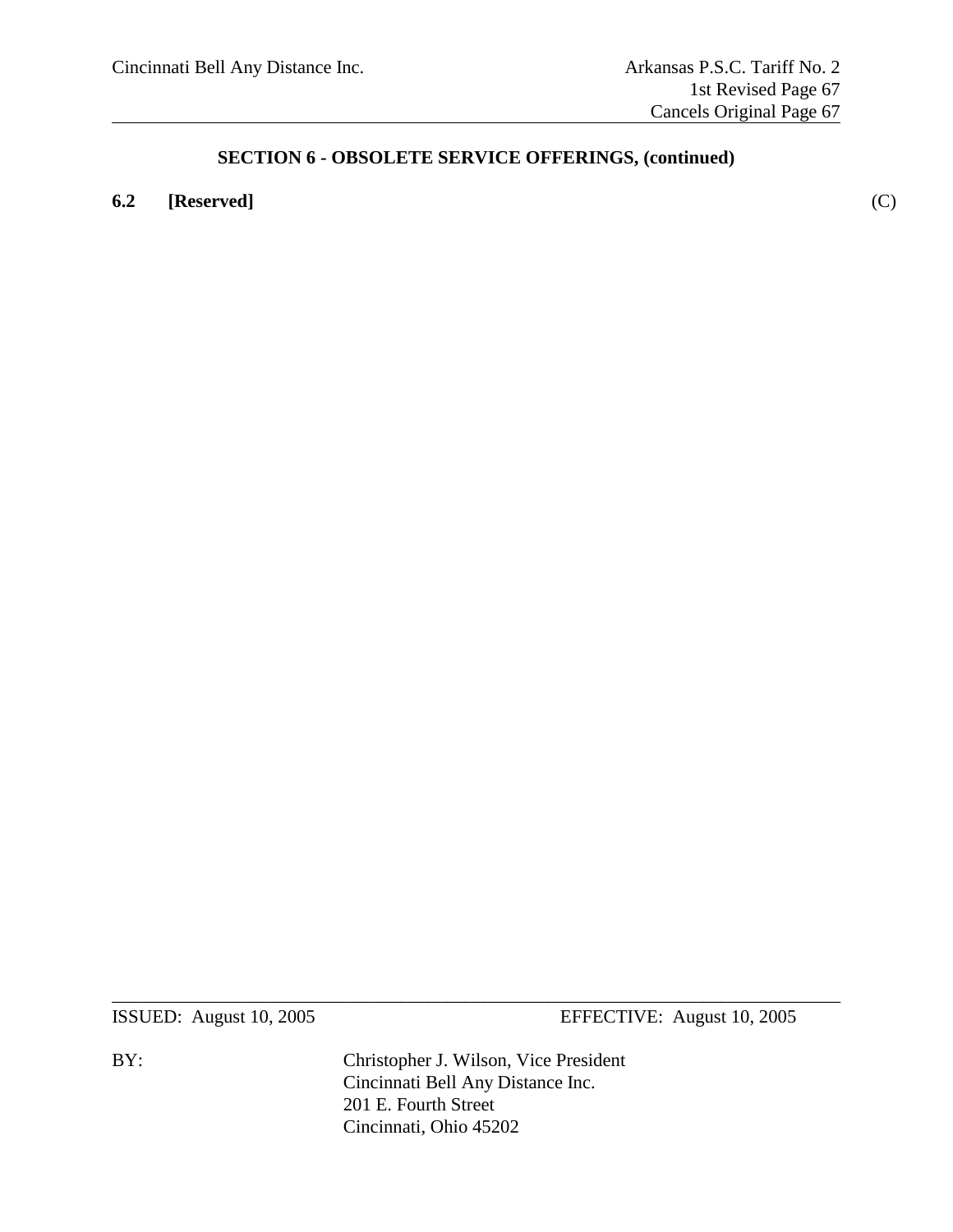## SECTION 6 - OBSOLETE SERVICE OFFERINGS, (continued)

**6.2 [Reserved]** (C)

ISSUED: August 10, 2005 EFFECTIVE: August 10, 2005

BY: Christopher J. Wilson, Vice President
Cincinnati Bell Any Distance Inc.
201 E. Fourth Street
Cincinnati, Ohio 45202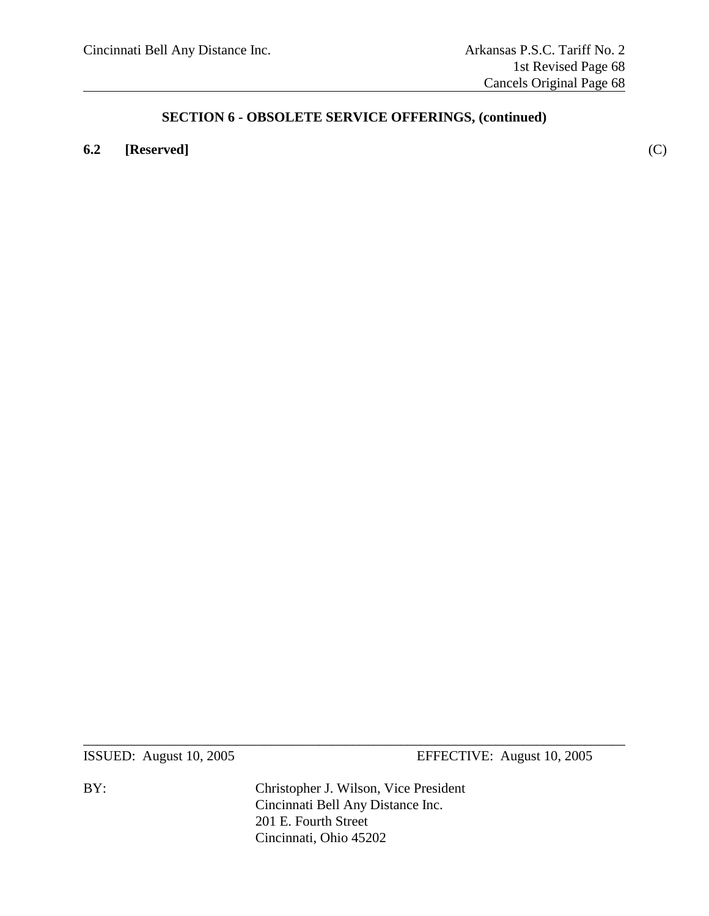## SECTION 6 - OBSOLETE SERVICE OFFERINGS, (continued)

**6.2 [Reserved]** (C)

ISSUED: August 10, 2005 EFFECTIVE: August 10, 2005

BY: Christopher J. Wilson, Vice President
Cincinnati Bell Any Distance Inc.
201 E. Fourth Street
Cincinnati, Ohio 45202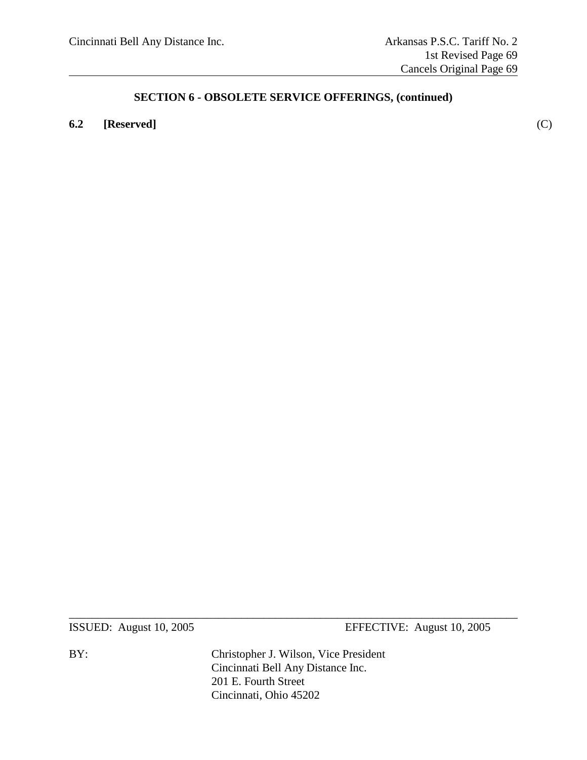## SECTION 6 - OBSOLETE SERVICE OFFERINGS, (continued)

**6.2 [Reserved]** (C)

ISSUED: August 10, 2005 EFFECTIVE: August 10, 2005

BY: Christopher J. Wilson, Vice President
Cincinnati Bell Any Distance Inc.
201 E. Fourth Street
Cincinnati, Ohio 45202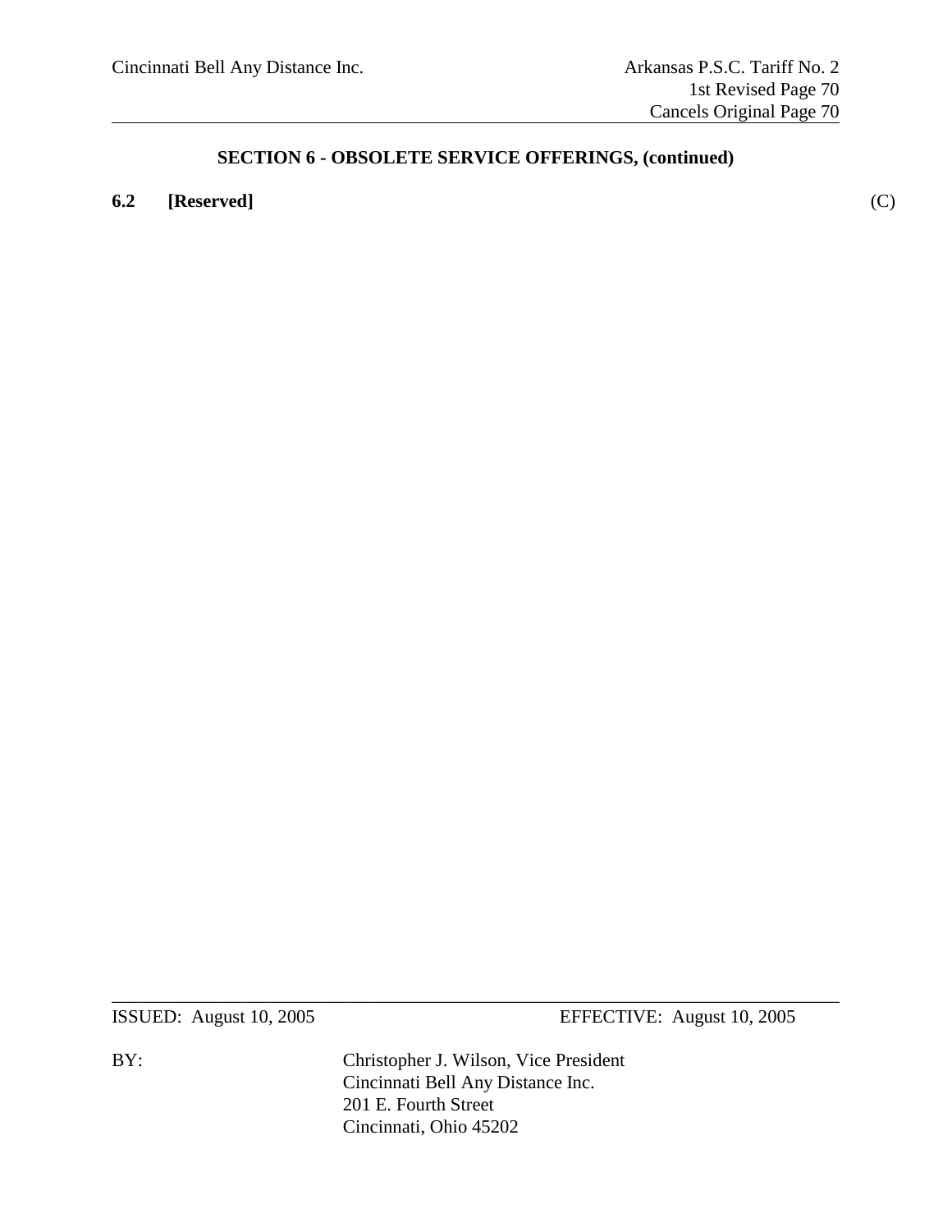## SECTION 6 - OBSOLETE SERVICE OFFERINGS, (continued)

**6.2 [Reserved]** (C)

ISSUED: August 10, 2005 EFFECTIVE: August 10, 2005

BY: Christopher J. Wilson, Vice President
Cincinnati Bell Any Distance Inc.
201 E. Fourth Street
Cincinnati, Ohio 45202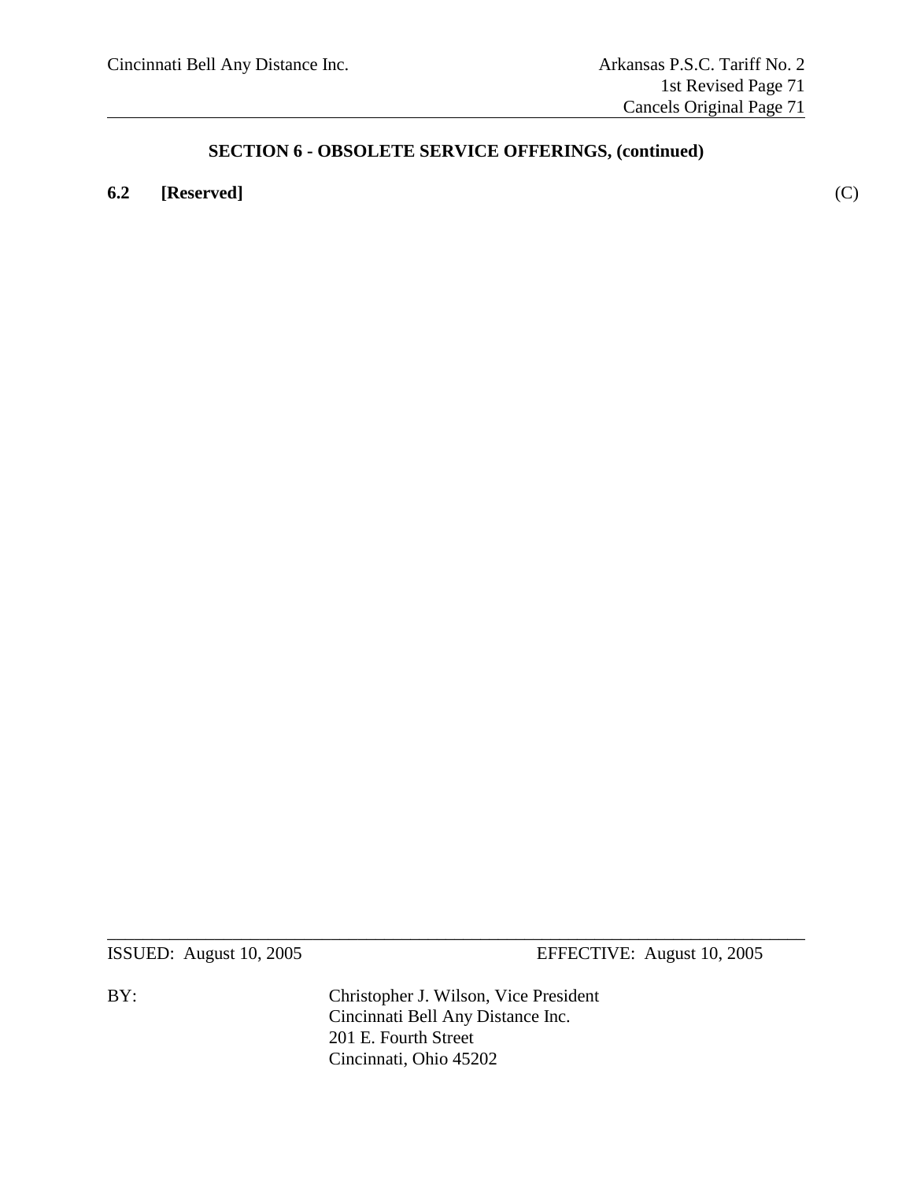## SECTION 6 - OBSOLETE SERVICE OFFERINGS, (continued)

**6.2 [Reserved]** (C)

ISSUED: August 10, 2005 EFFECTIVE: August 10, 2005

BY: Christopher J. Wilson, Vice President
Cincinnati Bell Any Distance Inc.
201 E. Fourth Street
Cincinnati, Ohio 45202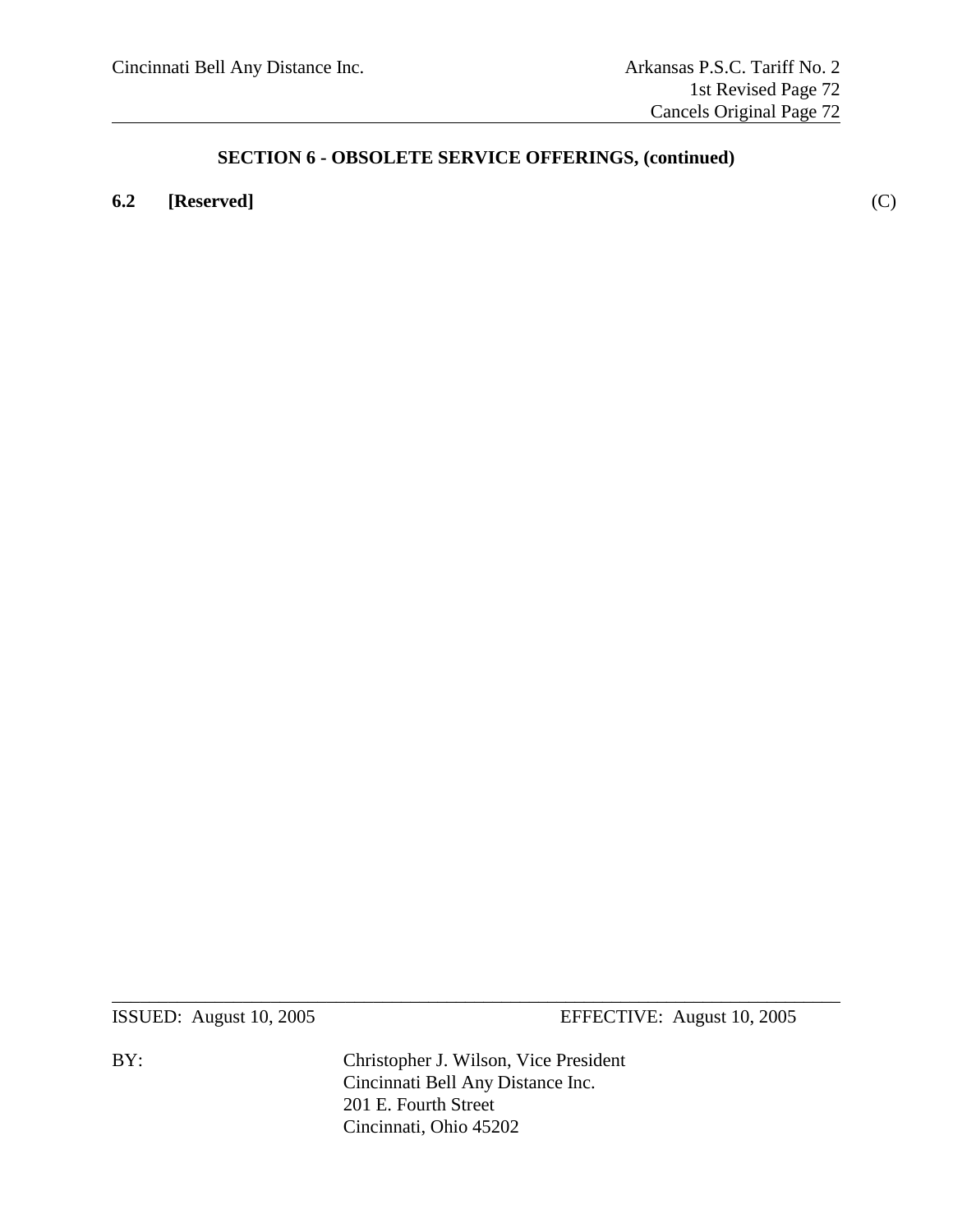## SECTION 6 - OBSOLETE SERVICE OFFERINGS, (continued)

**6.2 [Reserved]** (C)

ISSUED: August 10, 2005 EFFECTIVE: August 10, 2005

BY: Christopher J. Wilson, Vice President
Cincinnati Bell Any Distance Inc.
201 E. Fourth Street
Cincinnati, Ohio 45202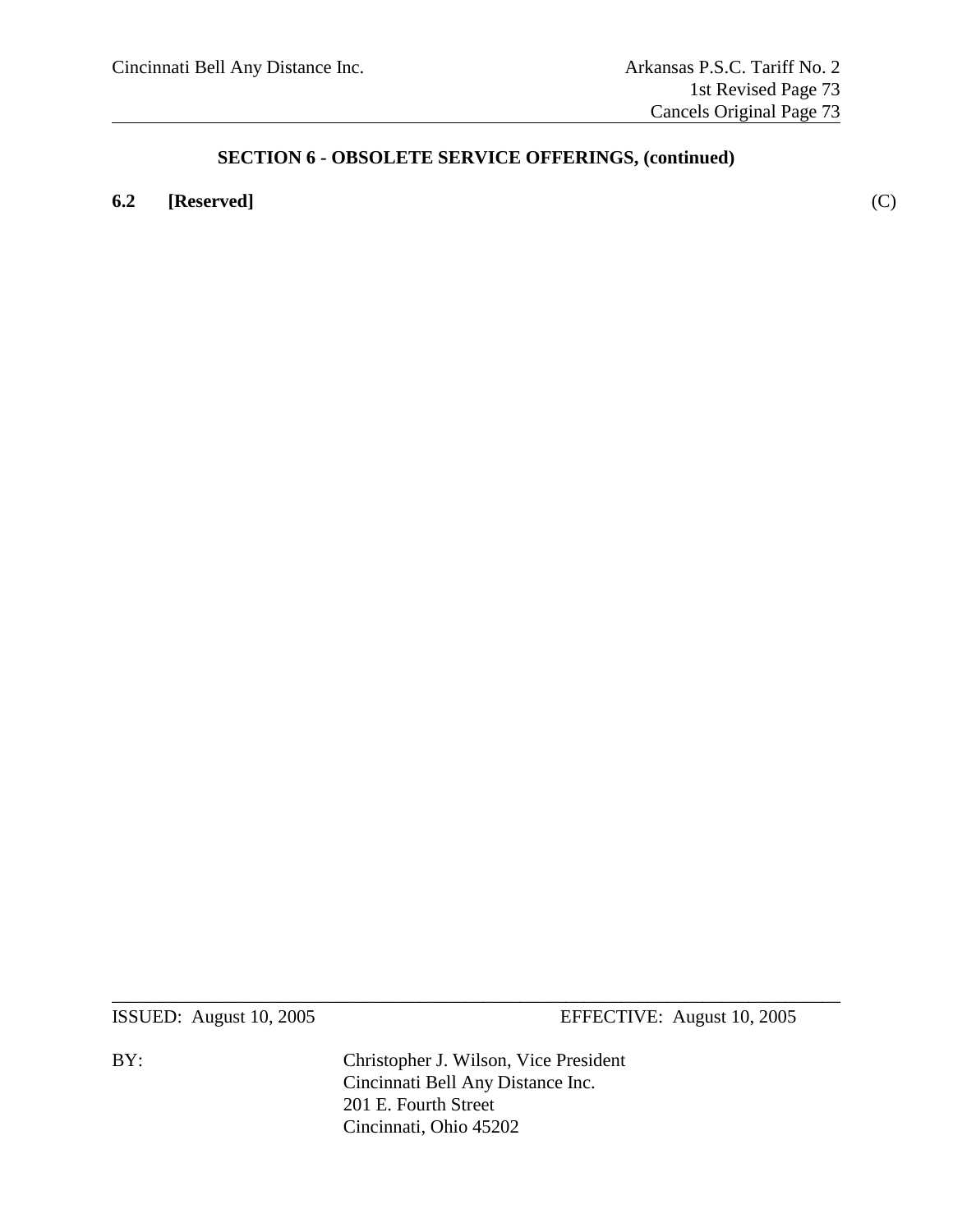## SECTION 6 - OBSOLETE SERVICE OFFERINGS, (continued)

**6.2 [Reserved]** (C)

ISSUED: August 10, 2005 EFFECTIVE: August 10, 2005

BY: Christopher J. Wilson, Vice President
Cincinnati Bell Any Distance Inc.
201 E. Fourth Street
Cincinnati, Ohio 45202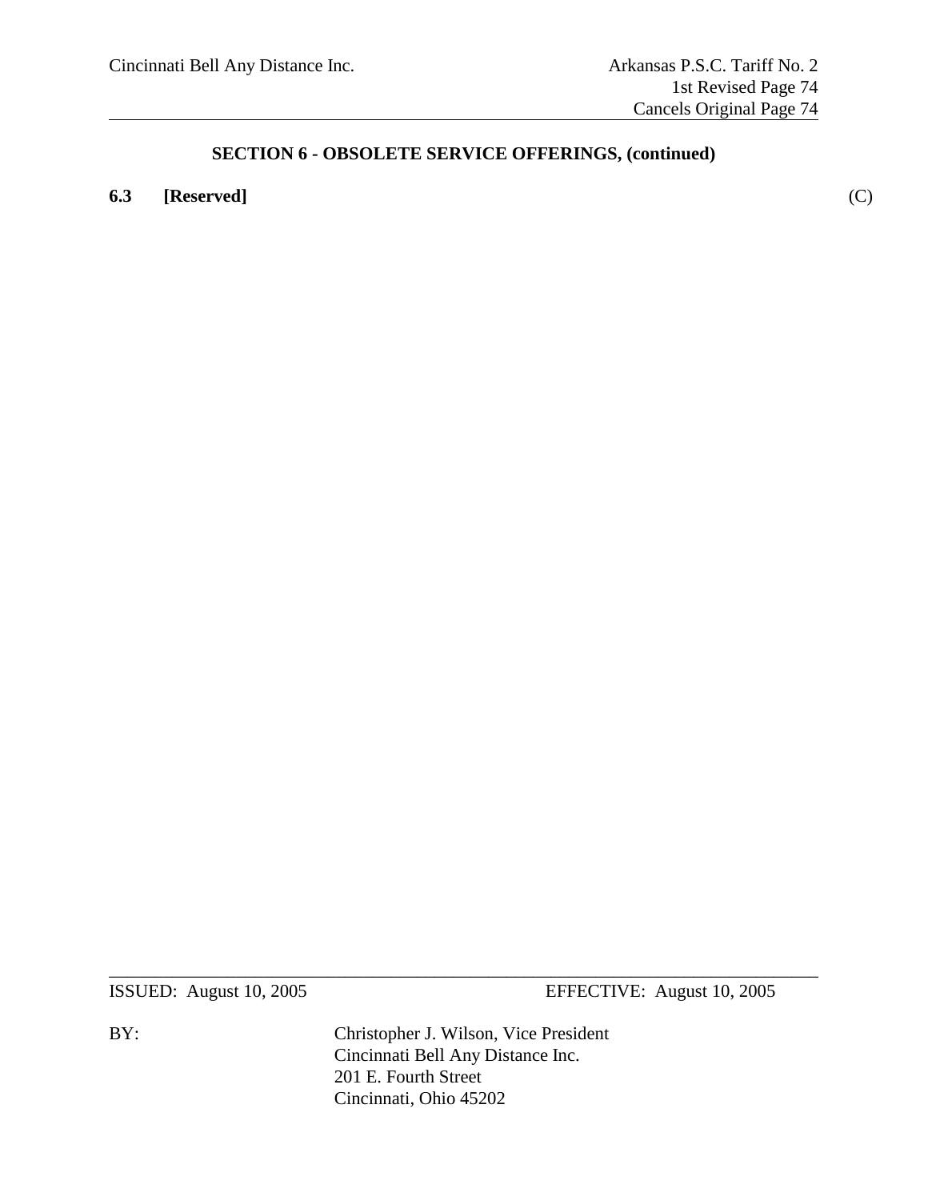## SECTION 6 - OBSOLETE SERVICE OFFERINGS, (continued)

**6.3 [Reserved]** (C)

ISSUED: August 10, 2005 EFFECTIVE: August 10, 2005

BY: Christopher J. Wilson, Vice President
Cincinnati Bell Any Distance Inc.
201 E. Fourth Street
Cincinnati, Ohio 45202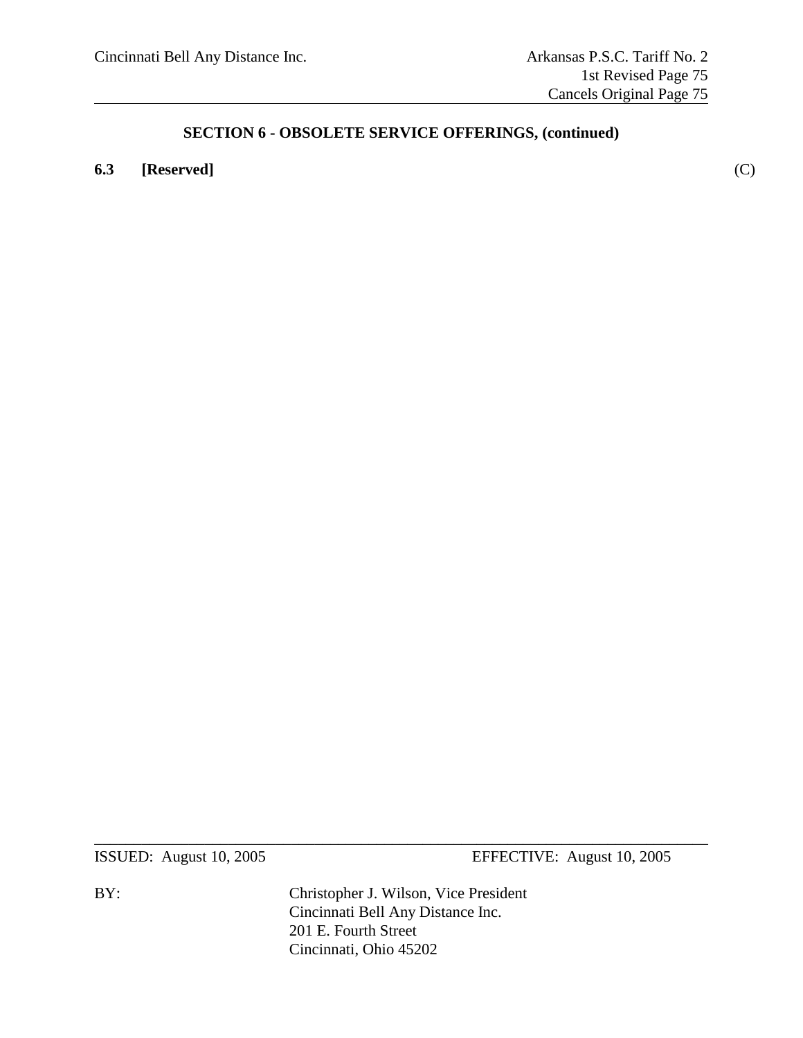## SECTION 6 - OBSOLETE SERVICE OFFERINGS, (continued)

**6.3 [Reserved]** (C)

ISSUED: August 10, 2005 EFFECTIVE: August 10, 2005

BY: Christopher J. Wilson, Vice President
Cincinnati Bell Any Distance Inc.
201 E. Fourth Street
Cincinnati, Ohio 45202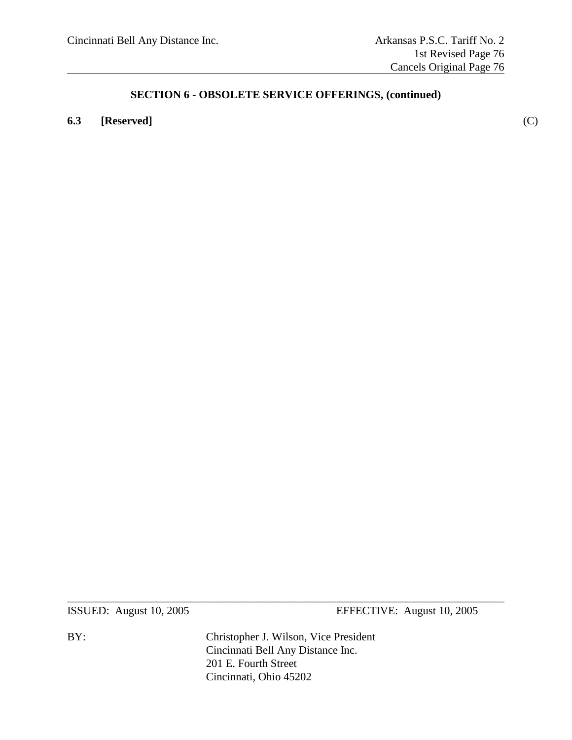## SECTION 6 - OBSOLETE SERVICE OFFERINGS, (continued)

**6.3 [Reserved]** (C)

ISSUED: August 10, 2005 EFFECTIVE: August 10, 2005

BY: Christopher J. Wilson, Vice President
Cincinnati Bell Any Distance Inc.
201 E. Fourth Street
Cincinnati, Ohio 45202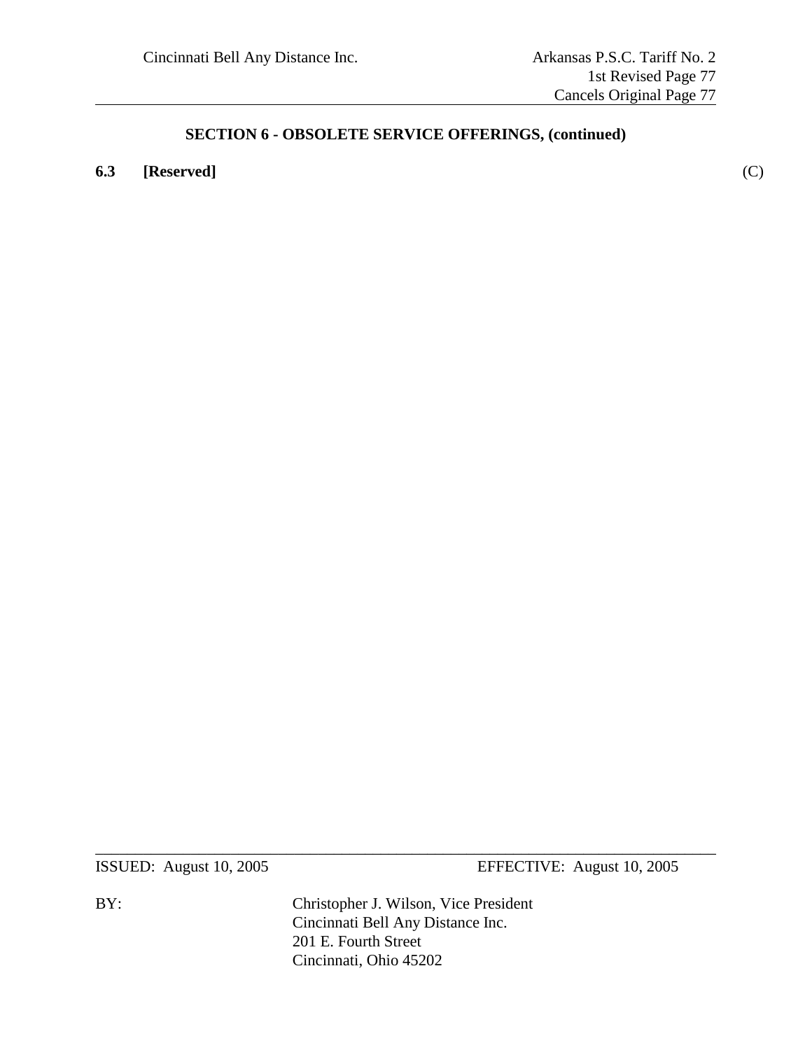## SECTION 6 - OBSOLETE SERVICE OFFERINGS, (continued)

**6.3 [Reserved]** (C)

ISSUED: August 10, 2005 EFFECTIVE: August 10, 2005

BY: Christopher J. Wilson, Vice President
Cincinnati Bell Any Distance Inc.
201 E. Fourth Street
Cincinnati, Ohio 45202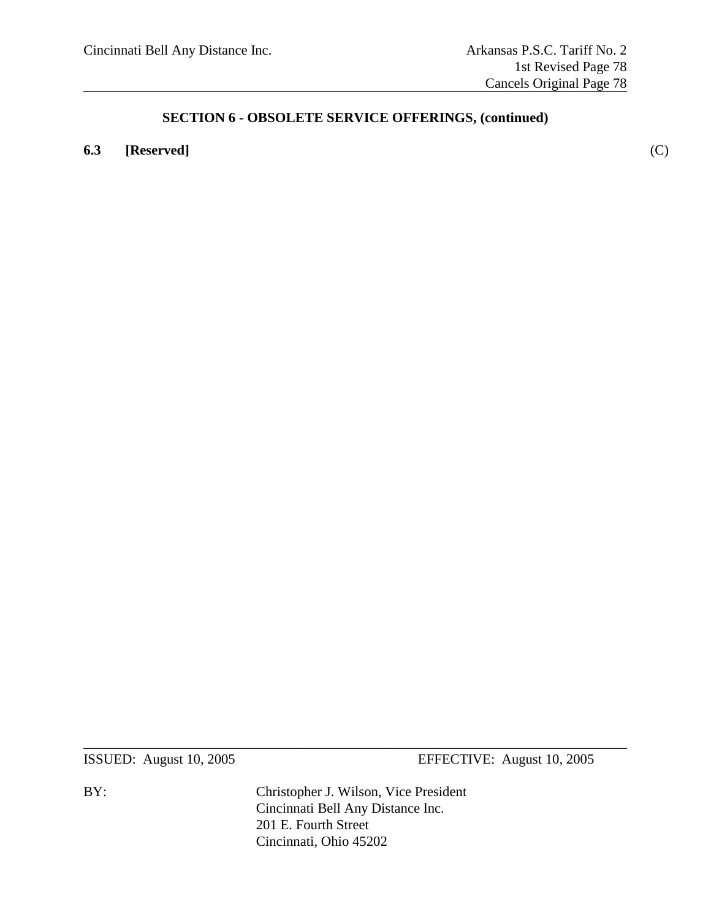## SECTION 6 - OBSOLETE SERVICE OFFERINGS, (continued)

**6.3 [Reserved]** (C)

ISSUED: August 10, 2005 EFFECTIVE: August 10, 2005

BY: Christopher J. Wilson, Vice President
Cincinnati Bell Any Distance Inc.
201 E. Fourth Street
Cincinnati, Ohio 45202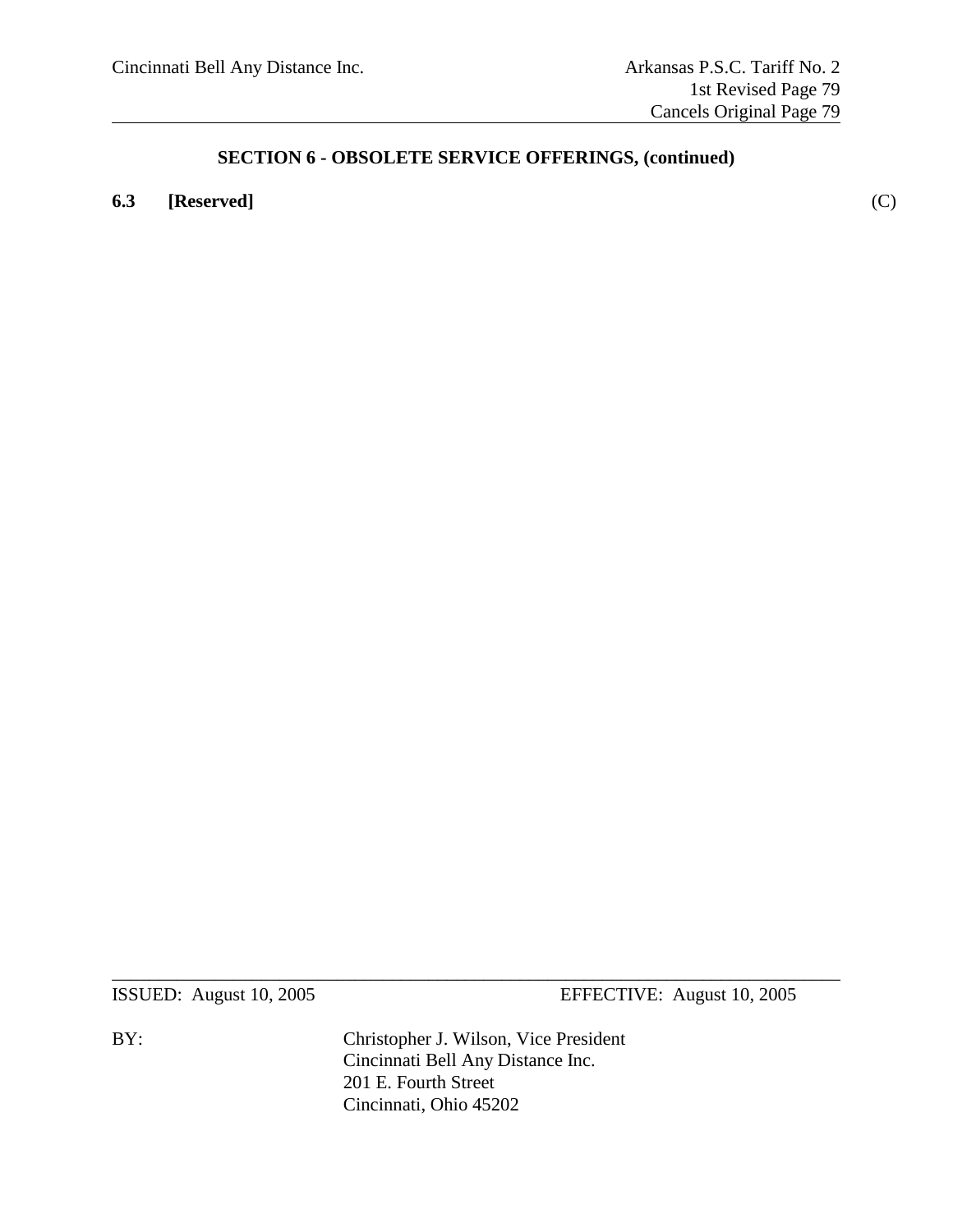## SECTION 6 - OBSOLETE SERVICE OFFERINGS, (continued)

**6.3 [Reserved]** (C)

ISSUED: August 10, 2005 EFFECTIVE: August 10, 2005

BY: Christopher J. Wilson, Vice President
Cincinnati Bell Any Distance Inc.
201 E. Fourth Street
Cincinnati, Ohio 45202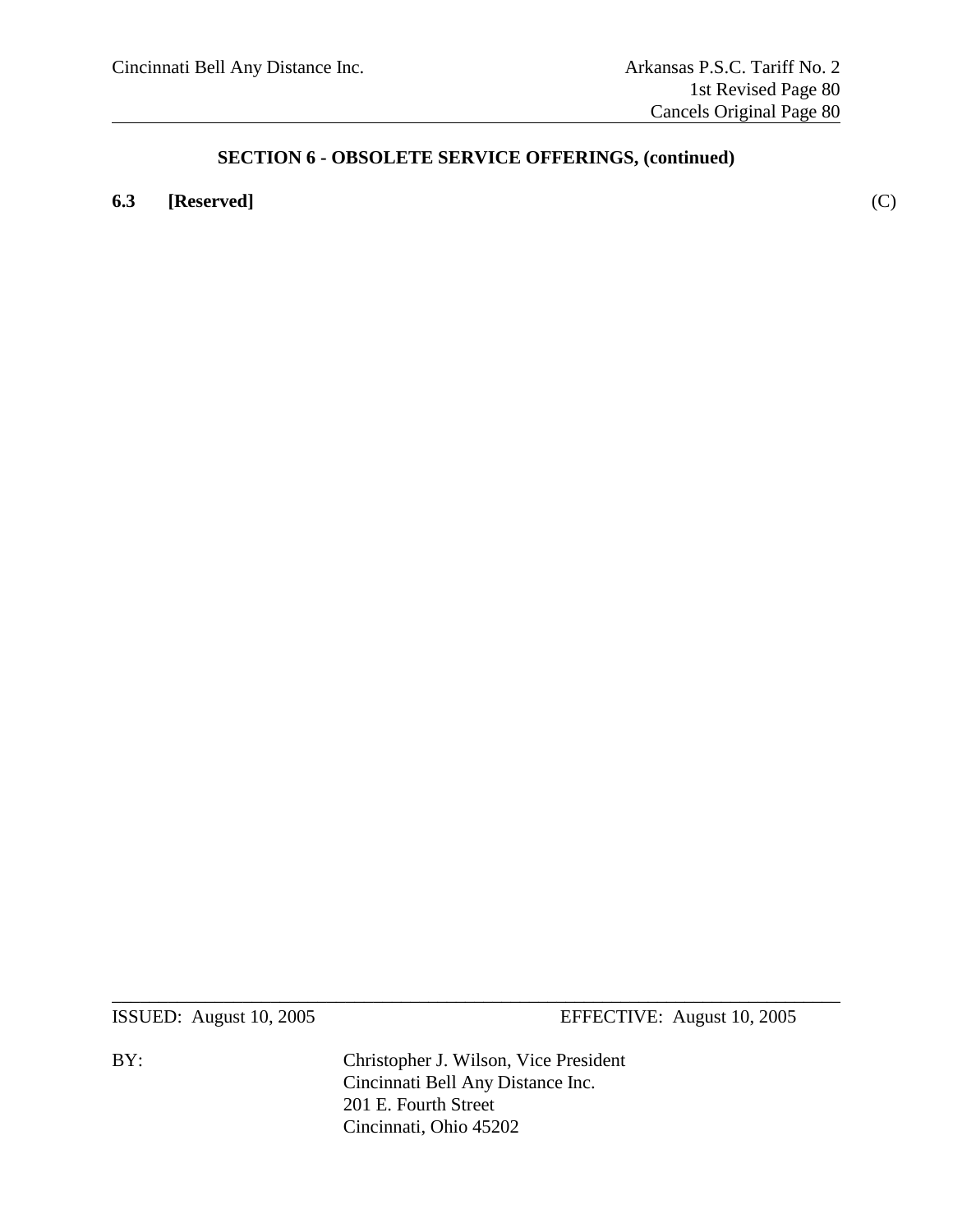## SECTION 6 - OBSOLETE SERVICE OFFERINGS, (continued)

**6.3 [Reserved]** (C)

ISSUED: August 10, 2005 EFFECTIVE: August 10, 2005

BY: Christopher J. Wilson, Vice President
Cincinnati Bell Any Distance Inc.
201 E. Fourth Street
Cincinnati, Ohio 45202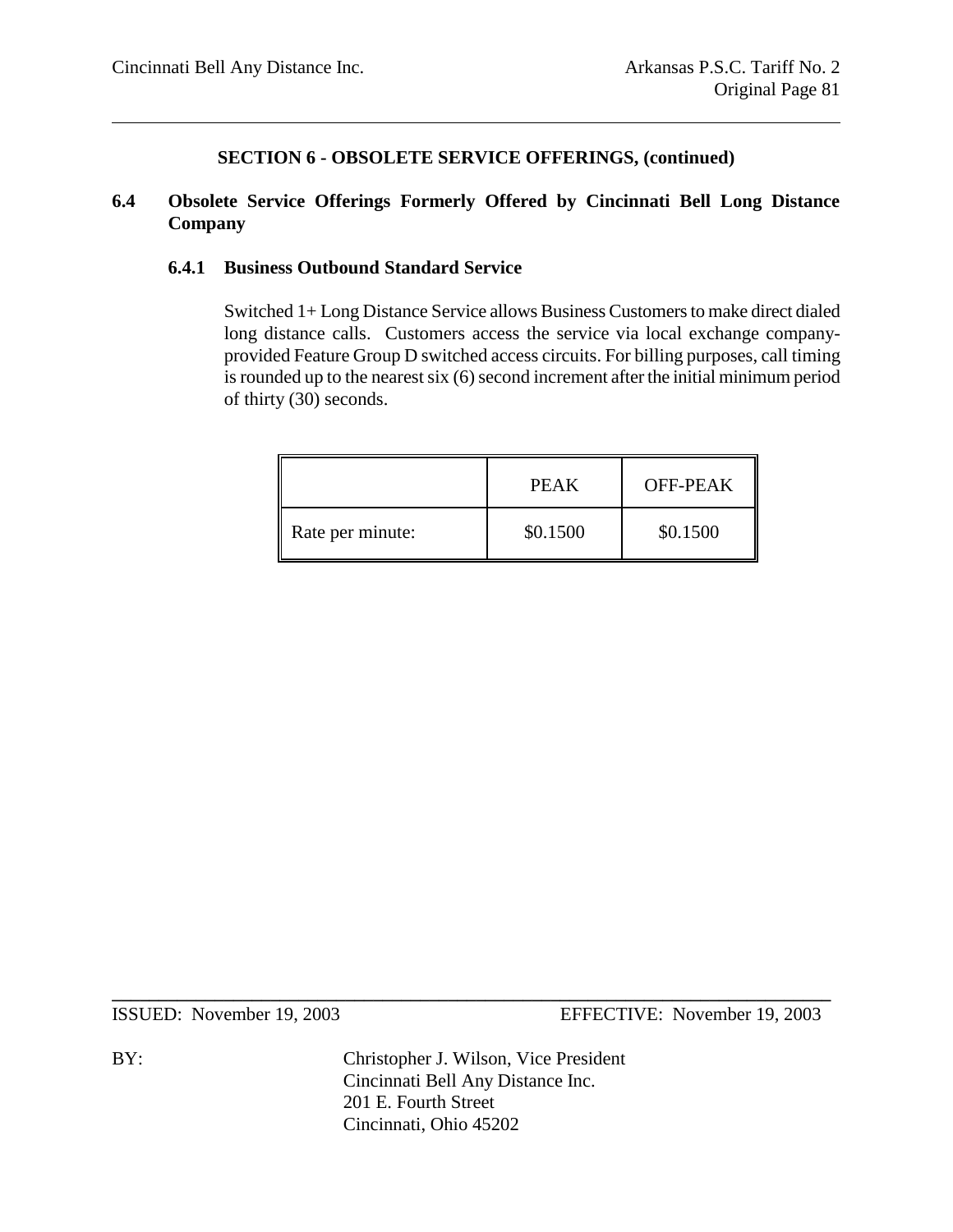**SECTION 6 - OBSOLETE SERVICE OFFERINGS, (continued)**

## 6.4 Obsolete Service Offerings Formerly Offered by Cincinnati Bell Long Distance Company

### 6.4.1 Business Outbound Standard Service

Switched 1+ Long Distance Service allows Business Customers to make direct dialed long distance calls. Customers access the service via local exchange company-provided Feature Group D switched access circuits. For billing purposes, call timing is rounded up to the nearest six (6) second increment after the initial minimum period of thirty (30) seconds.

| | PEAK | OFF-PEAK |
|---|---|---|
| Rate per minute: | $0.1500 | $0.1500 |

ISSUED: November 19, 2003 EFFECTIVE: November 19, 2003

BY: Christopher J. Wilson, Vice President
Cincinnati Bell Any Distance Inc.
201 E. Fourth Street
Cincinnati, Ohio 45202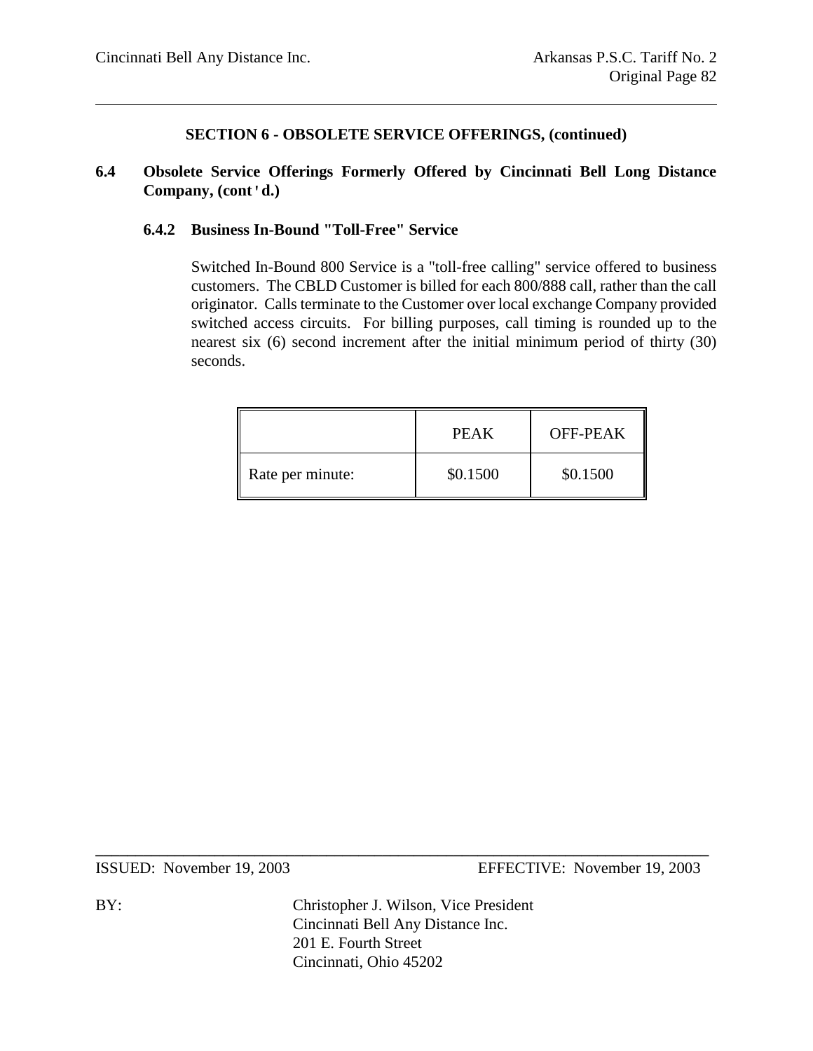## SECTION 6 - OBSOLETE SERVICE OFFERINGS, (continued)

### 6.4 Obsolete Service Offerings Formerly Offered by Cincinnati Bell Long Distance Company, (cont'd.)

#### 6.4.2 Business In-Bound "Toll-Free" Service

Switched In-Bound 800 Service is a "toll-free calling" service offered to business customers. The CBLD Customer is billed for each 800/888 call, rather than the call originator. Calls terminate to the Customer over local exchange Company provided switched access circuits. For billing purposes, call timing is rounded up to the nearest six (6) second increment after the initial minimum period of thirty (30) seconds.

| | PEAK | OFF-PEAK |
|---|---|---|
| Rate per minute: | $0.1500 | $0.1500 |

ISSUED: November 19, 2003 EFFECTIVE: November 19, 2003

BY: Christopher J. Wilson, Vice President
Cincinnati Bell Any Distance Inc.
201 E. Fourth Street
Cincinnati, Ohio 45202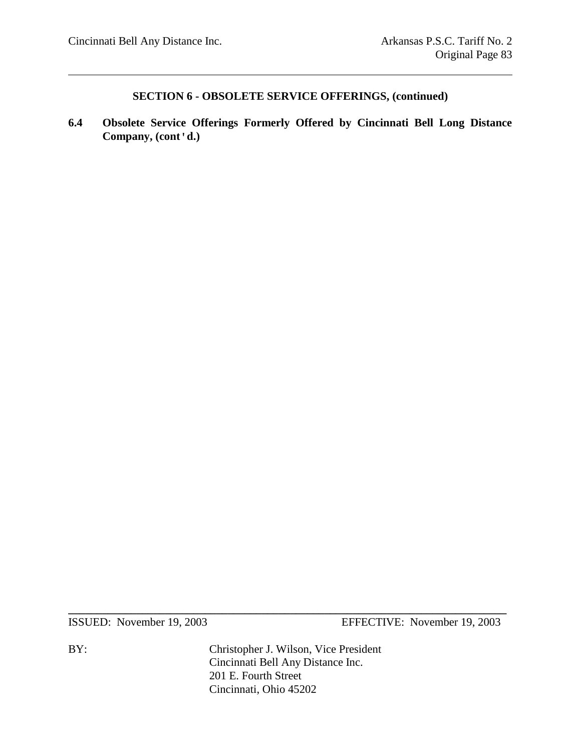## SECTION 6 - OBSOLETE SERVICE OFFERINGS, (continued)

**6.4 Obsolete Service Offerings Formerly Offered by Cincinnati Bell Long Distance Company, (cont'd.)**

ISSUED: November 19, 2003 EFFECTIVE: November 19, 2003

BY: Christopher J. Wilson, Vice President
Cincinnati Bell Any Distance Inc.
201 E. Fourth Street
Cincinnati, Ohio 45202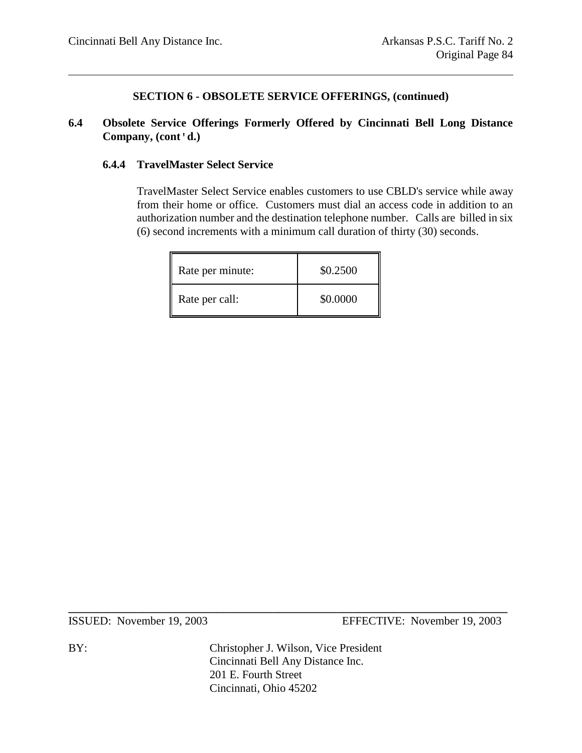## SECTION 6 - OBSOLETE SERVICE OFFERINGS, (continued)

### 6.4 Obsolete Service Offerings Formerly Offered by Cincinnati Bell Long Distance Company, (cont'd.)

#### 6.4.4 TravelMaster Select Service

TravelMaster Select Service enables customers to use CBLD's service while away from their home or office. Customers must dial an access code in addition to an authorization number and the destination telephone number. Calls are billed in six (6) second increments with a minimum call duration of thirty (30) seconds.

| | |
|---|---|
| Rate per minute: | $0.2500 |
| Rate per call: | $0.0000 |

ISSUED: November 19, 2003 EFFECTIVE: November 19, 2003

BY: Christopher J. Wilson, Vice President
Cincinnati Bell Any Distance Inc.
201 E. Fourth Street
Cincinnati, Ohio 45202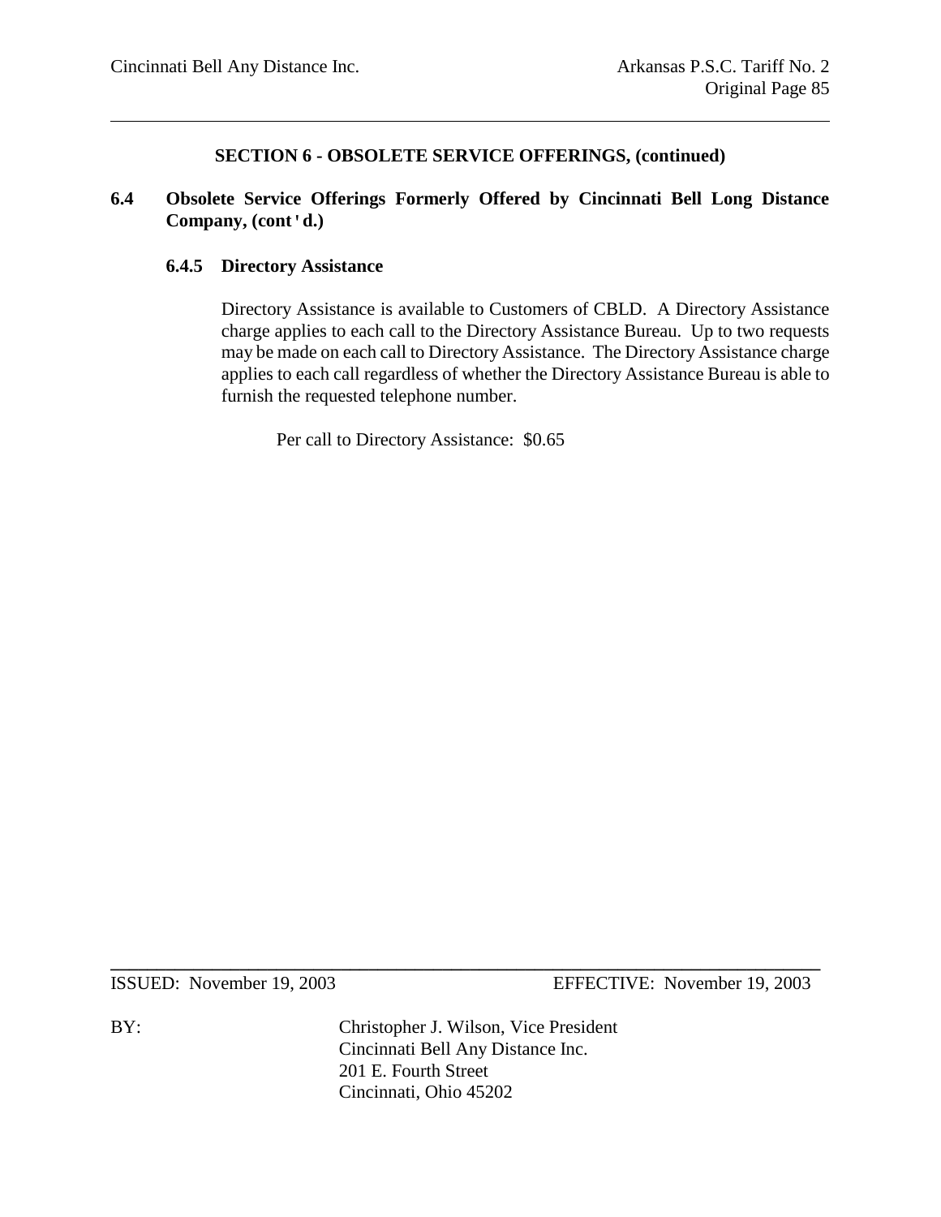## SECTION 6 - OBSOLETE SERVICE OFFERINGS, (continued)

### 6.4 Obsolete Service Offerings Formerly Offered by Cincinnati Bell Long Distance Company, (cont'd.)

#### 6.4.5 Directory Assistance

Directory Assistance is available to Customers of CBLD. A Directory Assistance charge applies to each call to the Directory Assistance Bureau. Up to two requests may be made on each call to Directory Assistance. The Directory Assistance charge applies to each call regardless of whether the Directory Assistance Bureau is able to furnish the requested telephone number.

Per call to Directory Assistance: $0.65

ISSUED: November 19, 2003 EFFECTIVE: November 19, 2003

BY: Christopher J. Wilson, Vice President
Cincinnati Bell Any Distance Inc.
201 E. Fourth Street
Cincinnati, Ohio 45202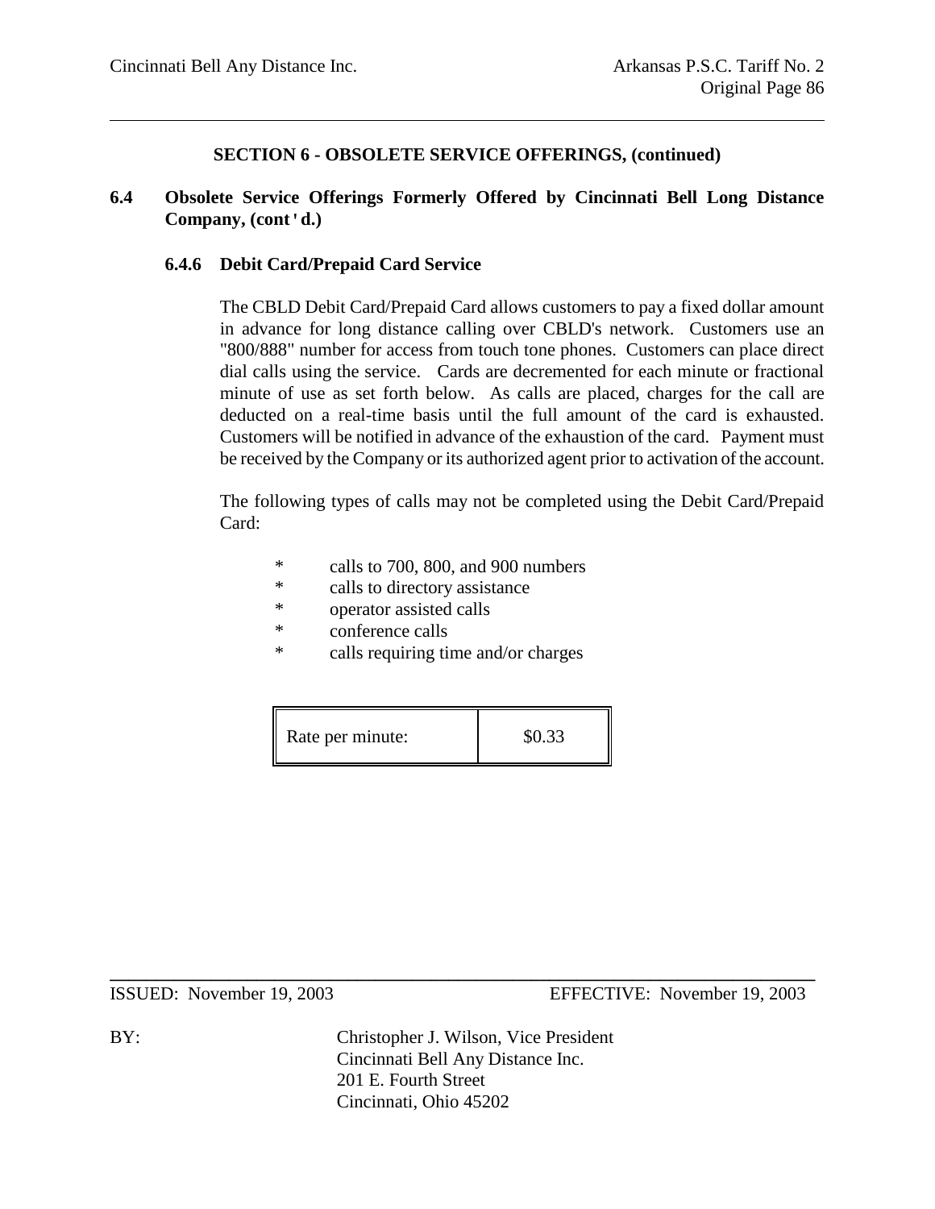## SECTION 6 - OBSOLETE SERVICE OFFERINGS, (continued)

### 6.4 Obsolete Service Offerings Formerly Offered by Cincinnati Bell Long Distance Company, (cont'd.)

#### 6.4.6 Debit Card/Prepaid Card Service

The CBLD Debit Card/Prepaid Card allows customers to pay a fixed dollar amount in advance for long distance calling over CBLD's network. Customers use an "800/888" number for access from touch tone phones. Customers can place direct dial calls using the service. Cards are decremented for each minute or fractional minute of use as set forth below. As calls are placed, charges for the call are deducted on a real-time basis until the full amount of the card is exhausted. Customers will be notified in advance of the exhaustion of the card. Payment must be received by the Company or its authorized agent prior to activation of the account.

The following types of calls may not be completed using the Debit Card/Prepaid Card:

- calls to 700, 800, and 900 numbers
- calls to directory assistance
- operator assisted calls
- conference calls
- calls requiring time and/or charges

| Rate per minute: | $0.33 |
|---|---|

ISSUED: November 19, 2003 EFFECTIVE: November 19, 2003

BY: Christopher J. Wilson, Vice President
Cincinnati Bell Any Distance Inc.
201 E. Fourth Street
Cincinnati, Ohio 45202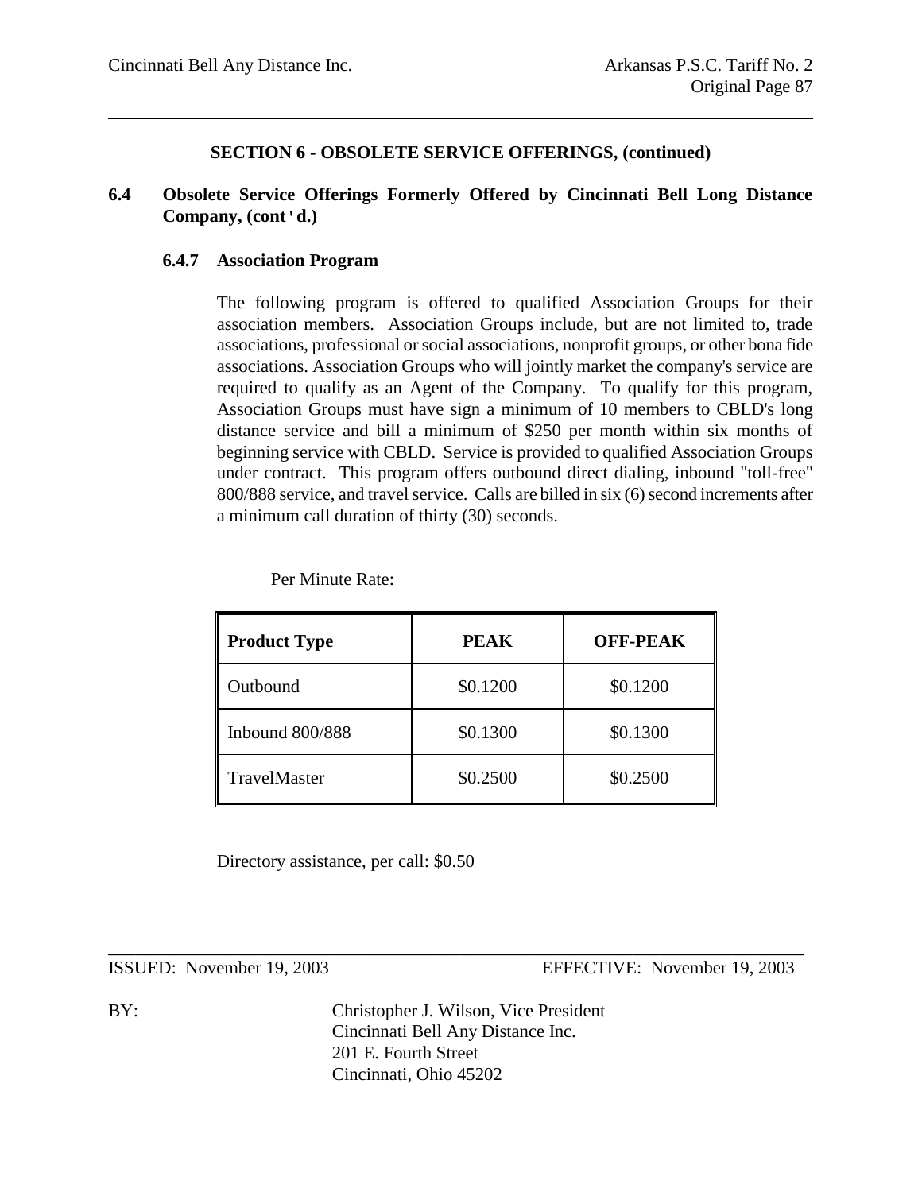## SECTION 6 - OBSOLETE SERVICE OFFERINGS, (continued)

### 6.4 Obsolete Service Offerings Formerly Offered by Cincinnati Bell Long Distance Company, (cont'd.)

#### 6.4.7 Association Program

The following program is offered to qualified Association Groups for their association members. Association Groups include, but are not limited to, trade associations, professional or social associations, nonprofit groups, or other bona fide associations. Association Groups who will jointly market the company's service are required to qualify as an Agent of the Company. To qualify for this program, Association Groups must have sign a minimum of 10 members to CBLD's long distance service and bill a minimum of $250 per month within six months of beginning service with CBLD. Service is provided to qualified Association Groups under contract. This program offers outbound direct dialing, inbound "toll-free" 800/888 service, and travel service. Calls are billed in six (6) second increments after a minimum call duration of thirty (30) seconds.

Per Minute Rate:

| Product Type | PEAK | OFF-PEAK |
| --- | --- | --- |
| Outbound | $0.1200 | $0.1200 |
| Inbound 800/888 | $0.1300 | $0.1300 |
| TravelMaster | $0.2500 | $0.2500 |

Directory assistance, per call: $0.50

ISSUED: November 19, 2003 EFFECTIVE: November 19, 2003

BY: Christopher J. Wilson, Vice President
Cincinnati Bell Any Distance Inc.
201 E. Fourth Street
Cincinnati, Ohio 45202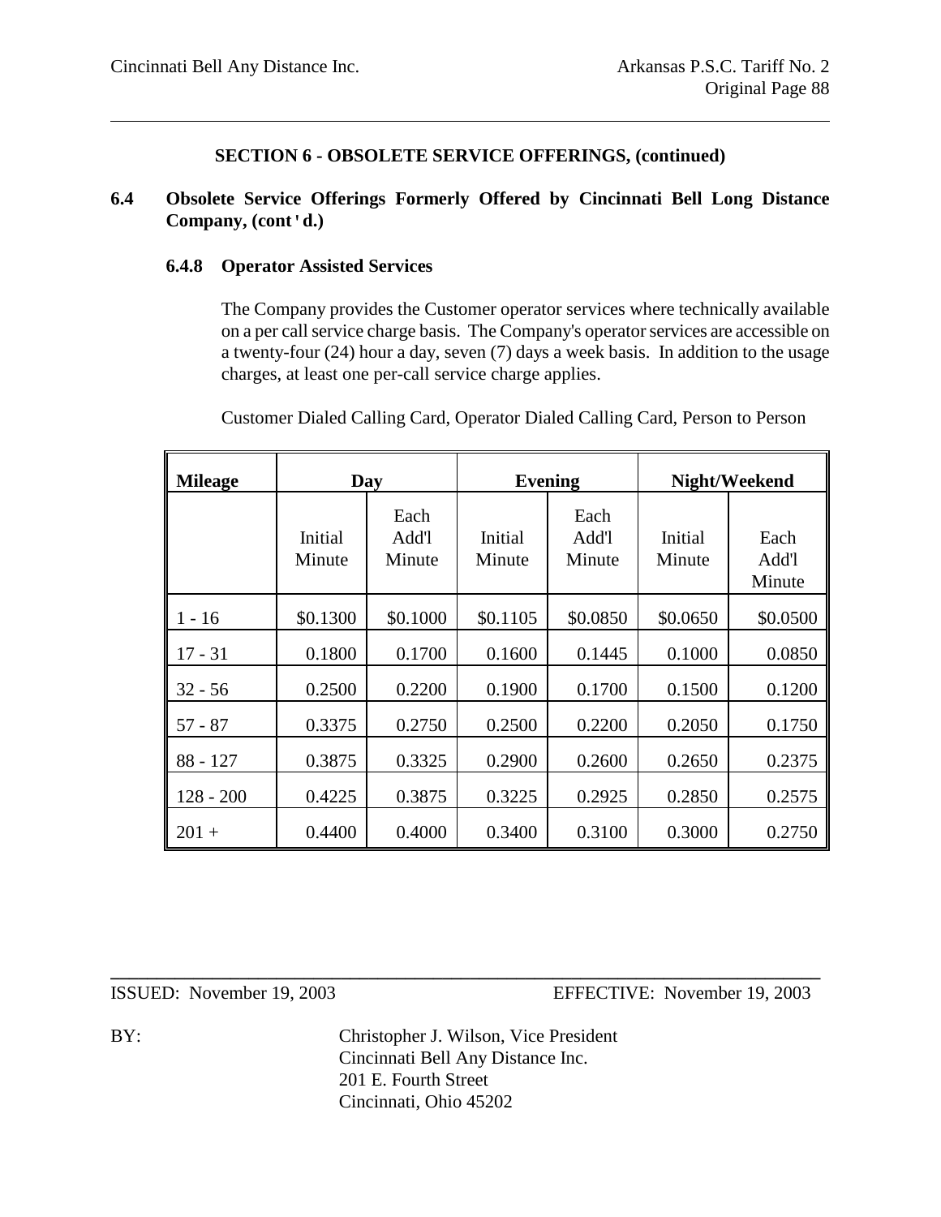## SECTION 6 - OBSOLETE SERVICE OFFERINGS, (continued)

**6.4 Obsolete Service Offerings Formerly Offered by Cincinnati Bell Long Distance Company, (cont'd.)**

### 6.4.8 Operator Assisted Services

The Company provides the Customer operator services where technically available on a per call service charge basis. The Company's operator services are accessible on a twenty-four (24) hour a day, seven (7) days a week basis. In addition to the usage charges, at least one per-call service charge applies.

Customer Dialed Calling Card, Operator Dialed Calling Card, Person to Person

| **Mileage** | **Day** | | **Evening** | | **Night/Weekend** | |
|---|---|---|---|---|---|---|
| | Initial Minute | Each Add'l Minute | Initial Minute | Each Add'l Minute | Initial Minute | Each Add'l Minute |
| 1 - 16 | $0.1300 | $0.1000 | $0.1105 | $0.0850 | $0.0650 | $0.0500 |
| 17 - 31 | 0.1800 | 0.1700 | 0.1600 | 0.1445 | 0.1000 | 0.0850 |
| 32 - 56 | 0.2500 | 0.2200 | 0.1900 | 0.1700 | 0.1500 | 0.1200 |
| 57 - 87 | 0.3375 | 0.2750 | 0.2500 | 0.2200 | 0.2050 | 0.1750 |
| 88 - 127 | 0.3875 | 0.3325 | 0.2900 | 0.2600 | 0.2650 | 0.2375 |
| 128 - 200 | 0.4225 | 0.3875 | 0.3225 | 0.2925 | 0.2850 | 0.2575 |
| 201 + | 0.4400 | 0.4000 | 0.3400 | 0.3100 | 0.3000 | 0.2750 |

ISSUED: November 19, 2003 EFFECTIVE: November 19, 2003

BY: Christopher J. Wilson, Vice President
Cincinnati Bell Any Distance Inc.
201 E. Fourth Street
Cincinnati, Ohio 45202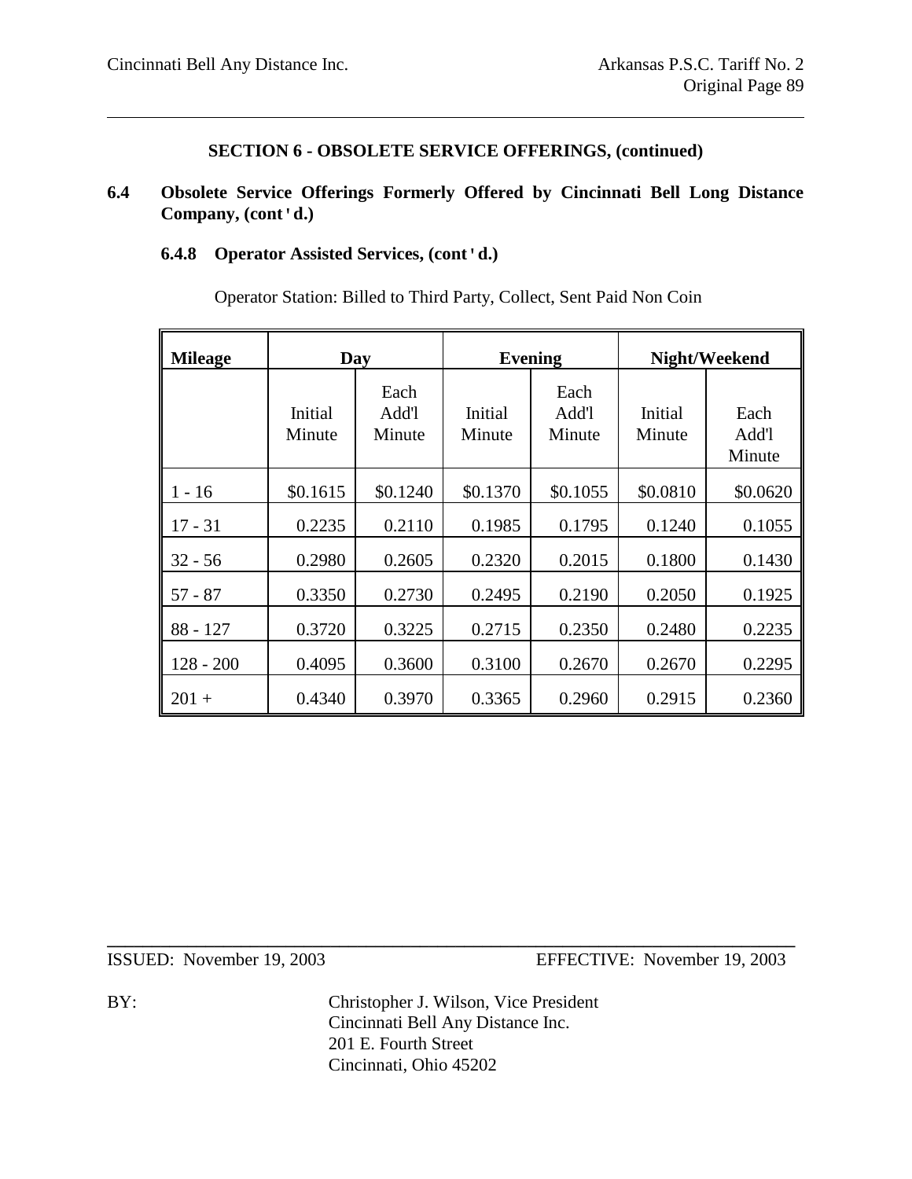## SECTION 6 - OBSOLETE SERVICE OFFERINGS, (continued)

### 6.4 Obsolete Service Offerings Formerly Offered by Cincinnati Bell Long Distance Company, (cont'd.)

#### 6.4.8 Operator Assisted Services, (cont'd.)

Operator Station: Billed to Third Party, Collect, Sent Paid Non Coin

| Mileage | Day | | Evening | | Night/Weekend | |
|---|---|---|---|---|---|---|
| | Initial Minute | Each Add'l Minute | Initial Minute | Each Add'l Minute | Initial Minute | Each Add'l Minute |
| 1 - 16 | $0.1615 | $0.1240 | $0.1370 | $0.1055 | $0.0810 | $0.0620 |
| 17 - 31 | 0.2235 | 0.2110 | 0.1985 | 0.1795 | 0.1240 | 0.1055 |
| 32 - 56 | 0.2980 | 0.2605 | 0.2320 | 0.2015 | 0.1800 | 0.1430 |
| 57 - 87 | 0.3350 | 0.2730 | 0.2495 | 0.2190 | 0.2050 | 0.1925 |
| 88 - 127 | 0.3720 | 0.3225 | 0.2715 | 0.2350 | 0.2480 | 0.2235 |
| 128 - 200 | 0.4095 | 0.3600 | 0.3100 | 0.2670 | 0.2670 | 0.2295 |
| 201 + | 0.4340 | 0.3970 | 0.3365 | 0.2960 | 0.2915 | 0.2360 |

ISSUED: November 19, 2003 EFFECTIVE: November 19, 2003

BY: Christopher J. Wilson, Vice President
Cincinnati Bell Any Distance Inc.
201 E. Fourth Street
Cincinnati, Ohio 45202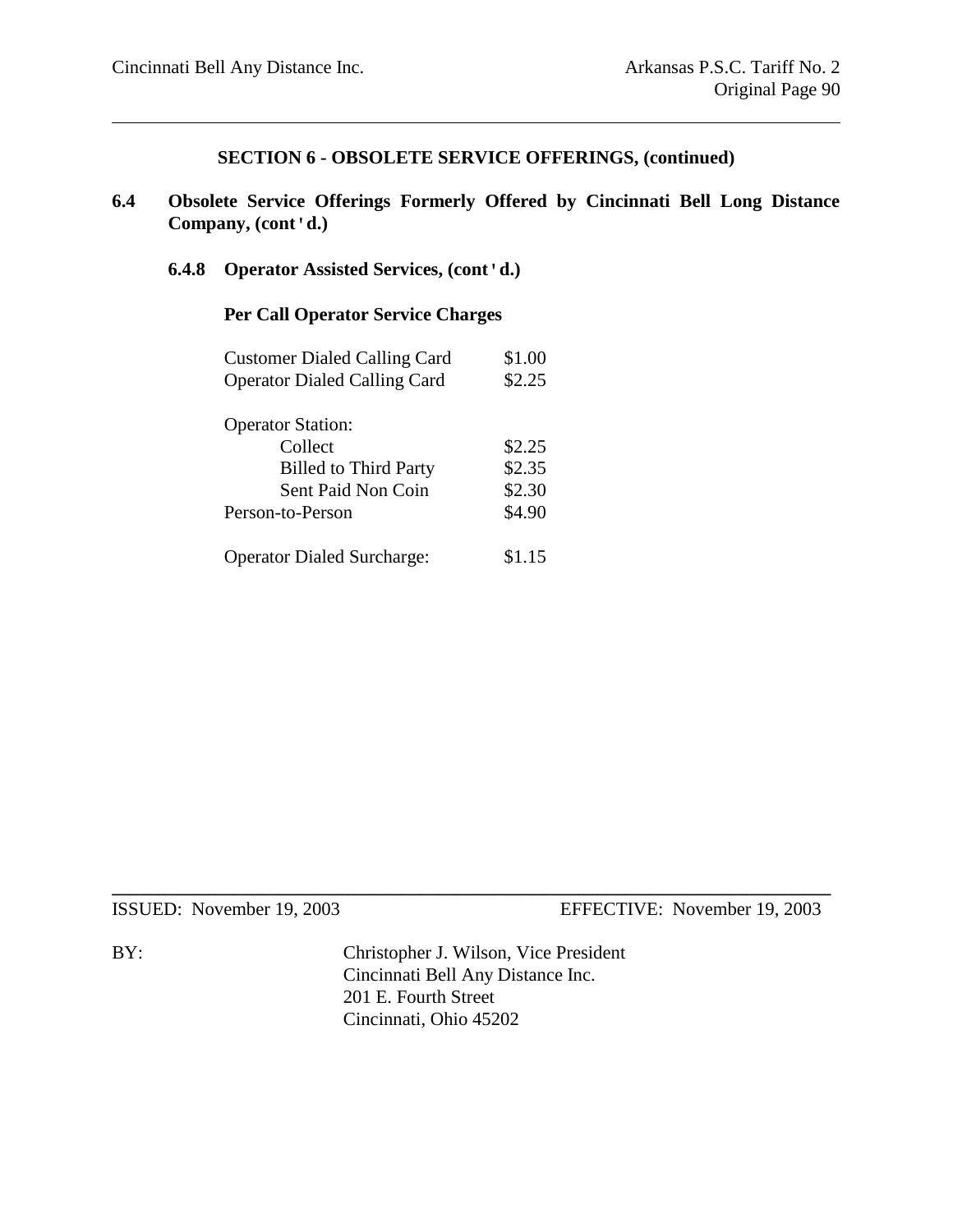## SECTION 6 - OBSOLETE SERVICE OFFERINGS, (continued)

### 6.4 Obsolete Service Offerings Formerly Offered by Cincinnati Bell Long Distance Company, (cont'd.)

#### 6.4.8 Operator Assisted Services, (cont'd.)

**Per Call Operator Service Charges**

| | |
|---|---|
| Customer Dialed Calling Card | $1.00 |
| Operator Dialed Calling Card | $2.25 |
| | |
| Operator Station: | |
| Collect | $2.25 |
| Billed to Third Party | $2.35 |
| Sent Paid Non Coin | $2.30 |
| Person-to-Person | $4.90 |
| | |
| Operator Dialed Surcharge: | $1.15 |

ISSUED: November 19, 2003 EFFECTIVE: November 19, 2003

BY: Christopher J. Wilson, Vice President
Cincinnati Bell Any Distance Inc.
201 E. Fourth Street
Cincinnati, Ohio 45202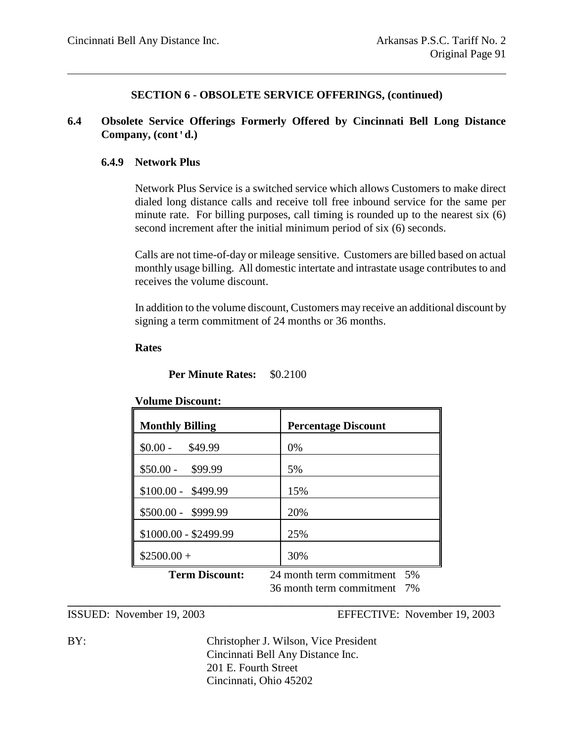## SECTION 6 - OBSOLETE SERVICE OFFERINGS, (continued)

### 6.4 Obsolete Service Offerings Formerly Offered by Cincinnati Bell Long Distance Company, (cont'd.)

#### 6.4.9 Network Plus

Network Plus Service is a switched service which allows Customers to make direct dialed long distance calls and receive toll free inbound service for the same per minute rate. For billing purposes, call timing is rounded up to the nearest six (6) second increment after the initial minimum period of six (6) seconds.

Calls are not time-of-day or mileage sensitive. Customers are billed based on actual monthly usage billing. All domestic intertate and intrastate usage contributes to and receives the volume discount.

In addition to the volume discount, Customers may receive an additional discount by signing a term commitment of 24 months or 36 months.

**Rates**

**Per Minute Rates:** $0.2100

**Volume Discount:**

| Monthly Billing | Percentage Discount |
|---|---|
| $0.00 - $49.99 | 0% |
| $50.00 - $99.99 | 5% |
| $100.00 - $499.99 | 15% |
| $500.00 - $999.99 | 20% |
| $1000.00 - $2499.99 | 25% |
| $2500.00 + | 30% |

**Term Discount:** 24 month term commitment 5%
36 month term commitment 7%

ISSUED: November 19, 2003 EFFECTIVE: November 19, 2003

BY: Christopher J. Wilson, Vice President
Cincinnati Bell Any Distance Inc.
201 E. Fourth Street
Cincinnati, Ohio 45202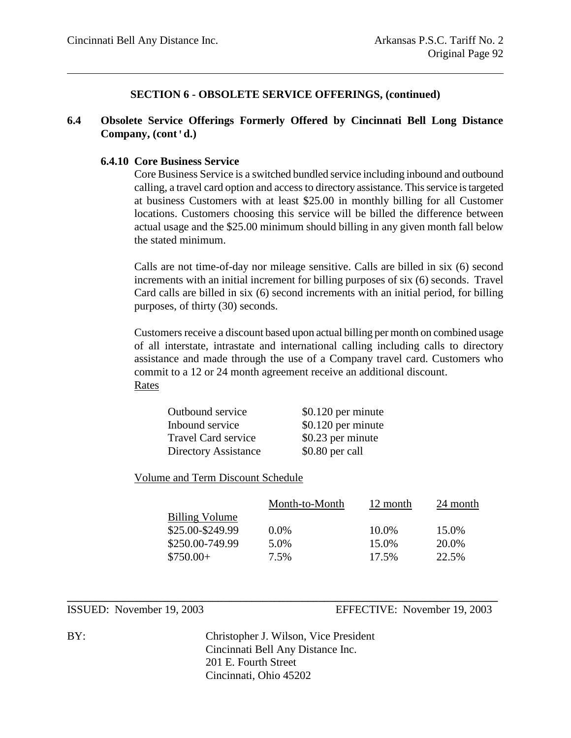## SECTION 6 - OBSOLETE SERVICE OFFERINGS, (continued)

### 6.4 Obsolete Service Offerings Formerly Offered by Cincinnati Bell Long Distance Company, (cont'd.)

#### 6.4.10 Core Business Service

Core Business Service is a switched bundled service including inbound and outbound calling, a travel card option and access to directory assistance. This service is targeted at business Customers with at least $25.00 in monthly billing for all Customer locations. Customers choosing this service will be billed the difference between actual usage and the $25.00 minimum should billing in any given month fall below the stated minimum.

Calls are not time-of-day nor mileage sensitive. Calls are billed in six (6) second increments with an initial increment for billing purposes of six (6) seconds. Travel Card calls are billed in six (6) second increments with an initial period, for billing purposes, of thirty (30) seconds.

Customers receive a discount based upon actual billing per month on combined usage of all interstate, intrastate and international calling including calls to directory assistance and made through the use of a Company travel card. Customers who commit to a 12 or 24 month agreement receive an additional discount.

Rates

| | |
|---|---|
| Outbound service | $0.120 per minute |
| Inbound service | $0.120 per minute |
| Travel Card service | $0.23 per minute |
| Directory Assistance | $0.80 per call |

Volume and Term Discount Schedule

| Billing Volume | Month-to-Month | 12 month | 24 month |
|---|---|---|---|
| $25.00-$249.99 | 0.0% | 10.0% | 15.0% |
| $250.00-749.99 | 5.0% | 15.0% | 20.0% |
| $750.00+ | 7.5% | 17.5% | 22.5% |

ISSUED: November 19, 2003 EFFECTIVE: November 19, 2003

BY: Christopher J. Wilson, Vice President
Cincinnati Bell Any Distance Inc.
201 E. Fourth Street
Cincinnati, Ohio 45202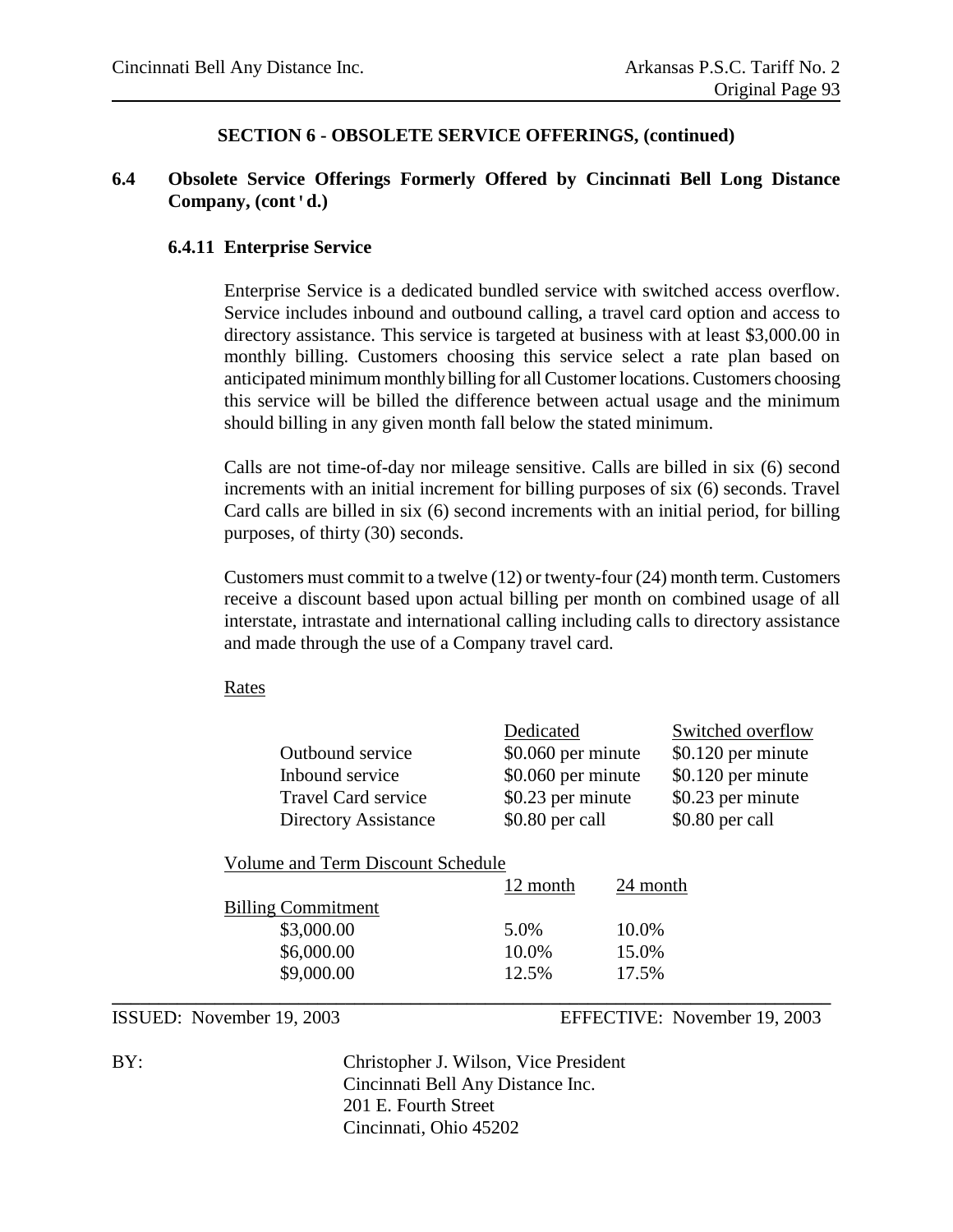## SECTION 6 - OBSOLETE SERVICE OFFERINGS, (continued)

**6.4 Obsolete Service Offerings Formerly Offered by Cincinnati Bell Long Distance Company, (cont'd.)**

### 6.4.11 Enterprise Service

Enterprise Service is a dedicated bundled service with switched access overflow. Service includes inbound and outbound calling, a travel card option and access to directory assistance. This service is targeted at business with at least $3,000.00 in monthly billing. Customers choosing this service select a rate plan based on anticipated minimum monthly billing for all Customer locations. Customers choosing this service will be billed the difference between actual usage and the minimum should billing in any given month fall below the stated minimum.

Calls are not time-of-day nor mileage sensitive. Calls are billed in six (6) second increments with an initial increment for billing purposes of six (6) seconds. Travel Card calls are billed in six (6) second increments with an initial period, for billing purposes, of thirty (30) seconds.

Customers must commit to a twelve (12) or twenty-four (24) month term. Customers receive a discount based upon actual billing per month on combined usage of all interstate, intrastate and international calling including calls to directory assistance and made through the use of a Company travel card.

Rates

| | Dedicated | Switched overflow |
|---|---|---|
| Outbound service | $0.060 per minute | $0.120 per minute |
| Inbound service | $0.060 per minute | $0.120 per minute |
| Travel Card service | $0.23 per minute | $0.23 per minute |
| Directory Assistance | $0.80 per call | $0.80 per call |

Volume and Term Discount Schedule

| Billing Commitment | 12 month | 24 month |
|---|---|---|
| $3,000.00 | 5.0% | 10.0% |
| $6,000.00 | 10.0% | 15.0% |
| $9,000.00 | 12.5% | 17.5% |

ISSUED: November 19, 2003 EFFECTIVE: November 19, 2003

BY: Christopher J. Wilson, Vice President
Cincinnati Bell Any Distance Inc.
201 E. Fourth Street
Cincinnati, Ohio 45202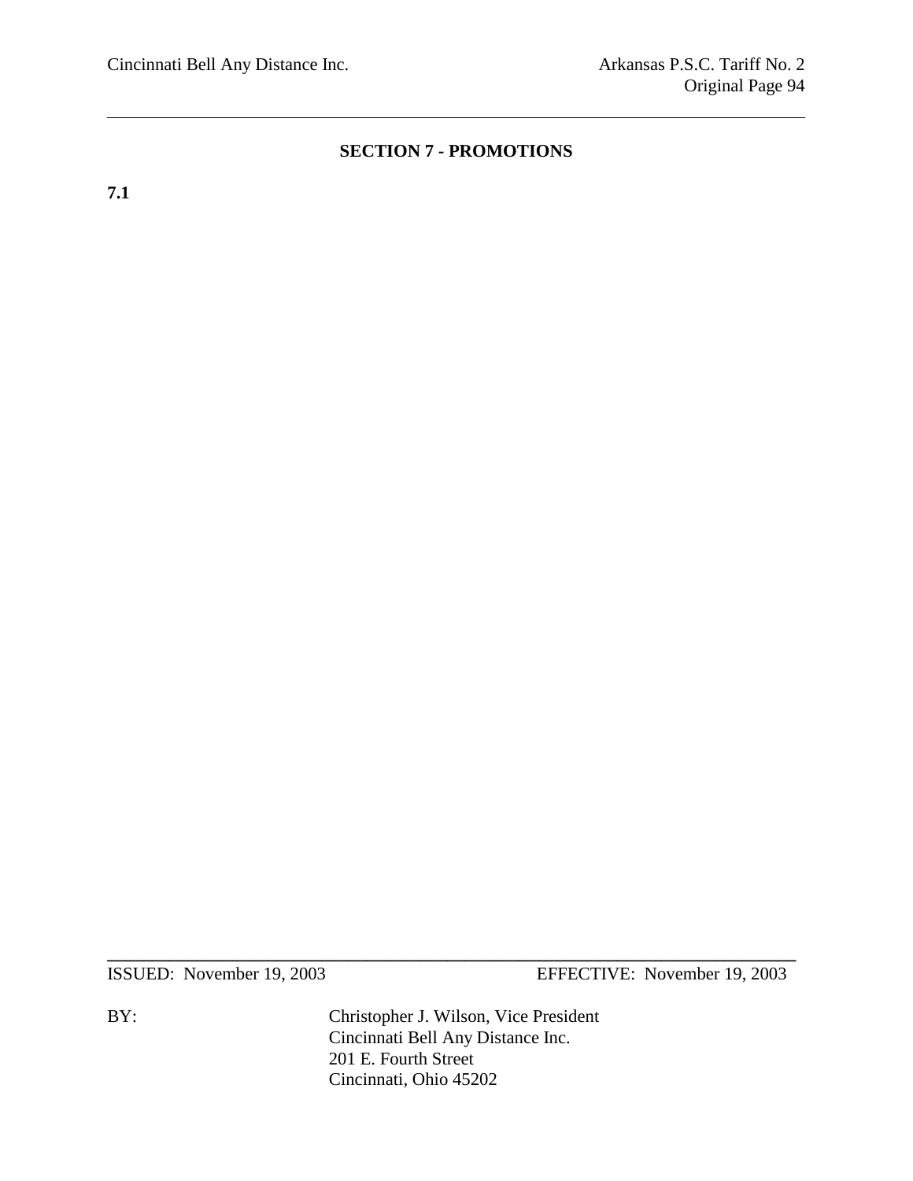## SECTION 7 - PROMOTIONS

**7.1**

ISSUED: November 19, 2003 EFFECTIVE: November 19, 2003

BY: Christopher J. Wilson, Vice President
Cincinnati Bell Any Distance Inc.
201 E. Fourth Street
Cincinnati, Ohio 45202